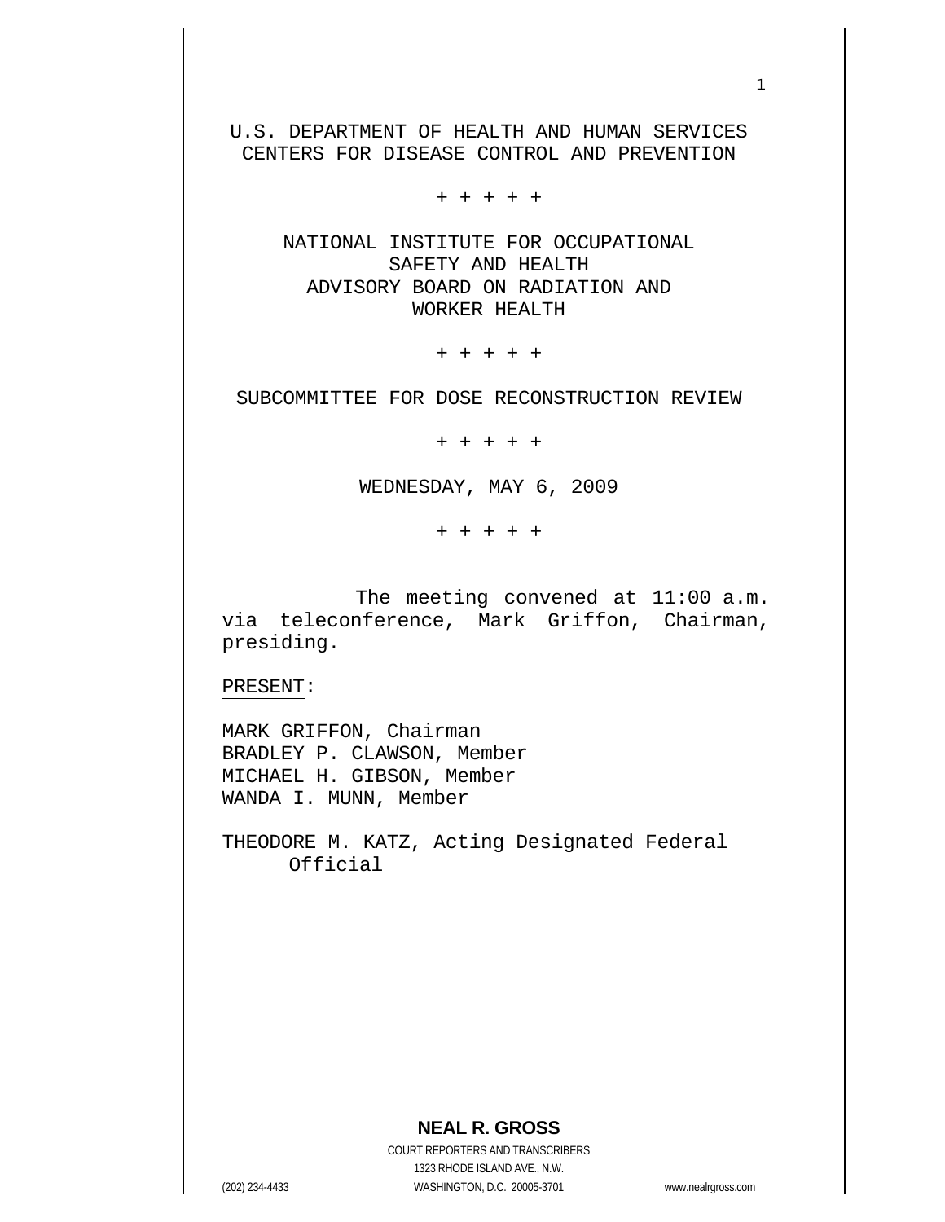U.S. DEPARTMENT OF HEALTH AND HUMAN SERVICES
CENTERS FOR DISEASE CONTROL AND PREVENTION

+ + + + +

NATIONAL INSTITUTE FOR OCCUPATIONAL SAFETY AND HEALTH
ADVISORY BOARD ON RADIATION AND WORKER HEALTH

+ + + + +

SUBCOMMITTEE FOR DOSE RECONSTRUCTION REVIEW

+ + + + +

WEDNESDAY, MAY 6, 2009

+ + + + +

The meeting convened at 11:00 a.m. via teleconference, Mark Griffon, Chairman, presiding.

PRESENT:

MARK GRIFFON, Chairman
BRADLEY P. CLAWSON, Member
MICHAEL H. GIBSON, Member
WANDA I. MUNN, Member

THEODORE M. KATZ, Acting Designated Federal Official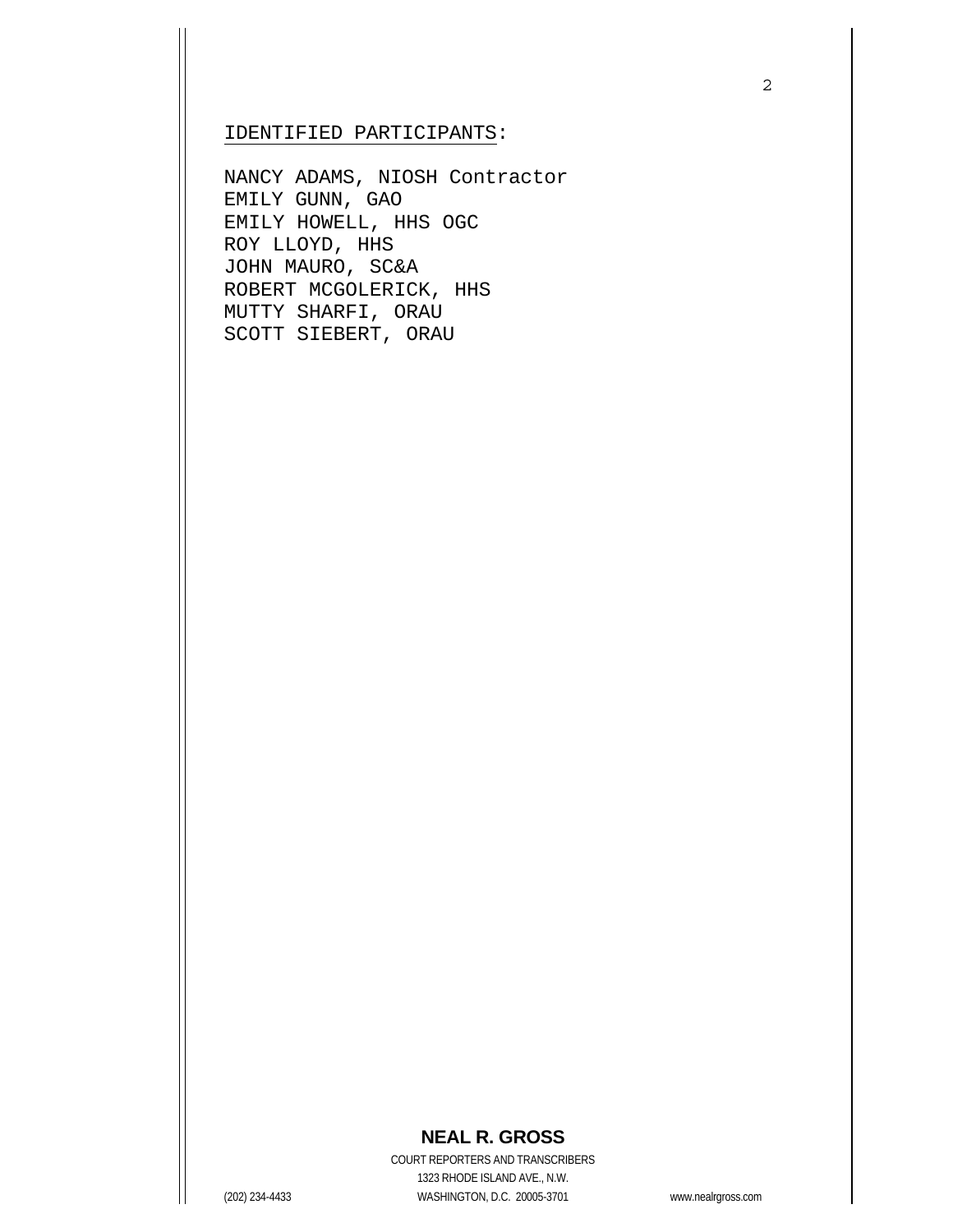IDENTIFIED PARTICIPANTS:

NANCY ADAMS, NIOSH Contractor
EMILY GUNN, GAO
EMILY HOWELL, HHS OGC
ROY LLOYD, HHS
JOHN MAURO, SC&A
ROBERT MCGOLERICK, HHS
MUTTY SHARFI, ORAU
SCOTT SIEBERT, ORAU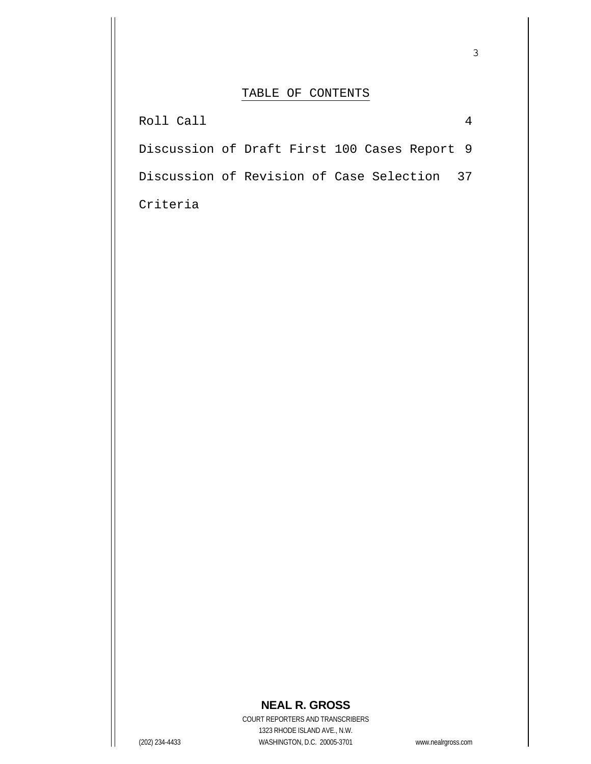## TABLE OF CONTENTS

| | |
|---|---|
| Roll Call | 4 |
| Discussion of Draft First 100 Cases Report | 9 |
| Discussion of Revision of Case Selection Criteria | 37 |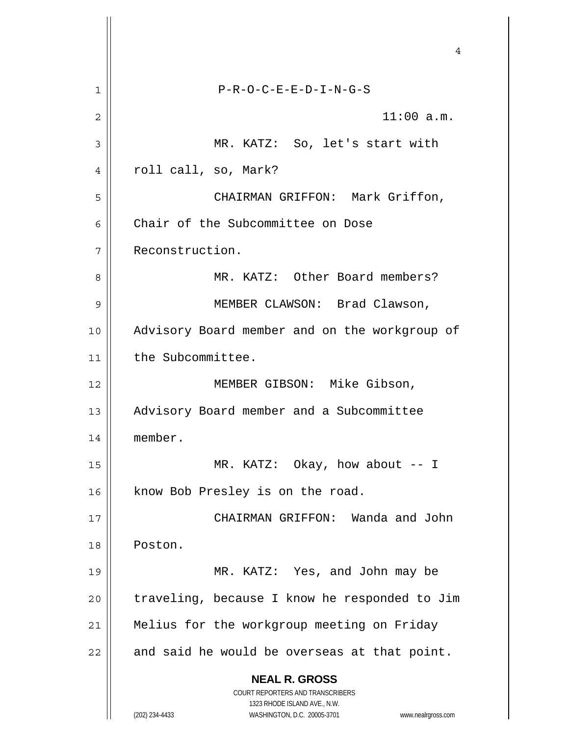P-R-O-C-E-E-D-I-N-G-S

11:00 a.m.

MR. KATZ: So, let's start with roll call, so, Mark?

CHAIRMAN GRIFFON: Mark Griffon, Chair of the Subcommittee on Dose Reconstruction.

MR. KATZ: Other Board members?

MEMBER CLAWSON: Brad Clawson, Advisory Board member and on the workgroup of the Subcommittee.

MEMBER GIBSON: Mike Gibson, Advisory Board member and a Subcommittee member.

MR. KATZ: Okay, how about -- I know Bob Presley is on the road.

CHAIRMAN GRIFFON: Wanda and John Poston.

MR. KATZ: Yes, and John may be traveling, because I know he responded to Jim Melius for the workgroup meeting on Friday and said he would be overseas at that point.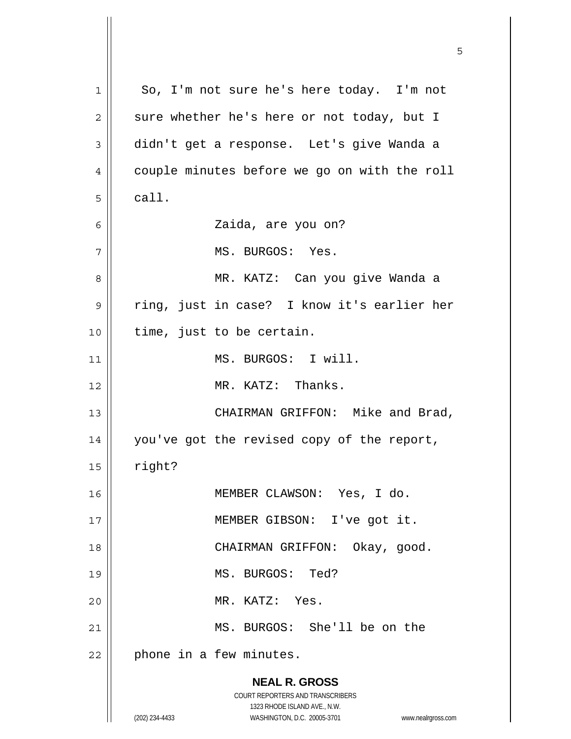So, I'm not sure he's here today. I'm not sure whether he's here or not today, but I didn't get a response. Let's give Wanda a couple minutes before we go on with the roll call.

Zaida, are you on?

MS. BURGOS: Yes.

MR. KATZ: Can you give Wanda a ring, just in case? I know it's earlier her time, just to be certain.

MS. BURGOS: I will.

MR. KATZ: Thanks.

CHAIRMAN GRIFFON: Mike and Brad, you've got the revised copy of the report, right?

MEMBER CLAWSON: Yes, I do.

MEMBER GIBSON: I've got it.

CHAIRMAN GRIFFON: Okay, good.

MS. BURGOS: Ted?

MR. KATZ: Yes.

MS. BURGOS: She'll be on the phone in a few minutes.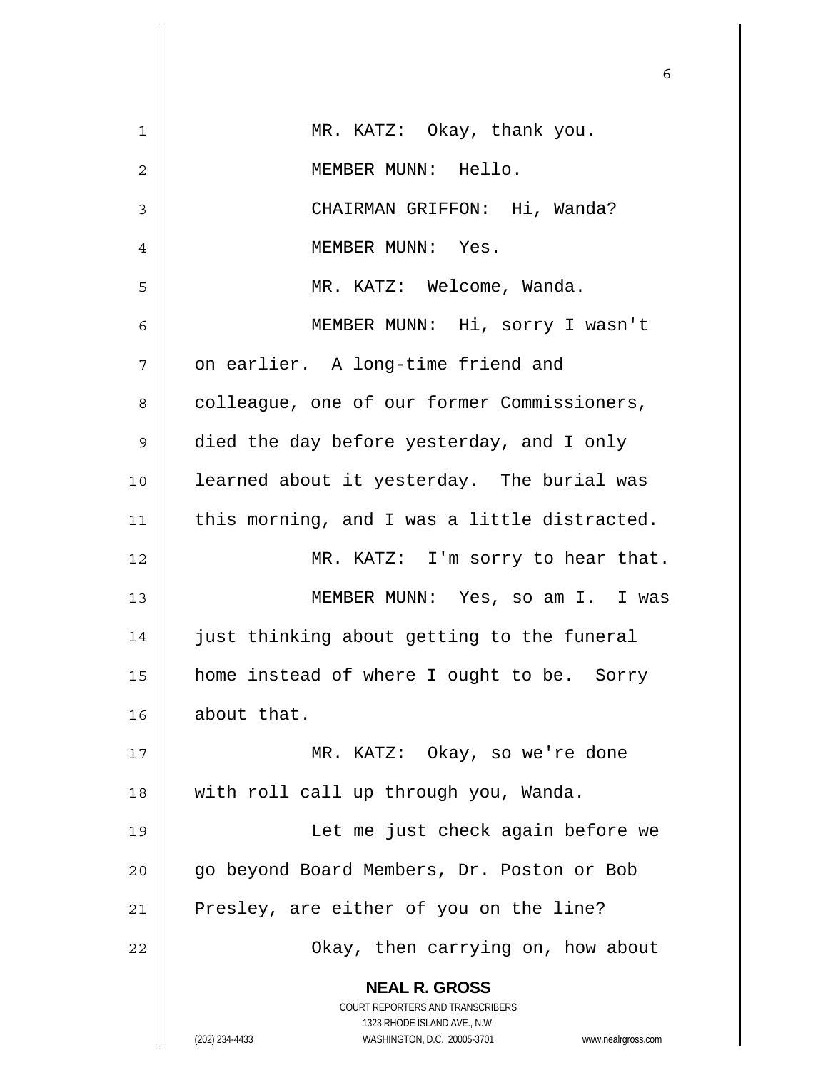MR. KATZ: Okay, thank you.

MEMBER MUNN: Hello.

CHAIRMAN GRIFFON: Hi, Wanda?

MEMBER MUNN: Yes.

MR. KATZ: Welcome, Wanda.

MEMBER MUNN: Hi, sorry I wasn't on earlier. A long-time friend and colleague, one of our former Commissioners, died the day before yesterday, and I only learned about it yesterday. The burial was this morning, and I was a little distracted.

MR. KATZ: I'm sorry to hear that.

MEMBER MUNN: Yes, so am I. I was just thinking about getting to the funeral home instead of where I ought to be. Sorry about that.

MR. KATZ: Okay, so we're done with roll call up through you, Wanda.

Let me just check again before we go beyond Board Members, Dr. Poston or Bob Presley, are either of you on the line?

Okay, then carrying on, how about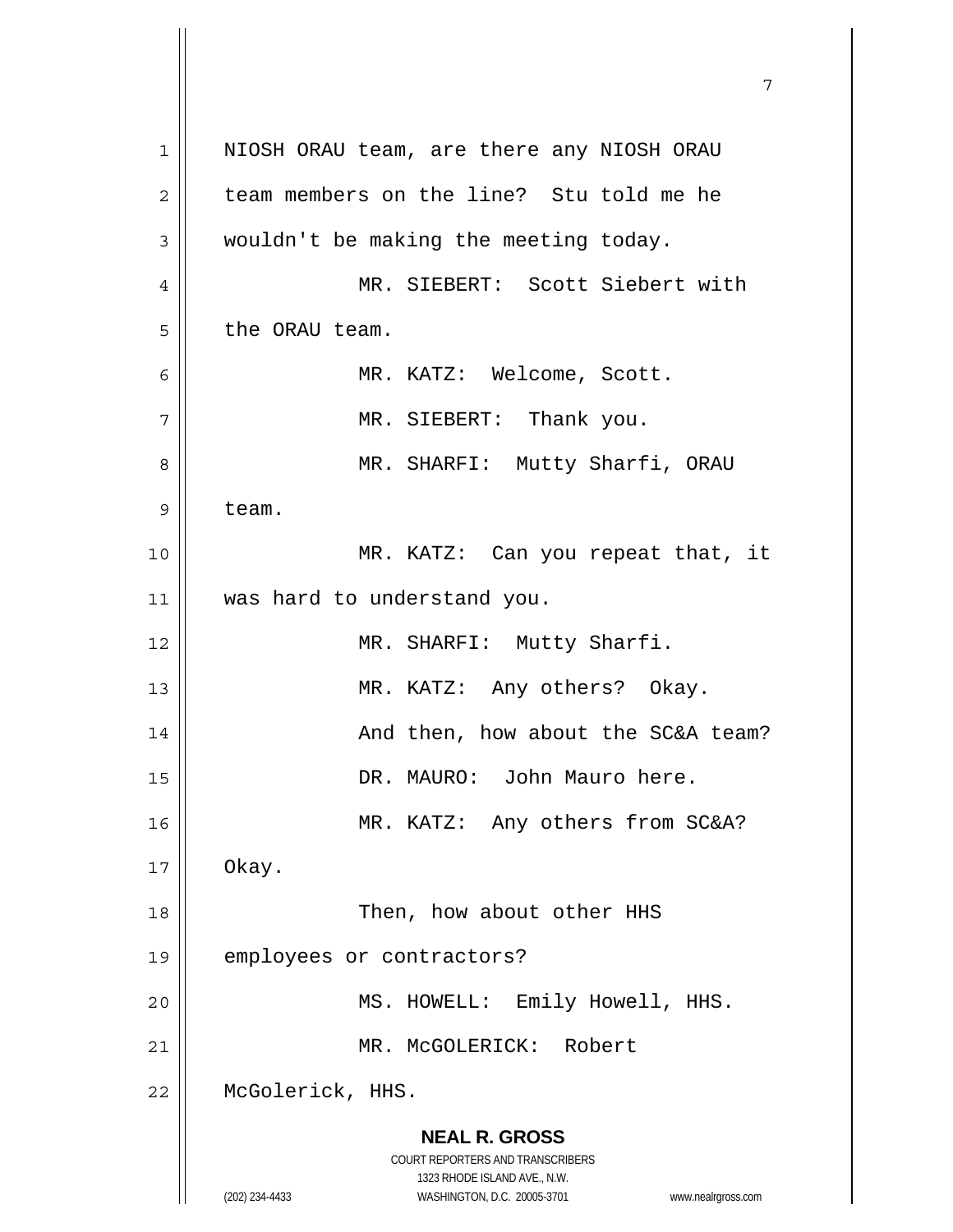NIOSH ORAU team, are there any NIOSH ORAU team members on the line? Stu told me he wouldn't be making the meeting today.

MR. SIEBERT: Scott Siebert with the ORAU team.

MR. KATZ: Welcome, Scott.

MR. SIEBERT: Thank you.

MR. SHARFI: Mutty Sharfi, ORAU team.

MR. KATZ: Can you repeat that, it was hard to understand you.

MR. SHARFI: Mutty Sharfi.

MR. KATZ: Any others? Okay.

And then, how about the SC&A team?

DR. MAURO: John Mauro here.

MR. KATZ: Any others from SC&A? Okay.

Then, how about other HHS employees or contractors?

MS. HOWELL: Emily Howell, HHS.

MR. McGOLERICK: Robert McGolerick, HHS.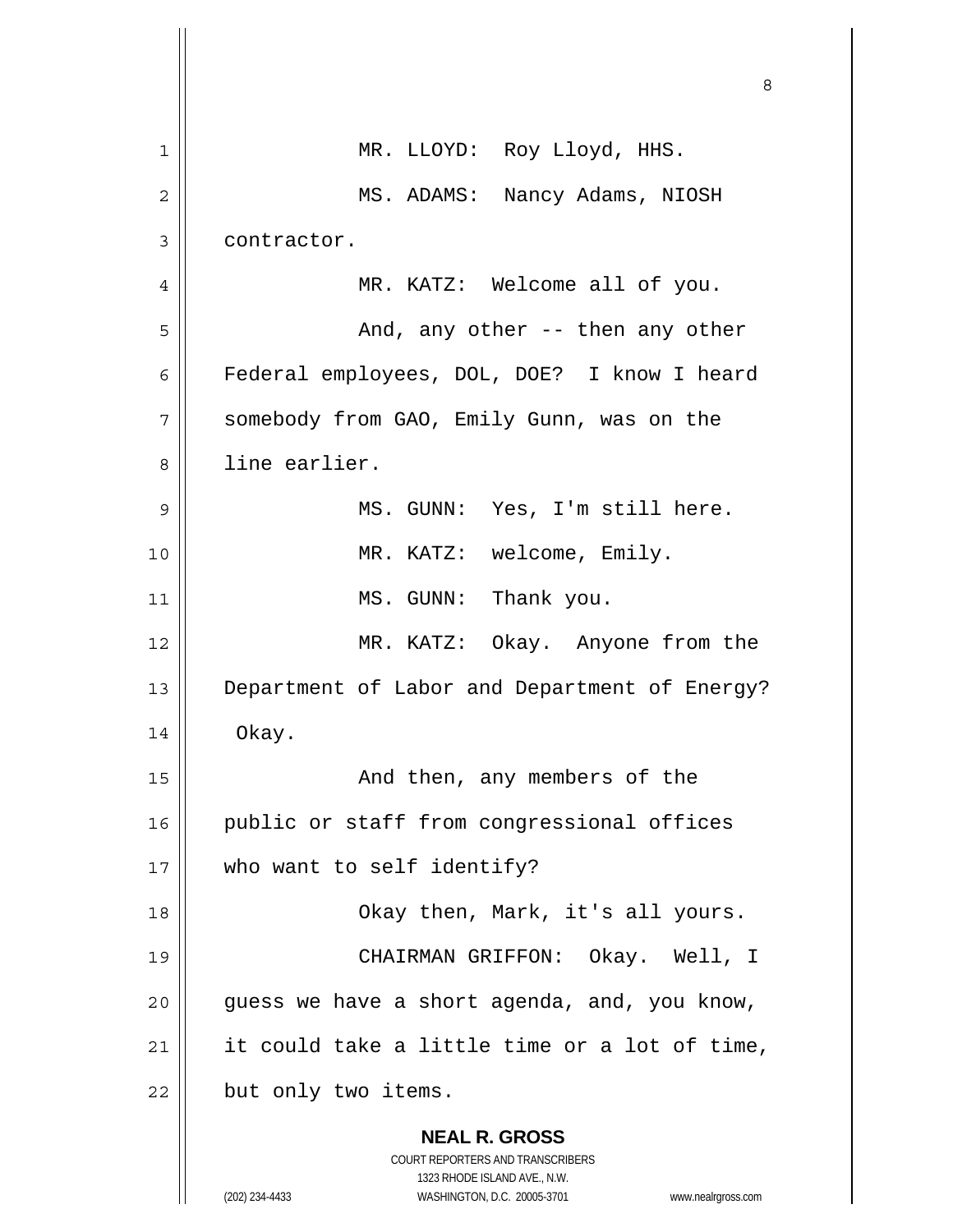MR. LLOYD: Roy Lloyd, HHS.

MS. ADAMS: Nancy Adams, NIOSH contractor.

MR. KATZ: Welcome all of you.

And, any other -- then any other Federal employees, DOL, DOE? I know I heard somebody from GAO, Emily Gunn, was on the line earlier.

MS. GUNN: Yes, I'm still here.

MR. KATZ: welcome, Emily.

MS. GUNN: Thank you.

MR. KATZ: Okay. Anyone from the Department of Labor and Department of Energy? Okay.

And then, any members of the public or staff from congressional offices who want to self identify?

Okay then, Mark, it's all yours.

CHAIRMAN GRIFFON: Okay. Well, I guess we have a short agenda, and, you know, it could take a little time or a lot of time, but only two items.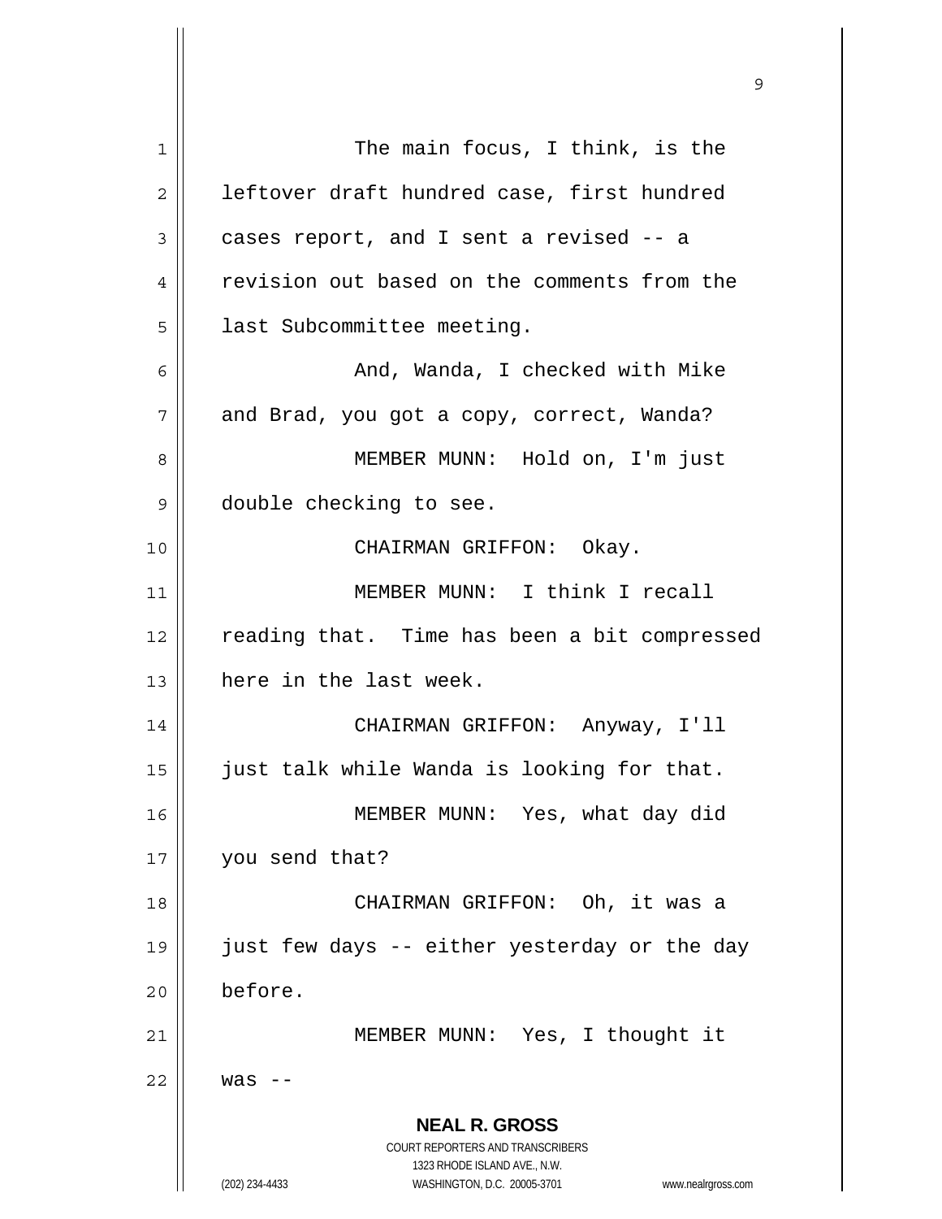The main focus, I think, is the leftover draft hundred case, first hundred cases report, and I sent a revised -- a revision out based on the comments from the last Subcommittee meeting.

And, Wanda, I checked with Mike and Brad, you got a copy, correct, Wanda?

MEMBER MUNN: Hold on, I'm just double checking to see.

CHAIRMAN GRIFFON: Okay.

MEMBER MUNN: I think I recall reading that. Time has been a bit compressed here in the last week.

CHAIRMAN GRIFFON: Anyway, I'll just talk while Wanda is looking for that.

MEMBER MUNN: Yes, what day did you send that?

CHAIRMAN GRIFFON: Oh, it was a just few days -- either yesterday or the day before.

MEMBER MUNN: Yes, I thought it was --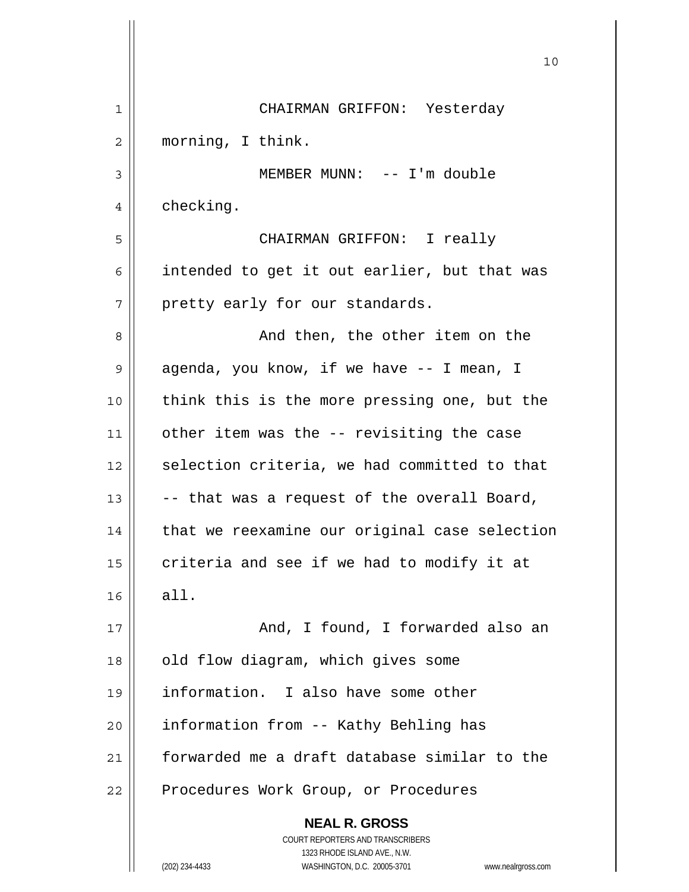CHAIRMAN GRIFFON: Yesterday morning, I think.

MEMBER MUNN: -- I'm double checking.

CHAIRMAN GRIFFON: I really intended to get it out earlier, but that was pretty early for our standards.

And then, the other item on the agenda, you know, if we have -- I mean, I think this is the more pressing one, but the other item was the -- revisiting the case selection criteria, we had committed to that -- that was a request of the overall Board, that we reexamine our original case selection criteria and see if we had to modify it at all.

And, I found, I forwarded also an old flow diagram, which gives some information. I also have some other information from -- Kathy Behling has forwarded me a draft database similar to the Procedures Work Group, or Procedures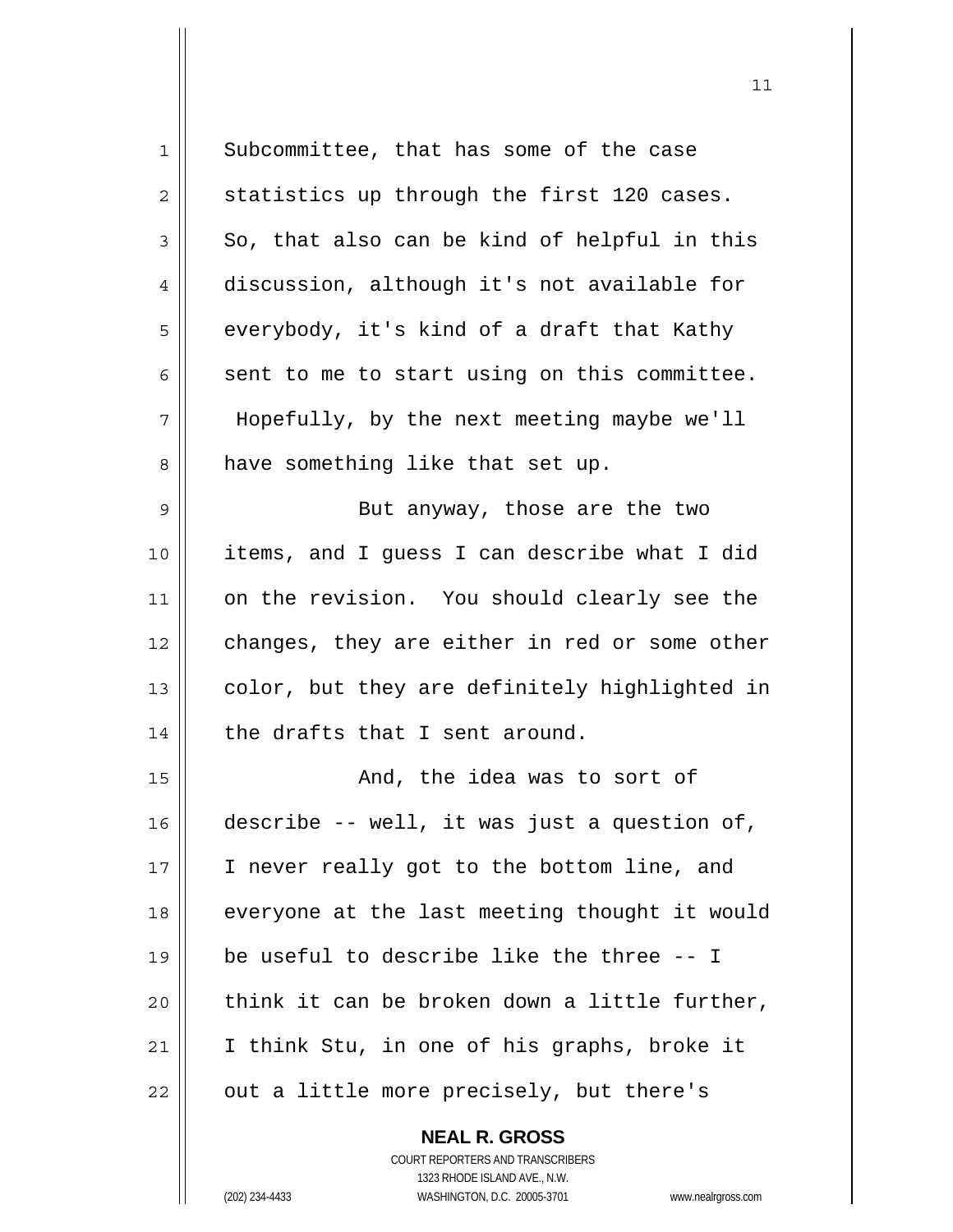Subcommittee, that has some of the case statistics up through the first 120 cases. So, that also can be kind of helpful in this discussion, although it's not available for everybody, it's kind of a draft that Kathy sent to me to start using on this committee. Hopefully, by the next meeting maybe we'll have something like that set up.

But anyway, those are the two items, and I guess I can describe what I did on the revision. You should clearly see the changes, they are either in red or some other color, but they are definitely highlighted in the drafts that I sent around.

And, the idea was to sort of describe -- well, it was just a question of, I never really got to the bottom line, and everyone at the last meeting thought it would be useful to describe like the three -- I think it can be broken down a little further, I think Stu, in one of his graphs, broke it out a little more precisely, but there's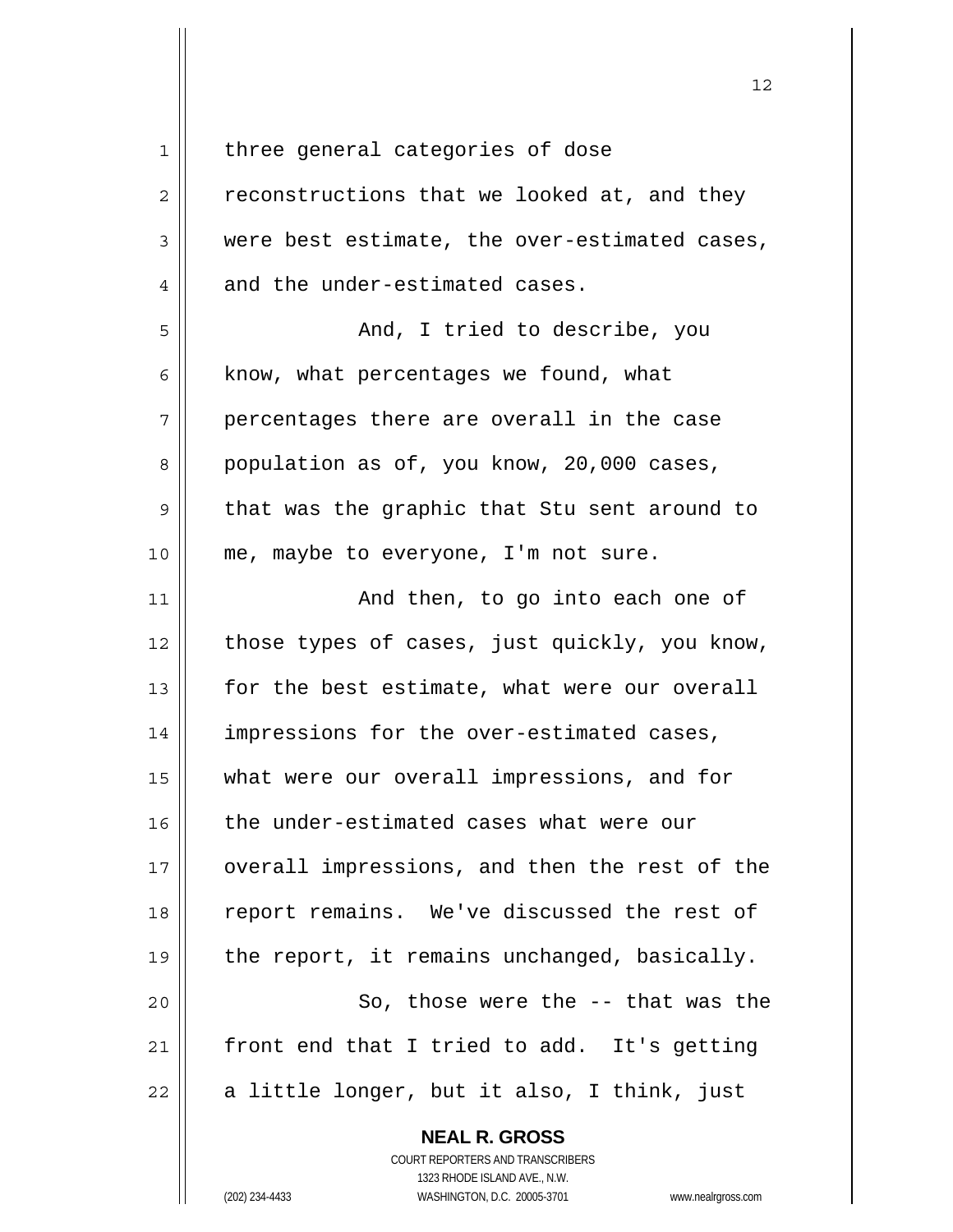three general categories of dose reconstructions that we looked at, and they were best estimate, the over-estimated cases, and the under-estimated cases.

And, I tried to describe, you know, what percentages we found, what percentages there are overall in the case population as of, you know, 20,000 cases, that was the graphic that Stu sent around to me, maybe to everyone, I'm not sure.

And then, to go into each one of those types of cases, just quickly, you know, for the best estimate, what were our overall impressions for the over-estimated cases, what were our overall impressions, and for the under-estimated cases what were our overall impressions, and then the rest of the report remains. We've discussed the rest of the report, it remains unchanged, basically.

So, those were the -- that was the front end that I tried to add. It's getting a little longer, but it also, I think, just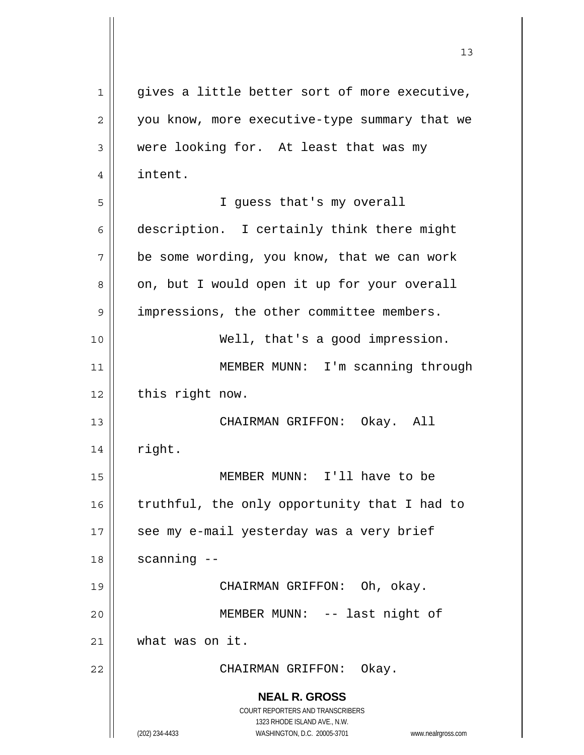gives a little better sort of more executive, you know, more executive-type summary that we were looking for. At least that was my intent.

I guess that's my overall description. I certainly think there might be some wording, you know, that we can work on, but I would open it up for your overall impressions, the other committee members.

Well, that's a good impression.

MEMBER MUNN: I'm scanning through this right now.

CHAIRMAN GRIFFON: Okay. All right.

MEMBER MUNN: I'll have to be truthful, the only opportunity that I had to see my e-mail yesterday was a very brief scanning --

CHAIRMAN GRIFFON: Oh, okay.

MEMBER MUNN: -- last night of what was on it.

CHAIRMAN GRIFFON: Okay.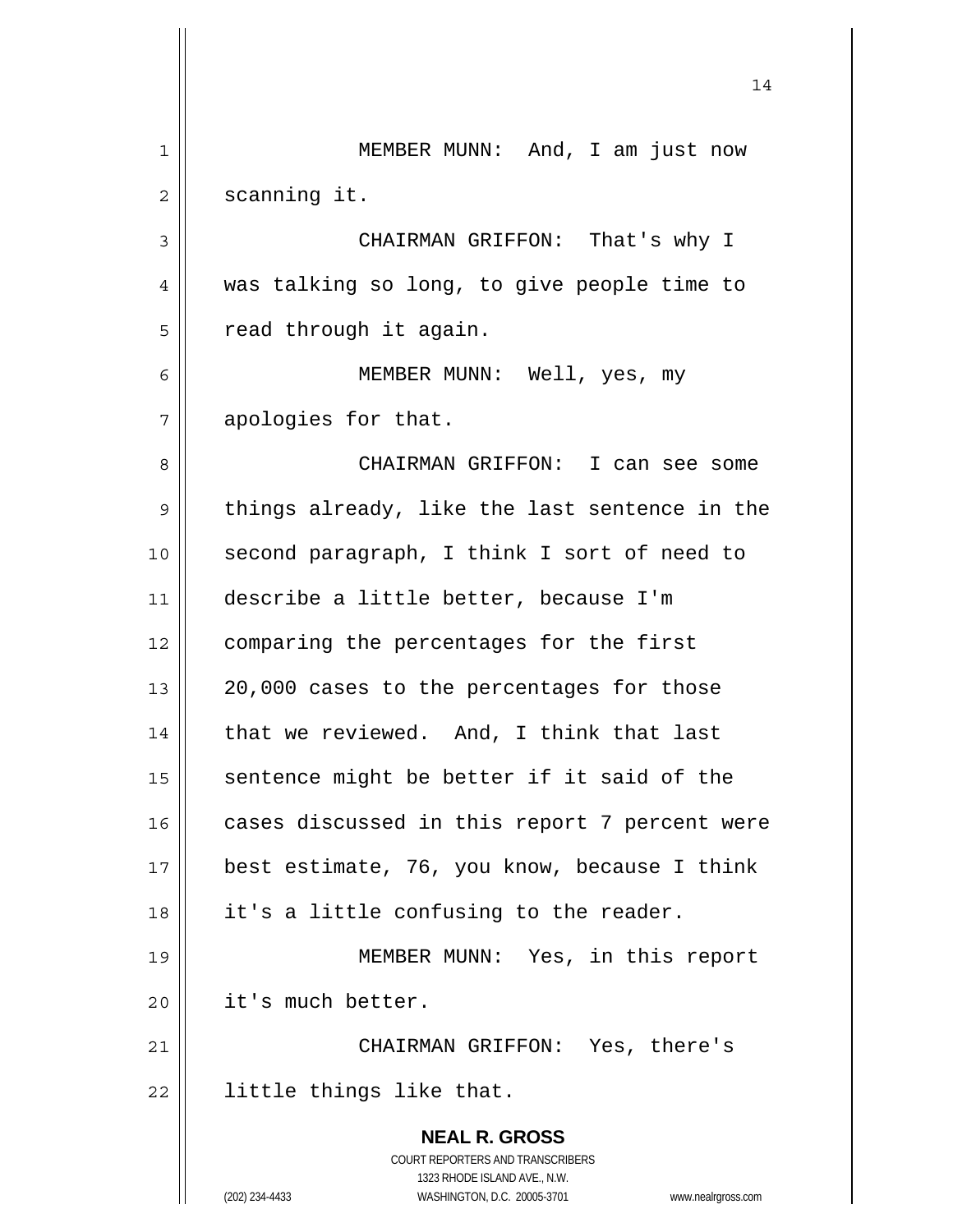MEMBER MUNN: And, I am just now scanning it.

CHAIRMAN GRIFFON: That's why I was talking so long, to give people time to read through it again.

MEMBER MUNN: Well, yes, my apologies for that.

CHAIRMAN GRIFFON: I can see some things already, like the last sentence in the second paragraph, I think I sort of need to describe a little better, because I'm comparing the percentages for the first 20,000 cases to the percentages for those that we reviewed. And, I think that last sentence might be better if it said of the cases discussed in this report 7 percent were best estimate, 76, you know, because I think it's a little confusing to the reader.

MEMBER MUNN: Yes, in this report it's much better.

CHAIRMAN GRIFFON: Yes, there's little things like that.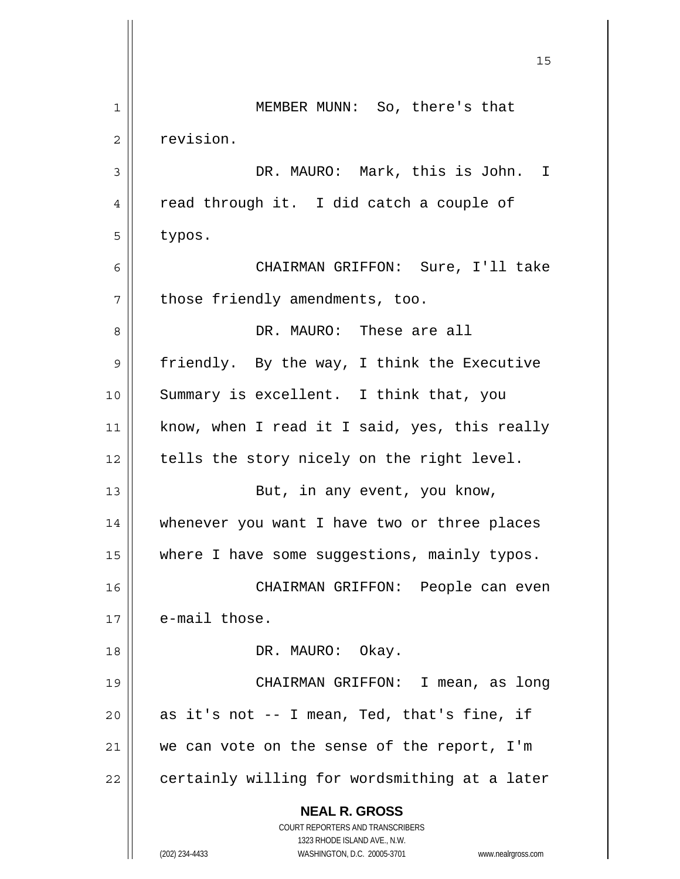MEMBER MUNN: So, there's that revision.

DR. MAURO: Mark, this is John. I read through it. I did catch a couple of typos.

CHAIRMAN GRIFFON: Sure, I'll take those friendly amendments, too.

DR. MAURO: These are all friendly. By the way, I think the Executive Summary is excellent. I think that, you know, when I read it I said, yes, this really tells the story nicely on the right level.

But, in any event, you know, whenever you want I have two or three places where I have some suggestions, mainly typos.

CHAIRMAN GRIFFON: People can even e-mail those.

DR. MAURO: Okay.

CHAIRMAN GRIFFON: I mean, as long as it's not -- I mean, Ted, that's fine, if we can vote on the sense of the report, I'm certainly willing for wordsmithing at a later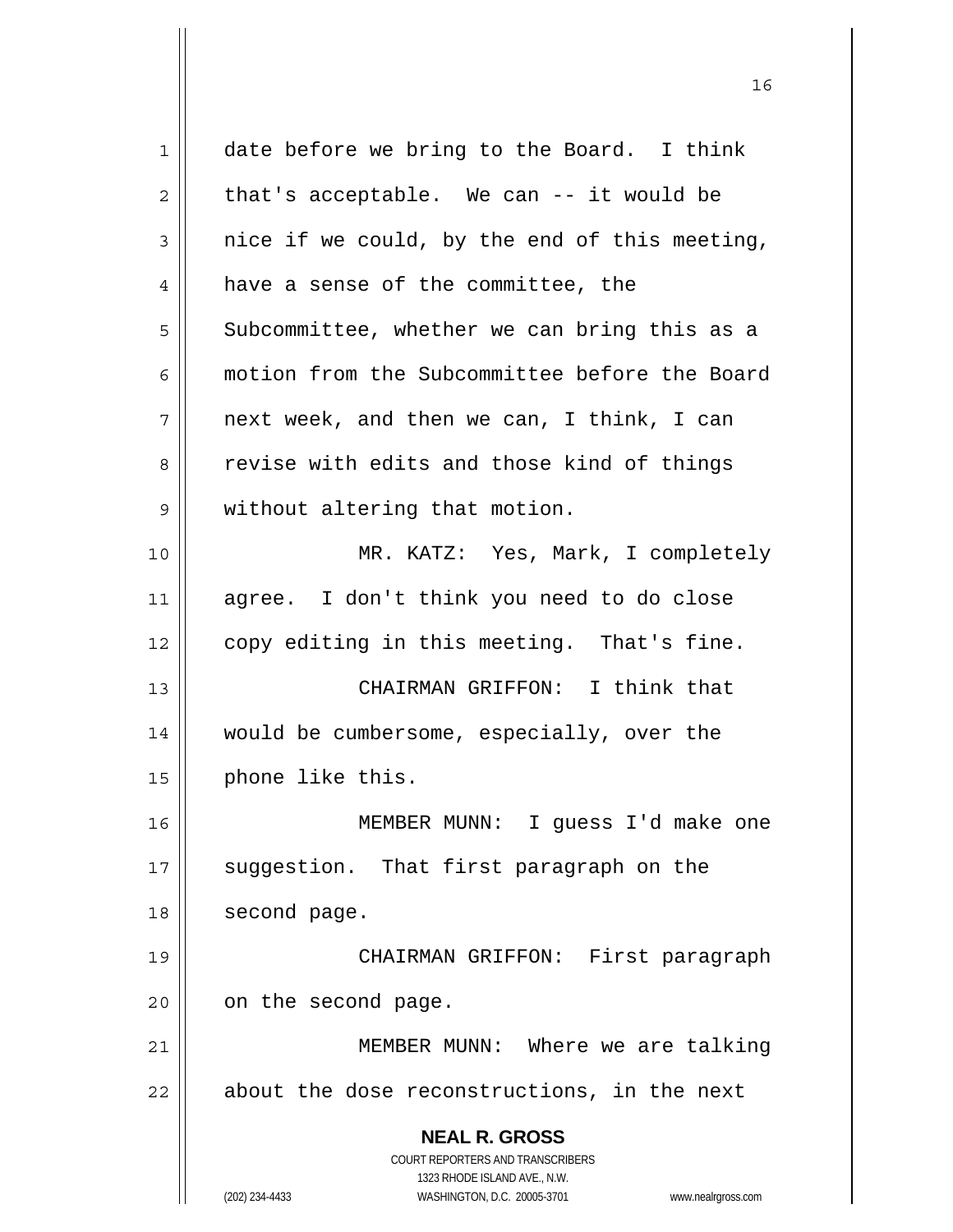date before we bring to the Board. I think that's acceptable. We can -- it would be nice if we could, by the end of this meeting, have a sense of the committee, the Subcommittee, whether we can bring this as a motion from the Subcommittee before the Board next week, and then we can, I think, I can revise with edits and those kind of things without altering that motion.

MR. KATZ: Yes, Mark, I completely agree. I don't think you need to do close copy editing in this meeting. That's fine.

CHAIRMAN GRIFFON: I think that would be cumbersome, especially, over the phone like this.

MEMBER MUNN: I guess I'd make one suggestion. That first paragraph on the second page.

CHAIRMAN GRIFFON: First paragraph on the second page.

MEMBER MUNN: Where we are talking about the dose reconstructions, in the next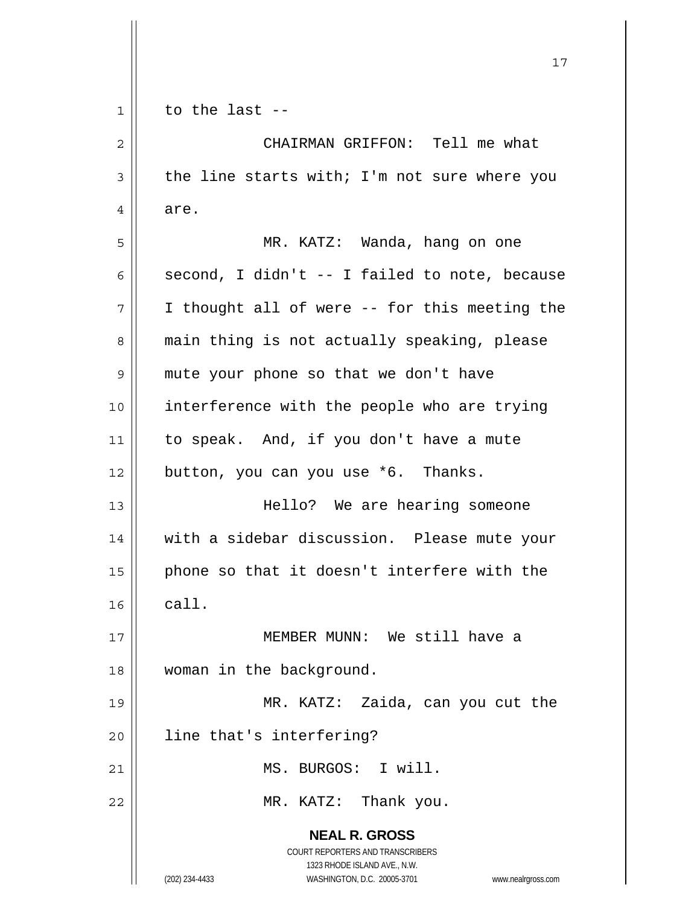to the last --

CHAIRMAN GRIFFON: Tell me what the line starts with; I'm not sure where you are.

MR. KATZ: Wanda, hang on one second, I didn't -- I failed to note, because I thought all of were -- for this meeting the main thing is not actually speaking, please mute your phone so that we don't have interference with the people who are trying to speak. And, if you don't have a mute button, you can you use *6. Thanks.

Hello? We are hearing someone with a sidebar discussion. Please mute your phone so that it doesn't interfere with the call.

MEMBER MUNN: We still have a woman in the background.

MR. KATZ: Zaida, can you cut the line that's interfering?

MS. BURGOS: I will.

MR. KATZ: Thank you.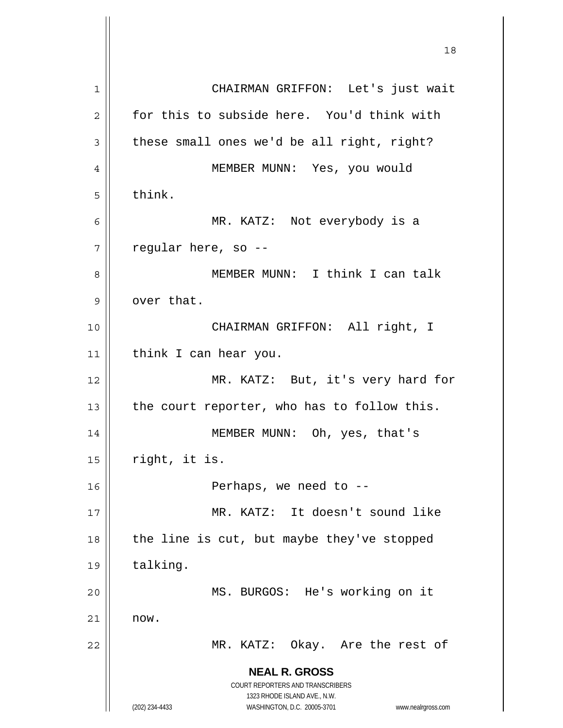CHAIRMAN GRIFFON: Let's just wait for this to subside here. You'd think with these small ones we'd be all right, right?

MEMBER MUNN: Yes, you would think.

MR. KATZ: Not everybody is a regular here, so --

MEMBER MUNN: I think I can talk over that.

CHAIRMAN GRIFFON: All right, I think I can hear you.

MR. KATZ: But, it's very hard for the court reporter, who has to follow this.

MEMBER MUNN: Oh, yes, that's right, it is.

Perhaps, we need to --

MR. KATZ: It doesn't sound like the line is cut, but maybe they've stopped talking.

MS. BURGOS: He's working on it now.

MR. KATZ: Okay. Are the rest of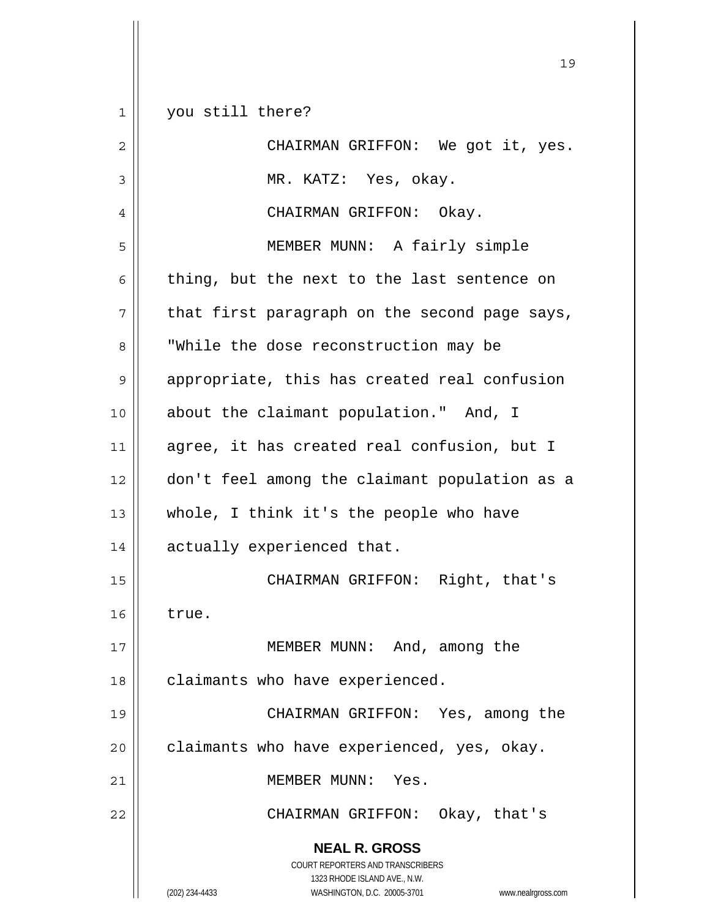you still there?

CHAIRMAN GRIFFON: We got it, yes.

MR. KATZ: Yes, okay.

CHAIRMAN GRIFFON: Okay.

MEMBER MUNN: A fairly simple thing, but the next to the last sentence on that first paragraph on the second page says, "While the dose reconstruction may be appropriate, this has created real confusion about the claimant population." And, I agree, it has created real confusion, but I don't feel among the claimant population as a whole, I think it's the people who have actually experienced that.

CHAIRMAN GRIFFON: Right, that's true.

MEMBER MUNN: And, among the claimants who have experienced.

CHAIRMAN GRIFFON: Yes, among the claimants who have experienced, yes, okay.

MEMBER MUNN: Yes.

CHAIRMAN GRIFFON: Okay, that's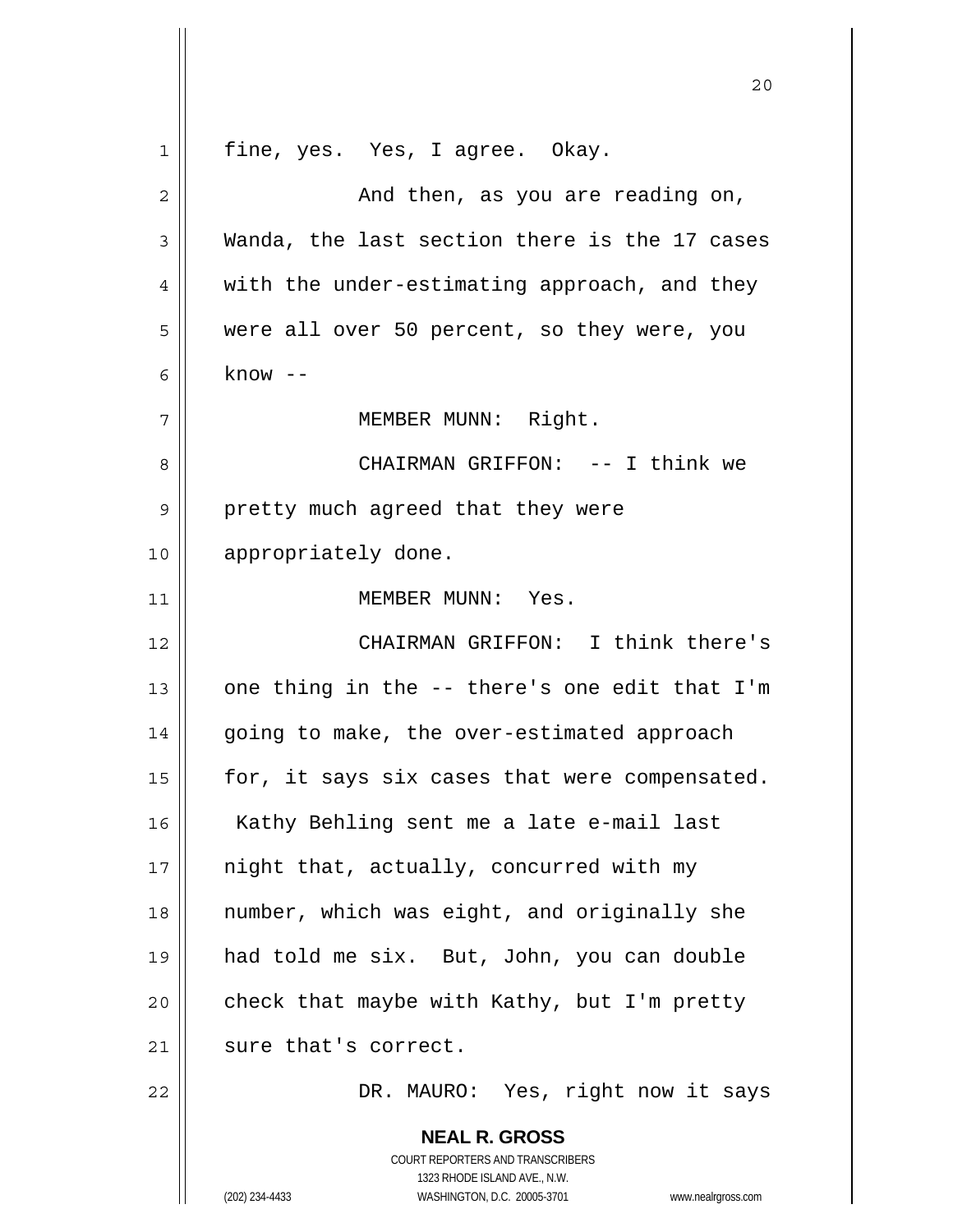fine, yes. Yes, I agree. Okay.

And then, as you are reading on, Wanda, the last section there is the 17 cases with the under-estimating approach, and they were all over 50 percent, so they were, you know --

MEMBER MUNN: Right.

CHAIRMAN GRIFFON: -- I think we pretty much agreed that they were appropriately done.

MEMBER MUNN: Yes.

CHAIRMAN GRIFFON: I think there's one thing in the -- there's one edit that I'm going to make, the over-estimated approach for, it says six cases that were compensated. Kathy Behling sent me a late e-mail last night that, actually, concurred with my number, which was eight, and originally she had told me six. But, John, you can double check that maybe with Kathy, but I'm pretty sure that's correct.

DR. MAURO: Yes, right now it says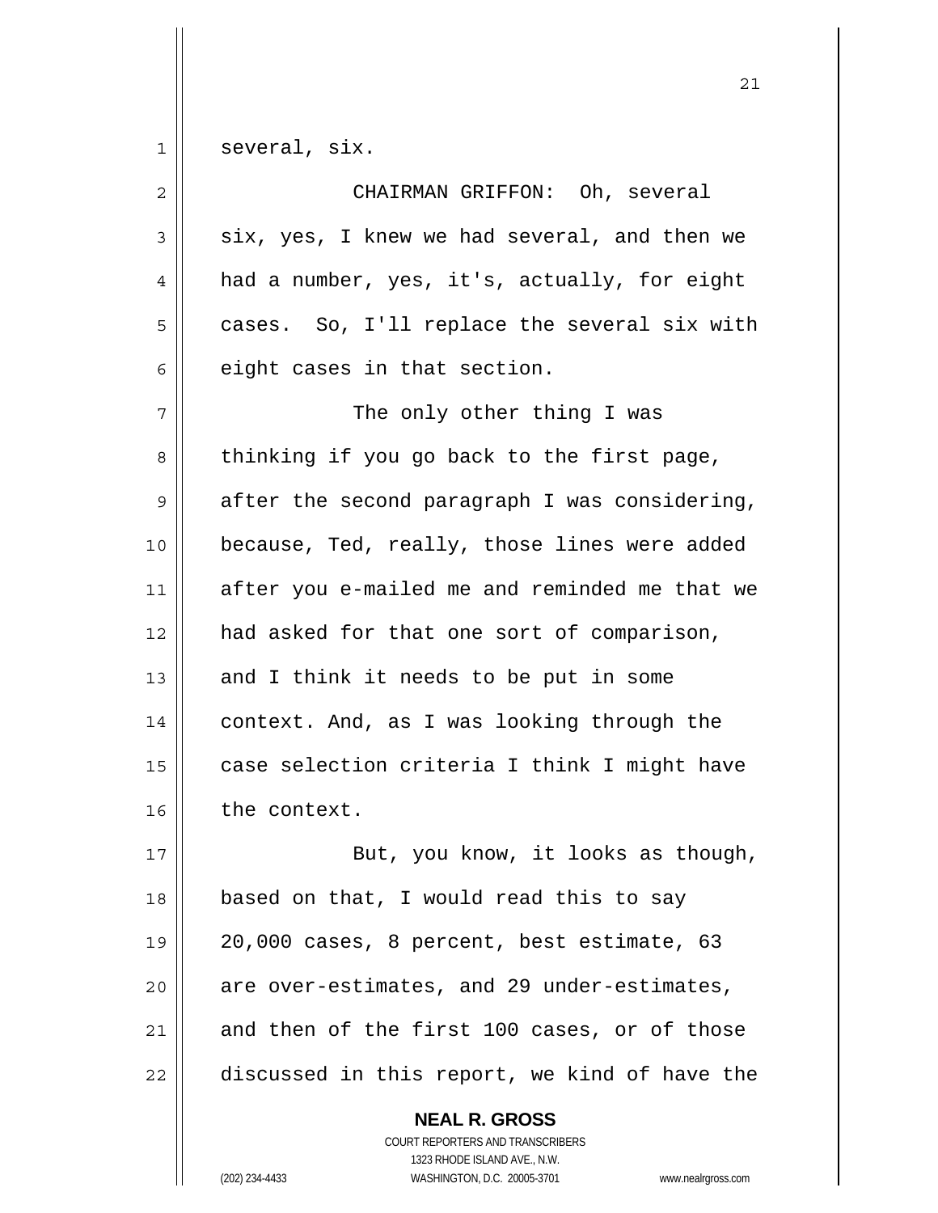several, six.

CHAIRMAN GRIFFON: Oh, several six, yes, I knew we had several, and then we had a number, yes, it's, actually, for eight cases. So, I'll replace the several six with eight cases in that section.

The only other thing I was thinking if you go back to the first page, after the second paragraph I was considering, because, Ted, really, those lines were added after you e-mailed me and reminded me that we had asked for that one sort of comparison, and I think it needs to be put in some context. And, as I was looking through the case selection criteria I think I might have the context.

But, you know, it looks as though, based on that, I would read this to say 20,000 cases, 8 percent, best estimate, 63 are over-estimates, and 29 under-estimates, and then of the first 100 cases, or of those discussed in this report, we kind of have the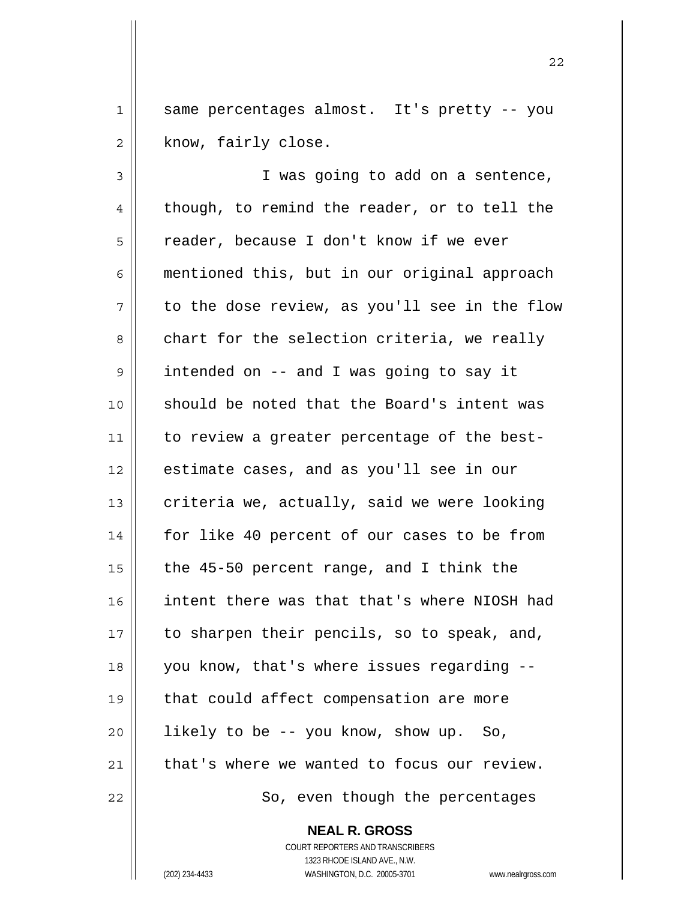same percentages almost. It's pretty -- you know, fairly close.

I was going to add on a sentence, though, to remind the reader, or to tell the reader, because I don't know if we ever mentioned this, but in our original approach to the dose review, as you'll see in the flow chart for the selection criteria, we really intended on -- and I was going to say it should be noted that the Board's intent was to review a greater percentage of the best-estimate cases, and as you'll see in our criteria we, actually, said we were looking for like 40 percent of our cases to be from the 45-50 percent range, and I think the intent there was that that's where NIOSH had to sharpen their pencils, so to speak, and, you know, that's where issues regarding -- that could affect compensation are more likely to be -- you know, show up. So, that's where we wanted to focus our review.

So, even though the percentages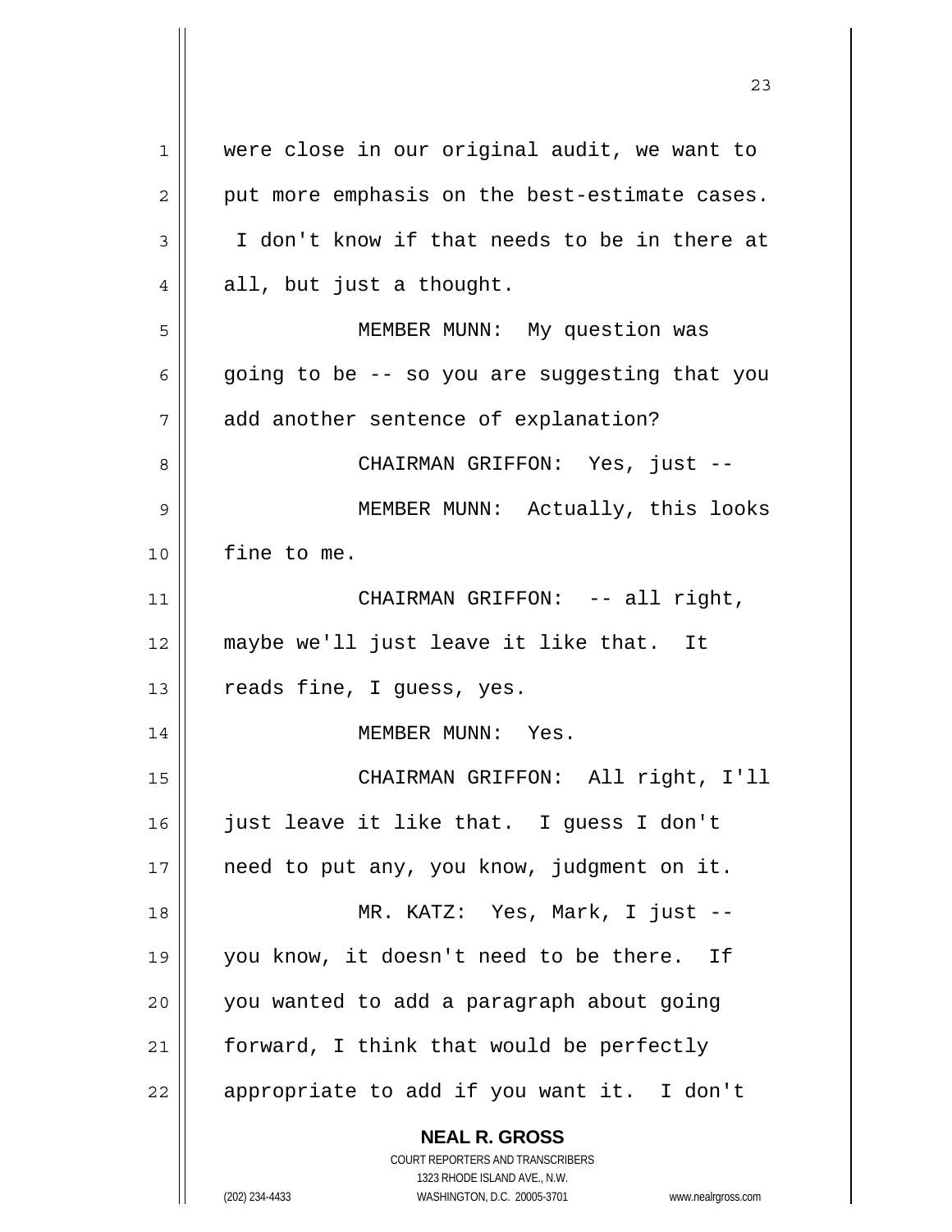were close in our original audit, we want to put more emphasis on the best-estimate cases. I don't know if that needs to be in there at all, but just a thought.

MEMBER MUNN: My question was going to be -- so you are suggesting that you add another sentence of explanation?

CHAIRMAN GRIFFON: Yes, just --

MEMBER MUNN: Actually, this looks fine to me.

CHAIRMAN GRIFFON: -- all right, maybe we'll just leave it like that. It reads fine, I guess, yes.

MEMBER MUNN: Yes.

CHAIRMAN GRIFFON: All right, I'll just leave it like that. I guess I don't need to put any, you know, judgment on it.

MR. KATZ: Yes, Mark, I just -- you know, it doesn't need to be there. If you wanted to add a paragraph about going forward, I think that would be perfectly appropriate to add if you want it. I don't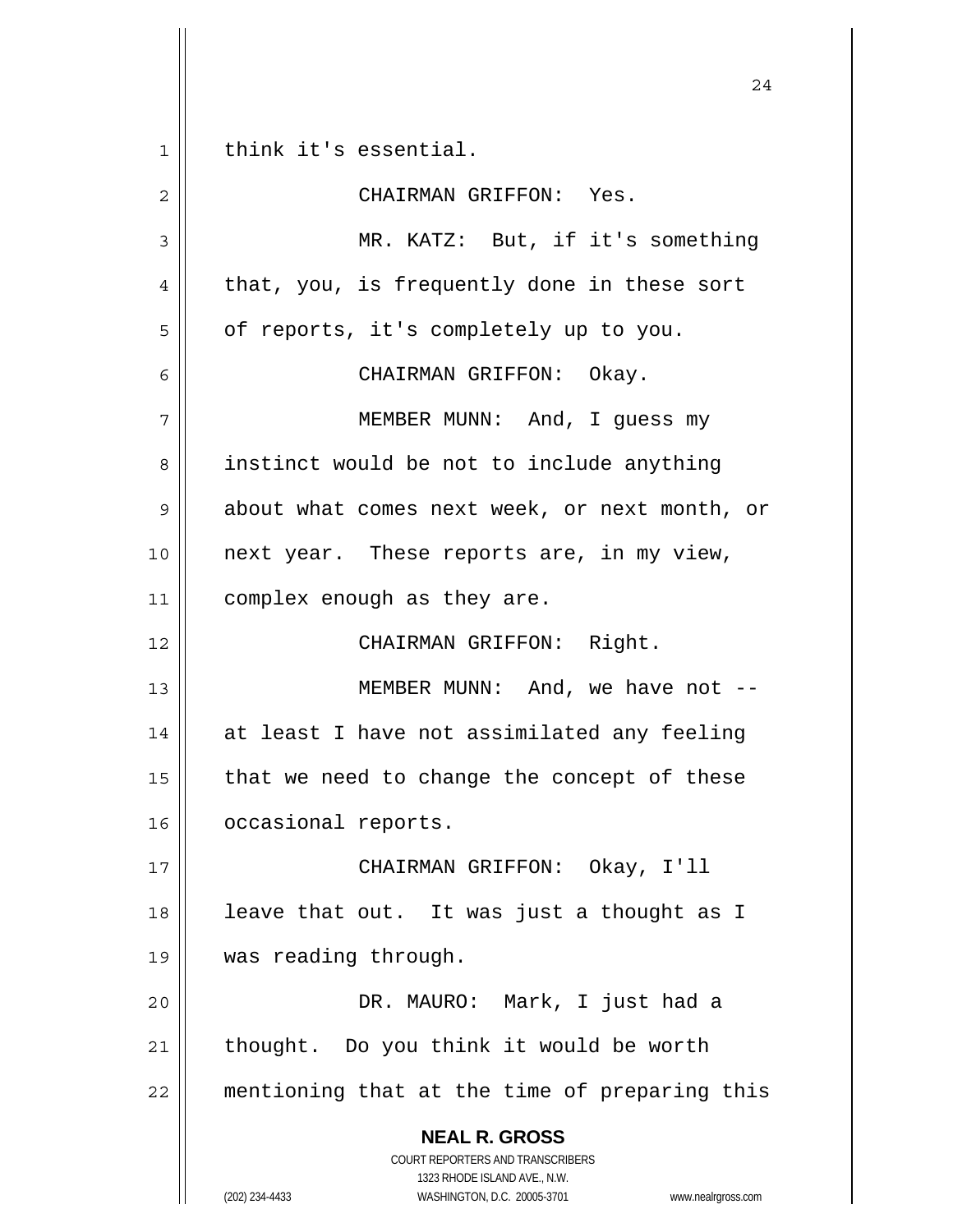think it's essential.

CHAIRMAN GRIFFON: Yes.

MR. KATZ: But, if it's something that, you, is frequently done in these sort of reports, it's completely up to you.

CHAIRMAN GRIFFON: Okay.

MEMBER MUNN: And, I guess my instinct would be not to include anything about what comes next week, or next month, or next year. These reports are, in my view, complex enough as they are.

CHAIRMAN GRIFFON: Right.

MEMBER MUNN: And, we have not -- at least I have not assimilated any feeling that we need to change the concept of these occasional reports.

CHAIRMAN GRIFFON: Okay, I'll leave that out. It was just a thought as I was reading through.

DR. MAURO: Mark, I just had a thought. Do you think it would be worth mentioning that at the time of preparing this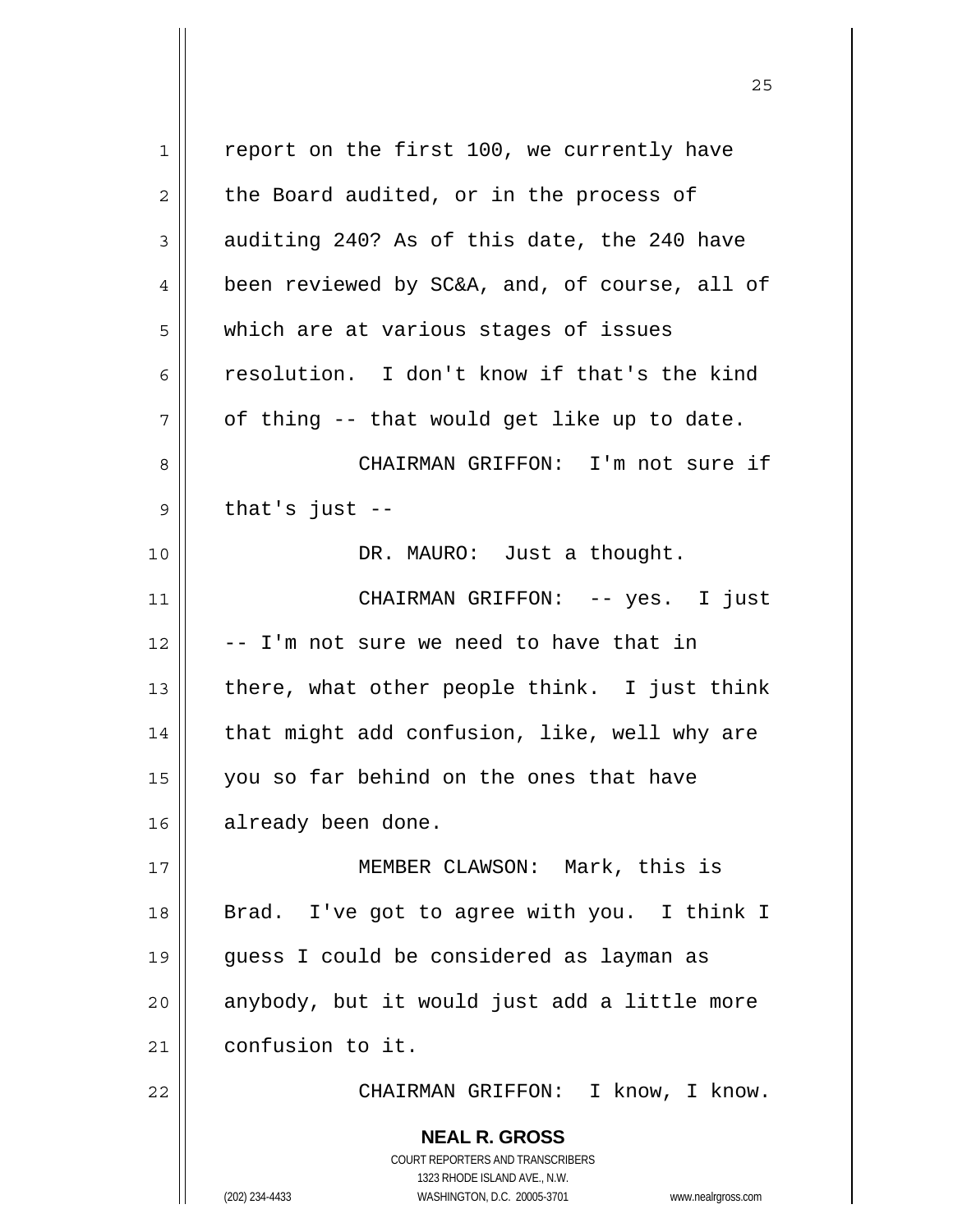report on the first 100, we currently have the Board audited, or in the process of auditing 240? As of this date, the 240 have been reviewed by SC&A, and, of course, all of which are at various stages of issues resolution. I don't know if that's the kind of thing -- that would get like up to date.

CHAIRMAN GRIFFON: I'm not sure if that's just --

DR. MAURO: Just a thought.

CHAIRMAN GRIFFON: -- yes. I just -- I'm not sure we need to have that in there, what other people think. I just think that might add confusion, like, well why are you so far behind on the ones that have already been done.

MEMBER CLAWSON: Mark, this is Brad. I've got to agree with you. I think I guess I could be considered as layman as anybody, but it would just add a little more confusion to it.

CHAIRMAN GRIFFON: I know, I know.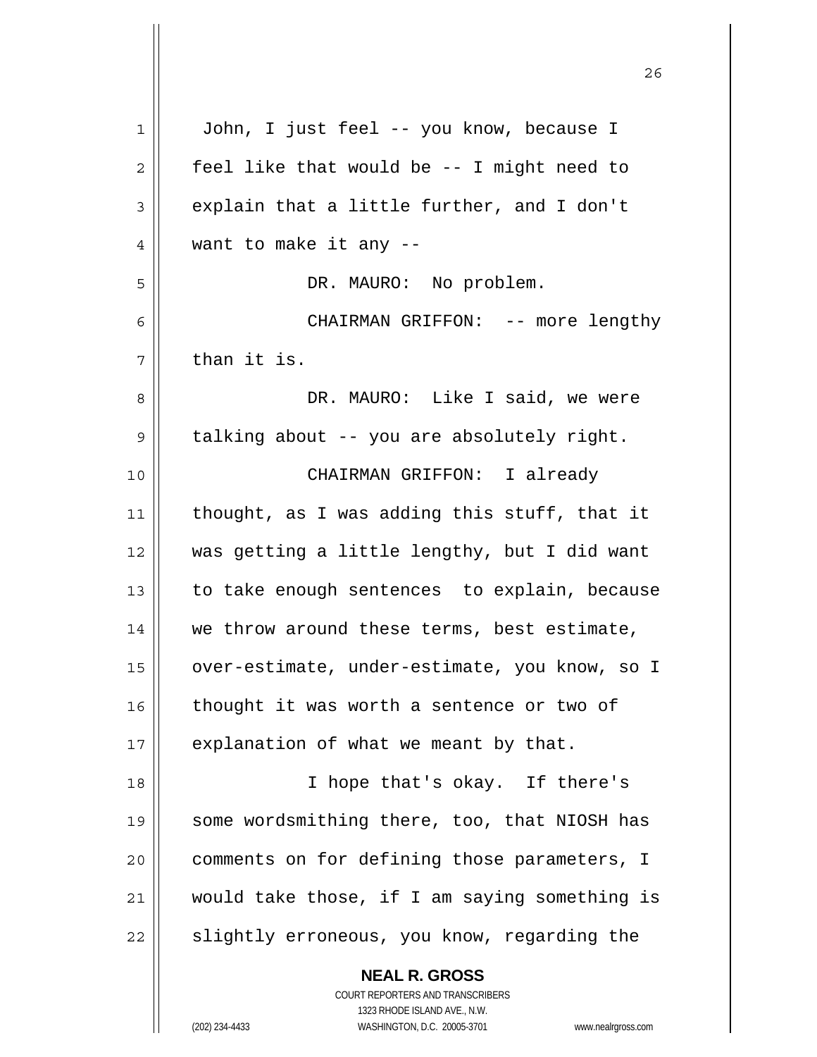John, I just feel -- you know, because I feel like that would be -- I might need to explain that a little further, and I don't want to make it any --

DR. MAURO: No problem.

CHAIRMAN GRIFFON: -- more lengthy than it is.

DR. MAURO: Like I said, we were talking about -- you are absolutely right.

CHAIRMAN GRIFFON: I already thought, as I was adding this stuff, that it was getting a little lengthy, but I did want to take enough sentences to explain, because we throw around these terms, best estimate, over-estimate, under-estimate, you know, so I thought it was worth a sentence or two of explanation of what we meant by that.

I hope that's okay. If there's some wordsmithing there, too, that NIOSH has comments on for defining those parameters, I would take those, if I am saying something is slightly erroneous, you know, regarding the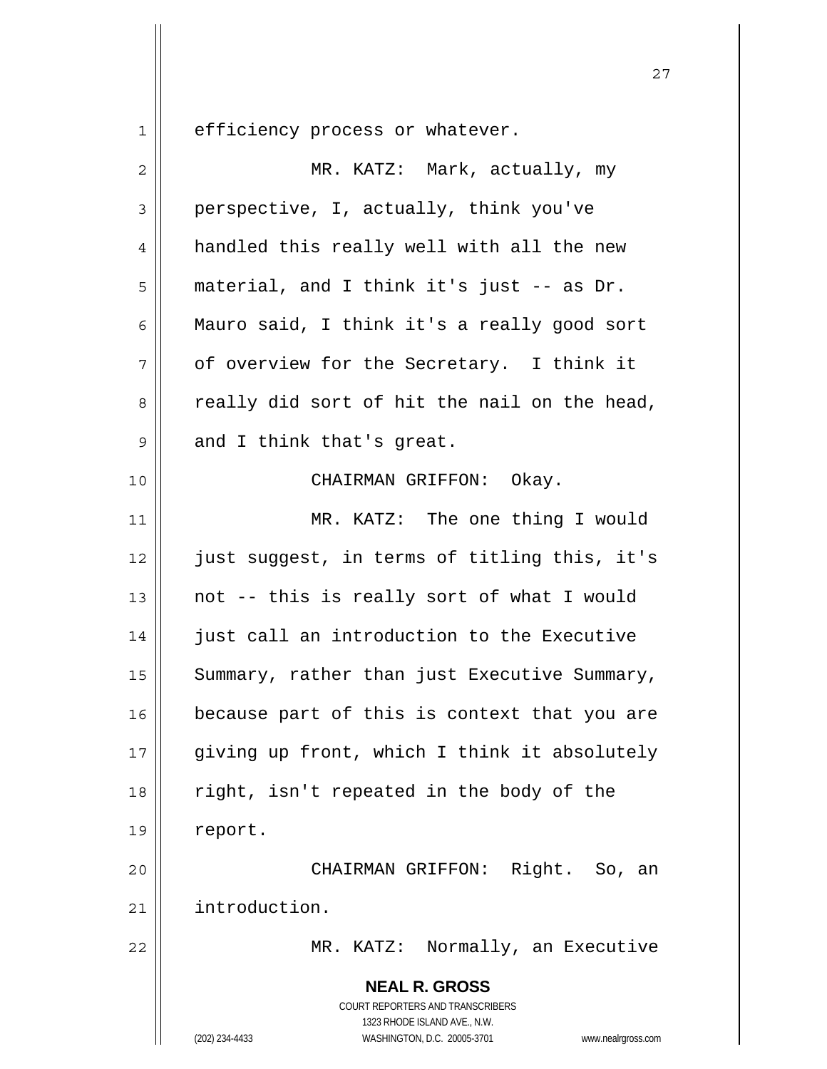efficiency process or whatever.

MR. KATZ: Mark, actually, my perspective, I, actually, think you've handled this really well with all the new material, and I think it's just -- as Dr. Mauro said, I think it's a really good sort of overview for the Secretary. I think it really did sort of hit the nail on the head, and I think that's great.

CHAIRMAN GRIFFON: Okay.

MR. KATZ: The one thing I would just suggest, in terms of titling this, it's not -- this is really sort of what I would just call an introduction to the Executive Summary, rather than just Executive Summary, because part of this is context that you are giving up front, which I think it absolutely right, isn't repeated in the body of the report.

CHAIRMAN GRIFFON: Right. So, an introduction.

MR. KATZ: Normally, an Executive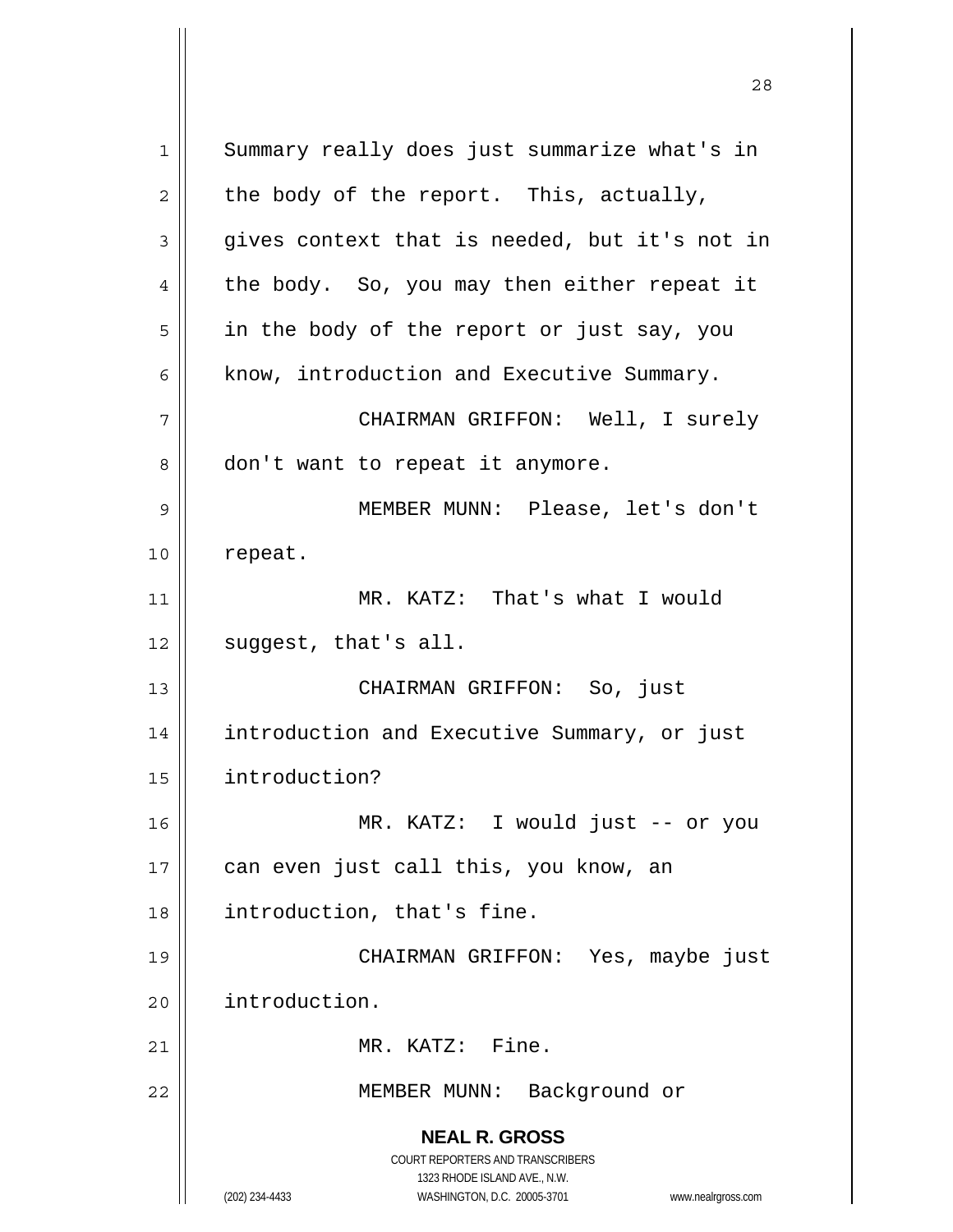Summary really does just summarize what's in the body of the report. This, actually, gives context that is needed, but it's not in the body. So, you may then either repeat it in the body of the report or just say, you know, introduction and Executive Summary.

CHAIRMAN GRIFFON: Well, I surely don't want to repeat it anymore.

MEMBER MUNN: Please, let's don't repeat.

MR. KATZ: That's what I would suggest, that's all.

CHAIRMAN GRIFFON: So, just introduction and Executive Summary, or just introduction?

MR. KATZ: I would just -- or you can even just call this, you know, an introduction, that's fine.

CHAIRMAN GRIFFON: Yes, maybe just introduction.

MR. KATZ: Fine.

MEMBER MUNN: Background or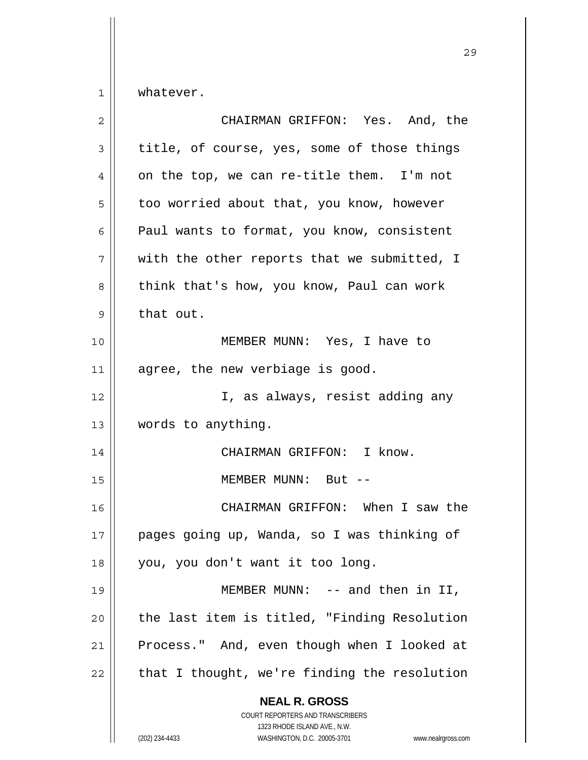whatever.

CHAIRMAN GRIFFON: Yes. And, the title, of course, yes, some of those things on the top, we can re-title them. I'm not too worried about that, you know, however Paul wants to format, you know, consistent with the other reports that we submitted, I think that's how, you know, Paul can work that out.

MEMBER MUNN: Yes, I have to agree, the new verbiage is good.

I, as always, resist adding any words to anything.

CHAIRMAN GRIFFON: I know.

MEMBER MUNN: But --

CHAIRMAN GRIFFON: When I saw the pages going up, Wanda, so I was thinking of you, you don't want it too long.

MEMBER MUNN: -- and then in II, the last item is titled, "Finding Resolution Process." And, even though when I looked at that I thought, we're finding the resolution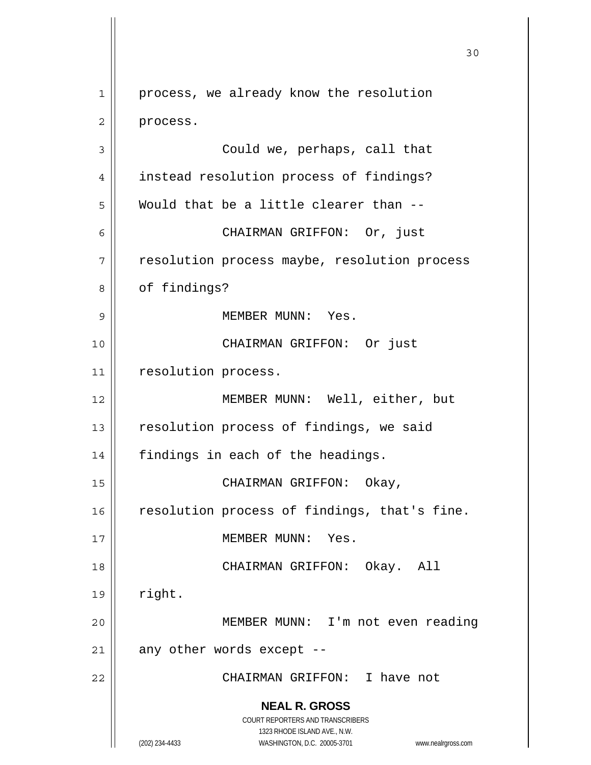process, we already know the resolution process.

Could we, perhaps, call that instead resolution process of findings? Would that be a little clearer than --

CHAIRMAN GRIFFON: Or, just resolution process maybe, resolution process of findings?

MEMBER MUNN: Yes.

CHAIRMAN GRIFFON: Or just resolution process.

MEMBER MUNN: Well, either, but resolution process of findings, we said findings in each of the headings.

CHAIRMAN GRIFFON: Okay, resolution process of findings, that's fine.

MEMBER MUNN: Yes.

CHAIRMAN GRIFFON: Okay. All right.

MEMBER MUNN: I'm not even reading any other words except --

CHAIRMAN GRIFFON: I have not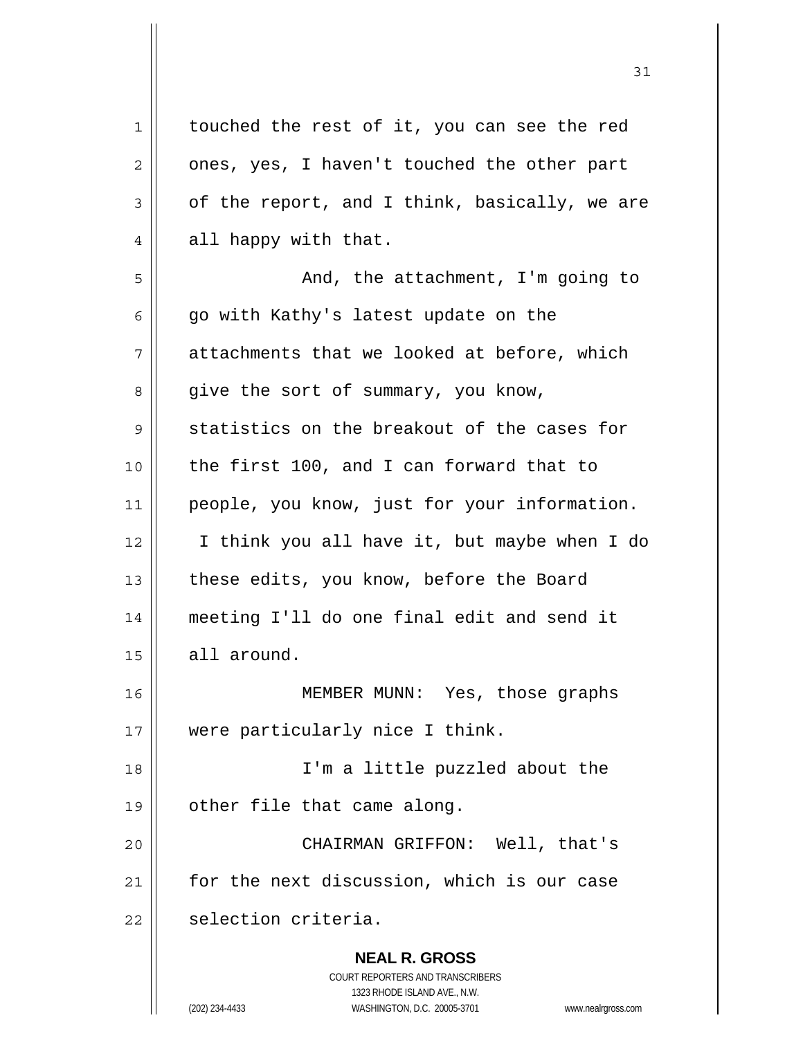touched the rest of it, you can see the red ones, yes, I haven't touched the other part of the report, and I think, basically, we are all happy with that.

And, the attachment, I'm going to go with Kathy's latest update on the attachments that we looked at before, which give the sort of summary, you know, statistics on the breakout of the cases for the first 100, and I can forward that to people, you know, just for your information. I think you all have it, but maybe when I do these edits, you know, before the Board meeting I'll do one final edit and send it all around.

MEMBER MUNN: Yes, those graphs were particularly nice I think.

I'm a little puzzled about the other file that came along.

CHAIRMAN GRIFFON: Well, that's for the next discussion, which is our case selection criteria.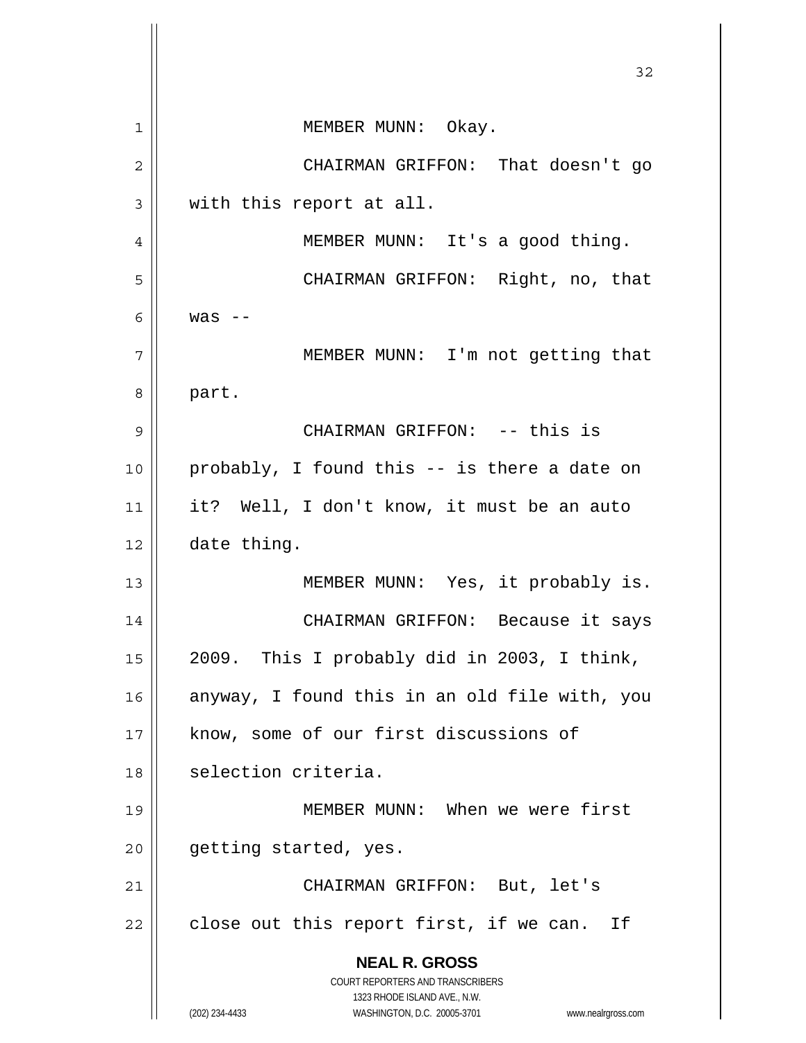MEMBER MUNN: Okay.

CHAIRMAN GRIFFON: That doesn't go with this report at all.

MEMBER MUNN: It's a good thing.

CHAIRMAN GRIFFON: Right, no, that was --

MEMBER MUNN: I'm not getting that part.

CHAIRMAN GRIFFON: -- this is probably, I found this -- is there a date on it? Well, I don't know, it must be an auto date thing.

MEMBER MUNN: Yes, it probably is.

CHAIRMAN GRIFFON: Because it says 2009. This I probably did in 2003, I think, anyway, I found this in an old file with, you know, some of our first discussions of selection criteria.

MEMBER MUNN: When we were first getting started, yes.

CHAIRMAN GRIFFON: But, let's close out this report first, if we can. If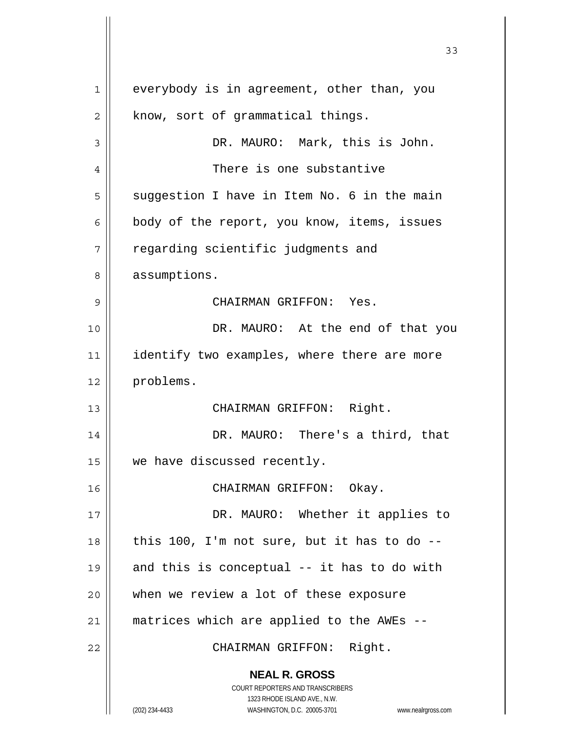everybody is in agreement, other than, you know, sort of grammatical things.

DR. MAURO: Mark, this is John.

There is one substantive suggestion I have in Item No. 6 in the main body of the report, you know, items, issues regarding scientific judgments and assumptions.

CHAIRMAN GRIFFON: Yes.

DR. MAURO: At the end of that you identify two examples, where there are more problems.

CHAIRMAN GRIFFON: Right.

DR. MAURO: There's a third, that we have discussed recently.

CHAIRMAN GRIFFON: Okay.

DR. MAURO: Whether it applies to this 100, I'm not sure, but it has to do -- and this is conceptual -- it has to do with when we review a lot of these exposure matrices which are applied to the AWEs --

CHAIRMAN GRIFFON: Right.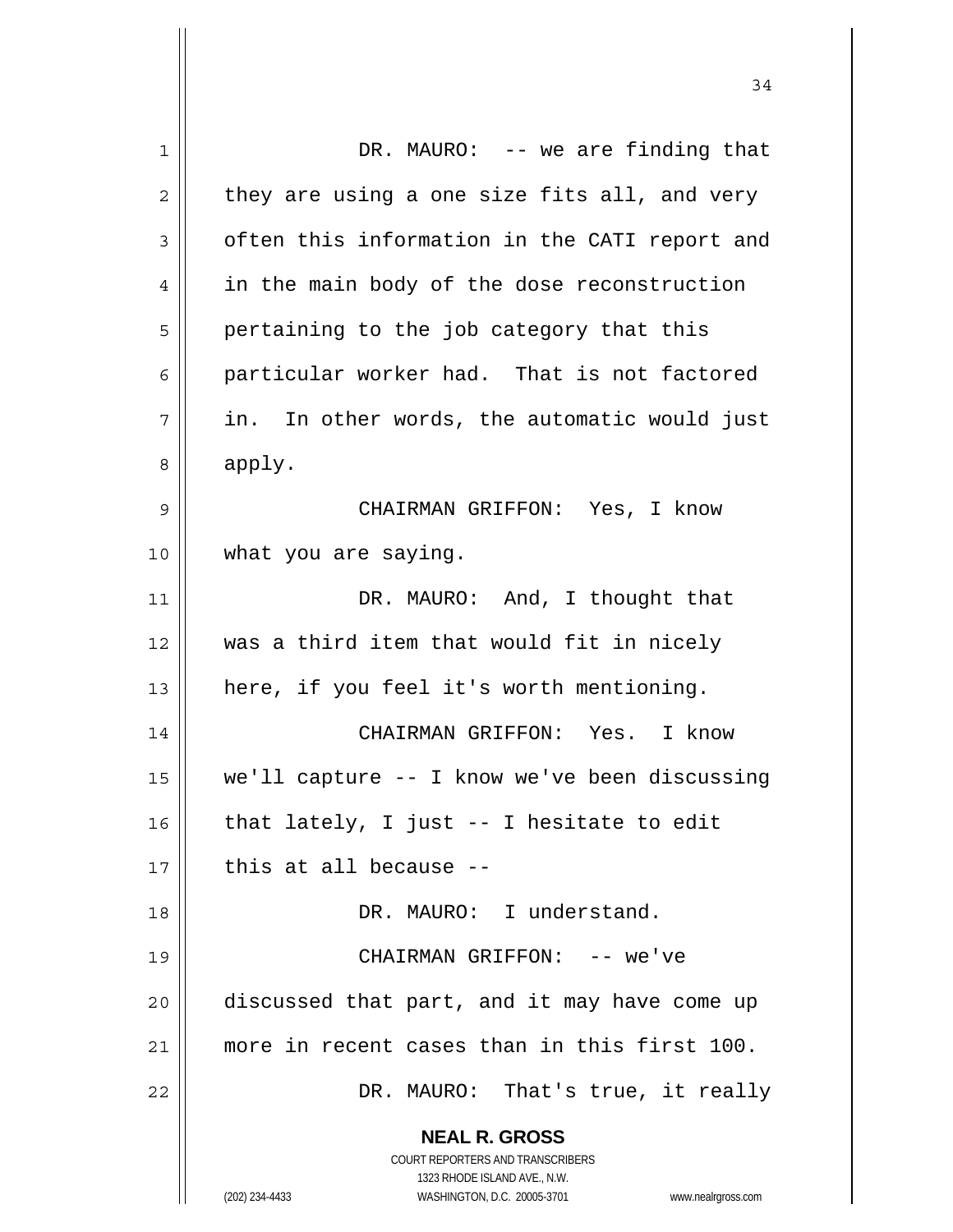DR. MAURO: -- we are finding that they are using a one size fits all, and very often this information in the CATI report and in the main body of the dose reconstruction pertaining to the job category that this particular worker had. That is not factored in. In other words, the automatic would just apply.

CHAIRMAN GRIFFON: Yes, I know what you are saying.

DR. MAURO: And, I thought that was a third item that would fit in nicely here, if you feel it's worth mentioning.

CHAIRMAN GRIFFON: Yes. I know we'll capture -- I know we've been discussing that lately, I just -- I hesitate to edit this at all because --

DR. MAURO: I understand.

CHAIRMAN GRIFFON: -- we've discussed that part, and it may have come up more in recent cases than in this first 100.

DR. MAURO: That's true, it really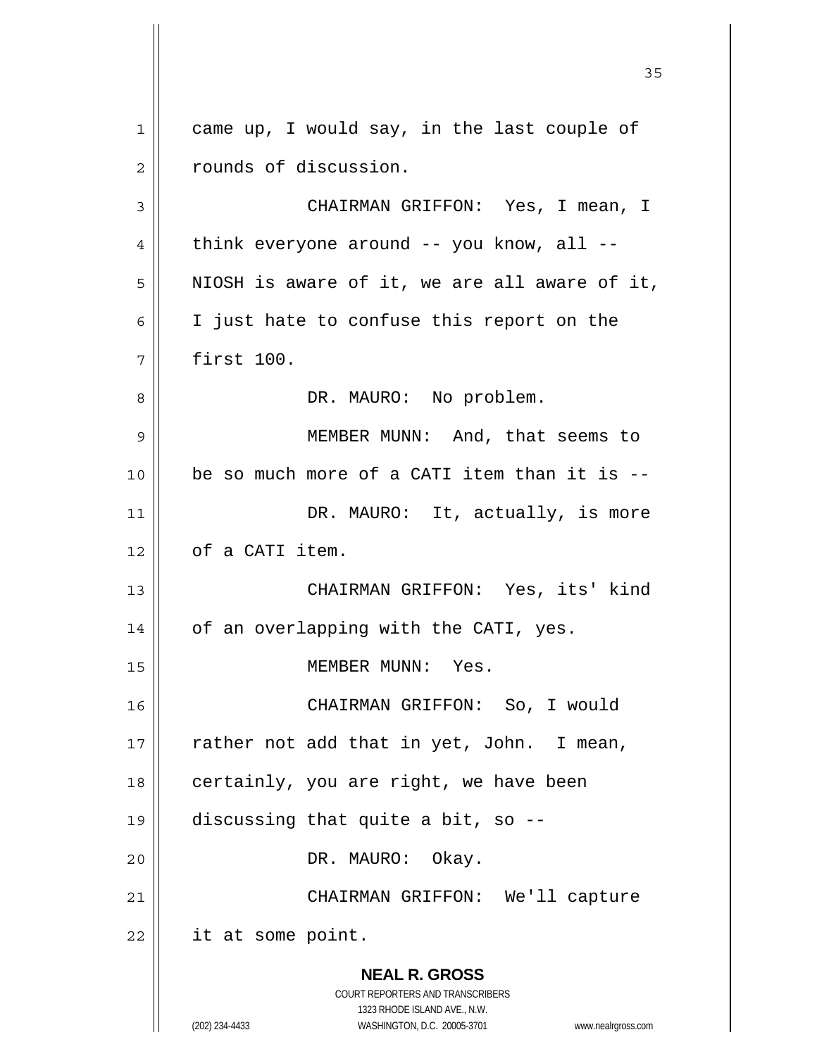came up, I would say, in the last couple of rounds of discussion.

CHAIRMAN GRIFFON: Yes, I mean, I think everyone around -- you know, all -- NIOSH is aware of it, we are all aware of it, I just hate to confuse this report on the first 100.

DR. MAURO: No problem.

MEMBER MUNN: And, that seems to be so much more of a CATI item than it is --

DR. MAURO: It, actually, is more of a CATI item.

CHAIRMAN GRIFFON: Yes, its' kind of an overlapping with the CATI, yes.

MEMBER MUNN: Yes.

CHAIRMAN GRIFFON: So, I would rather not add that in yet, John. I mean, certainly, you are right, we have been discussing that quite a bit, so --

DR. MAURO: Okay.

CHAIRMAN GRIFFON: We'll capture it at some point.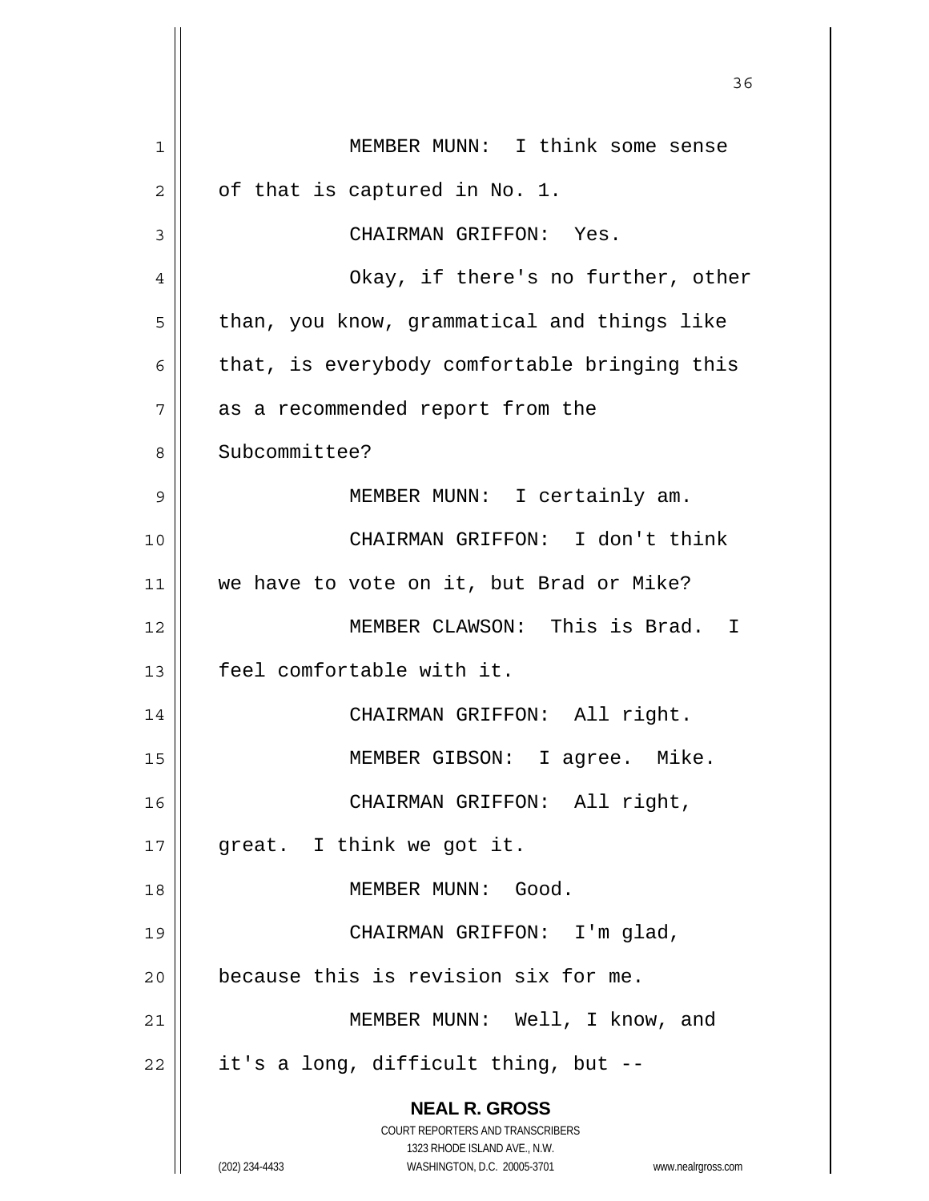MEMBER MUNN: I think some sense of that is captured in No. 1.

CHAIRMAN GRIFFON: Yes.

Okay, if there's no further, other than, you know, grammatical and things like that, is everybody comfortable bringing this as a recommended report from the Subcommittee?

MEMBER MUNN: I certainly am.

CHAIRMAN GRIFFON: I don't think we have to vote on it, but Brad or Mike?

MEMBER CLAWSON: This is Brad. I feel comfortable with it.

CHAIRMAN GRIFFON: All right.

MEMBER GIBSON: I agree. Mike.

CHAIRMAN GRIFFON: All right, great. I think we got it.

MEMBER MUNN: Good.

CHAIRMAN GRIFFON: I'm glad, because this is revision six for me.

MEMBER MUNN: Well, I know, and it's a long, difficult thing, but --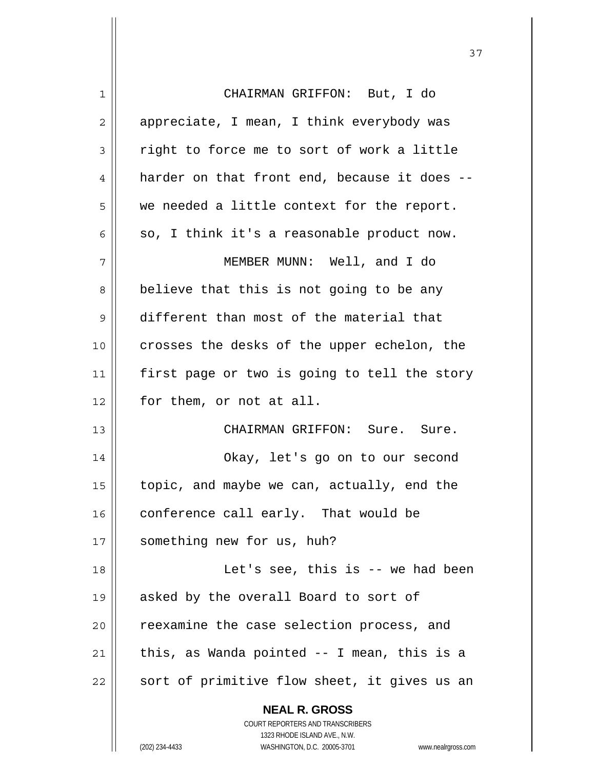CHAIRMAN GRIFFON: But, I do appreciate, I mean, I think everybody was right to force me to sort of work a little harder on that front end, because it does -- we needed a little context for the report. so, I think it's a reasonable product now.

MEMBER MUNN: Well, and I do believe that this is not going to be any different than most of the material that crosses the desks of the upper echelon, the first page or two is going to tell the story for them, or not at all.

CHAIRMAN GRIFFON: Sure. Sure.

Okay, let's go on to our second topic, and maybe we can, actually, end the conference call early. That would be something new for us, huh?

Let's see, this is -- we had been asked by the overall Board to sort of reexamine the case selection process, and this, as Wanda pointed -- I mean, this is a sort of primitive flow sheet, it gives us an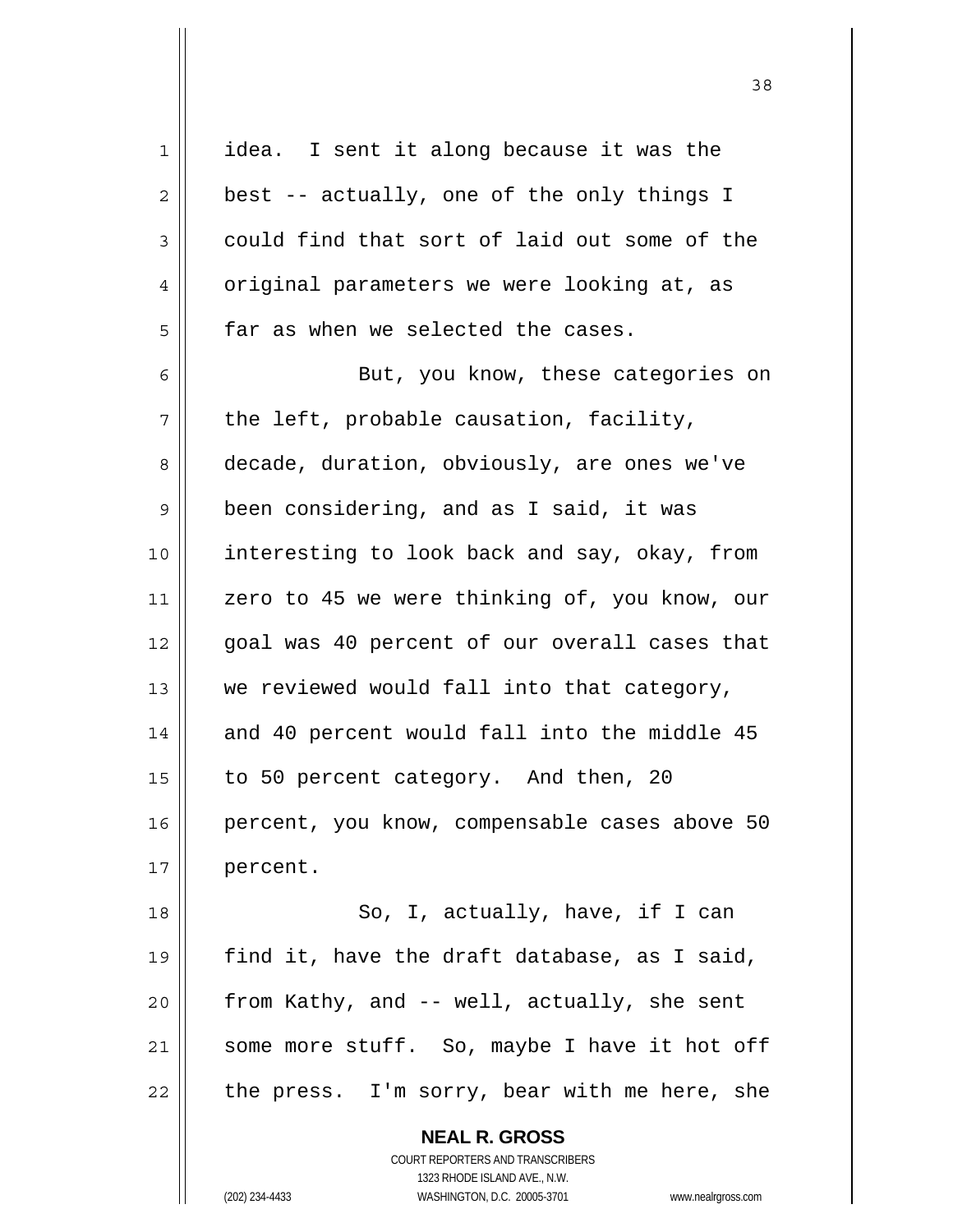idea. I sent it along because it was the best -- actually, one of the only things I could find that sort of laid out some of the original parameters we were looking at, as far as when we selected the cases.

But, you know, these categories on the left, probable causation, facility, decade, duration, obviously, are ones we've been considering, and as I said, it was interesting to look back and say, okay, from zero to 45 we were thinking of, you know, our goal was 40 percent of our overall cases that we reviewed would fall into that category, and 40 percent would fall into the middle 45 to 50 percent category. And then, 20 percent, you know, compensable cases above 50 percent.

So, I, actually, have, if I can find it, have the draft database, as I said, from Kathy, and -- well, actually, she sent some more stuff. So, maybe I have it hot off the press. I'm sorry, bear with me here, she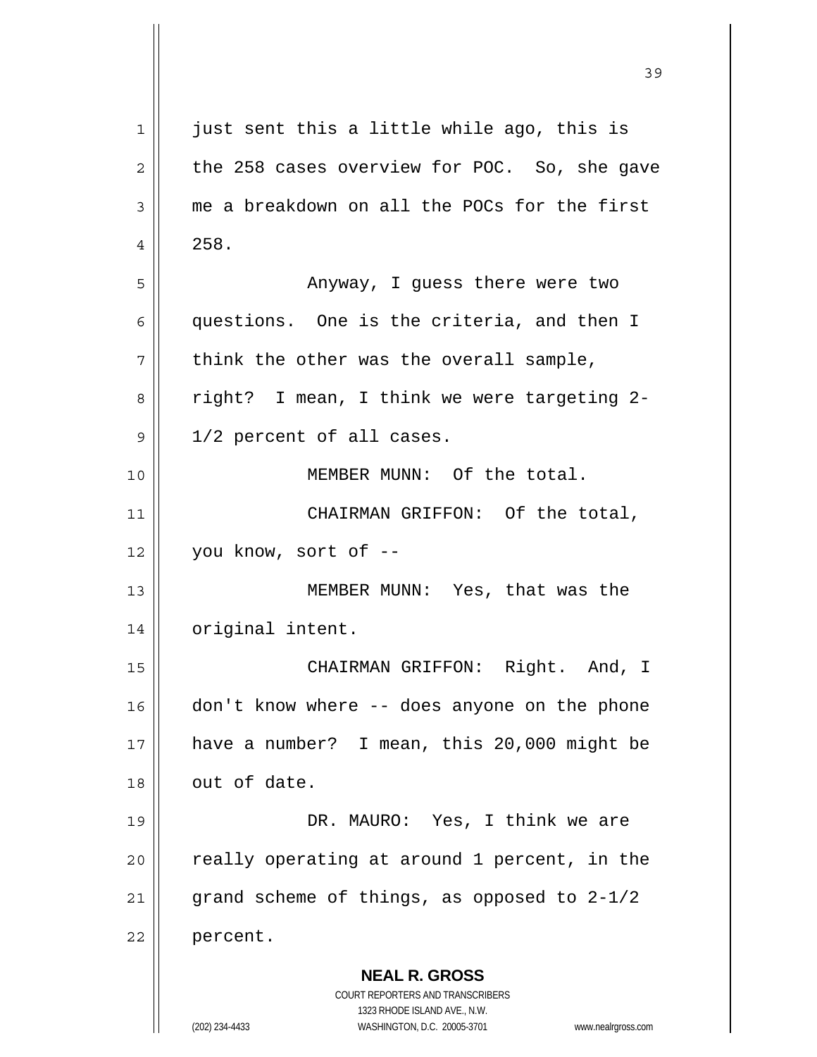just sent this a little while ago, this is the 258 cases overview for POC. So, she gave me a breakdown on all the POCs for the first 258.

Anyway, I guess there were two questions. One is the criteria, and then I think the other was the overall sample, right? I mean, I think we were targeting 2-1/2 percent of all cases.

MEMBER MUNN: Of the total.

CHAIRMAN GRIFFON: Of the total, you know, sort of --

MEMBER MUNN: Yes, that was the original intent.

CHAIRMAN GRIFFON: Right. And, I don't know where -- does anyone on the phone have a number? I mean, this 20,000 might be out of date.

DR. MAURO: Yes, I think we are really operating at around 1 percent, in the grand scheme of things, as opposed to 2-1/2 percent.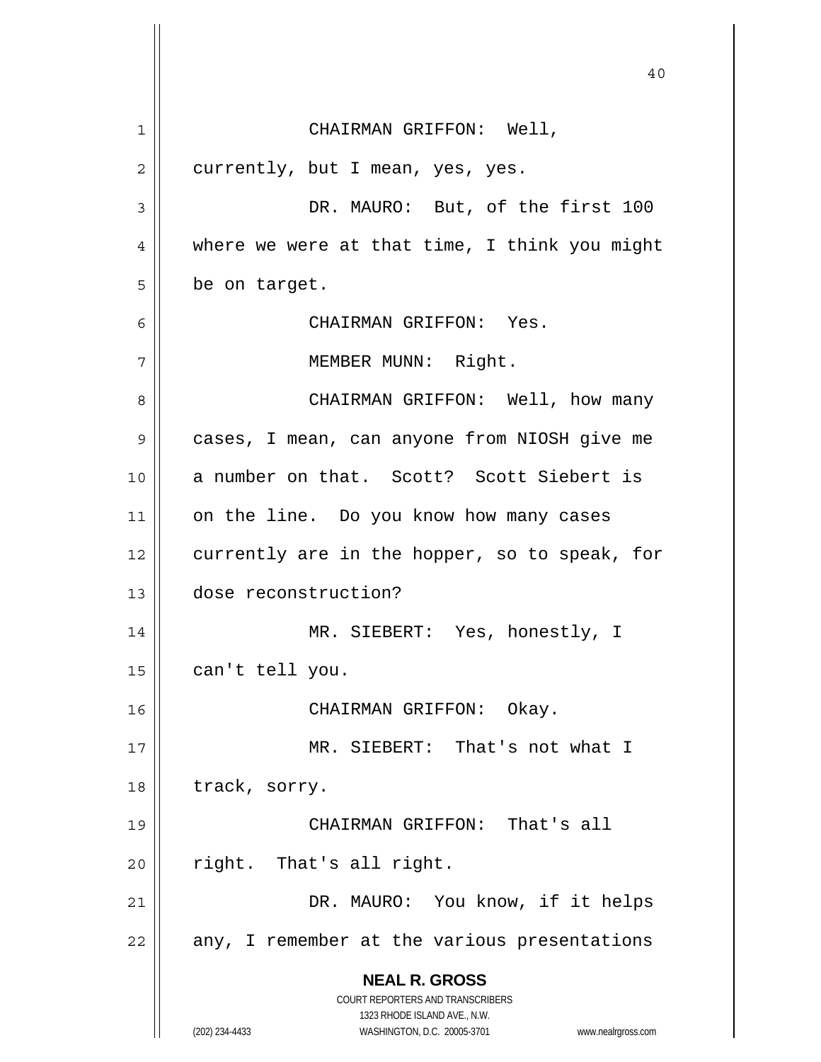CHAIRMAN GRIFFON: Well, currently, but I mean, yes, yes.

DR. MAURO: But, of the first 100 where we were at that time, I think you might be on target.

CHAIRMAN GRIFFON: Yes.

MEMBER MUNN: Right.

CHAIRMAN GRIFFON: Well, how many cases, I mean, can anyone from NIOSH give me a number on that. Scott? Scott Siebert is on the line. Do you know how many cases currently are in the hopper, so to speak, for dose reconstruction?

MR. SIEBERT: Yes, honestly, I can't tell you.

CHAIRMAN GRIFFON: Okay.

MR. SIEBERT: That's not what I track, sorry.

CHAIRMAN GRIFFON: That's all right. That's all right.

DR. MAURO: You know, if it helps any, I remember at the various presentations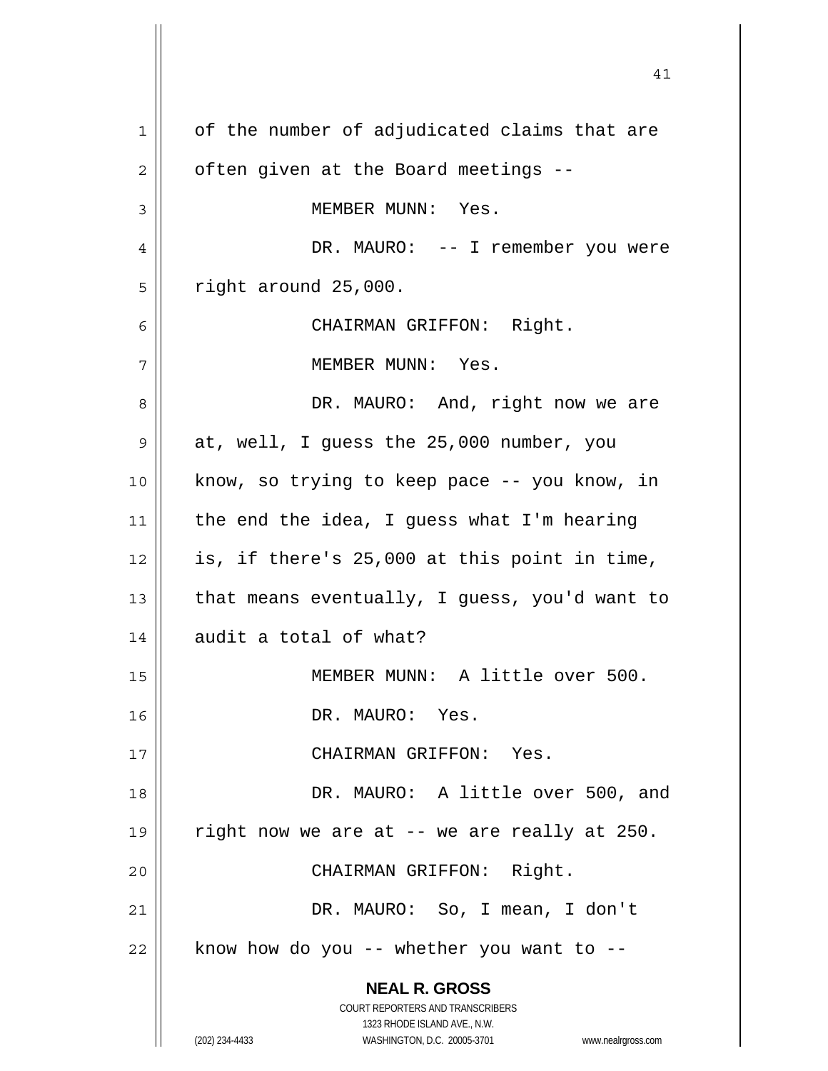of the number of adjudicated claims that are often given at the Board meetings --

MEMBER MUNN: Yes.

DR. MAURO: -- I remember you were right around 25,000.

CHAIRMAN GRIFFON: Right.

MEMBER MUNN: Yes.

DR. MAURO: And, right now we are at, well, I guess the 25,000 number, you know, so trying to keep pace -- you know, in the end the idea, I guess what I'm hearing is, if there's 25,000 at this point in time, that means eventually, I guess, you'd want to audit a total of what?

MEMBER MUNN: A little over 500.

DR. MAURO: Yes.

CHAIRMAN GRIFFON: Yes.

DR. MAURO: A little over 500, and right now we are at -- we are really at 250.

CHAIRMAN GRIFFON: Right.

DR. MAURO: So, I mean, I don't know how do you -- whether you want to --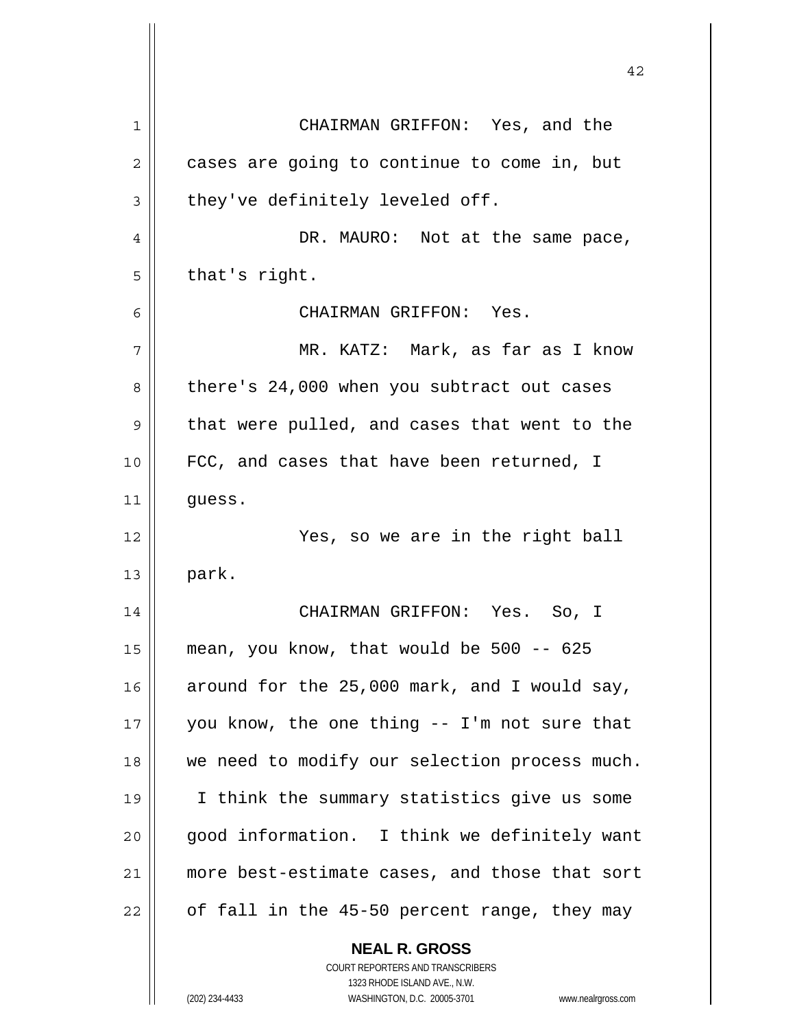CHAIRMAN GRIFFON: Yes, and the cases are going to continue to come in, but they've definitely leveled off.

DR. MAURO: Not at the same pace, that's right.

CHAIRMAN GRIFFON: Yes.

MR. KATZ: Mark, as far as I know there's 24,000 when you subtract out cases that were pulled, and cases that went to the FCC, and cases that have been returned, I guess.

Yes, so we are in the right ball park.

CHAIRMAN GRIFFON: Yes. So, I mean, you know, that would be 500 -- 625 around for the 25,000 mark, and I would say, you know, the one thing -- I'm not sure that we need to modify our selection process much. I think the summary statistics give us some good information. I think we definitely want more best-estimate cases, and those that sort of fall in the 45-50 percent range, they may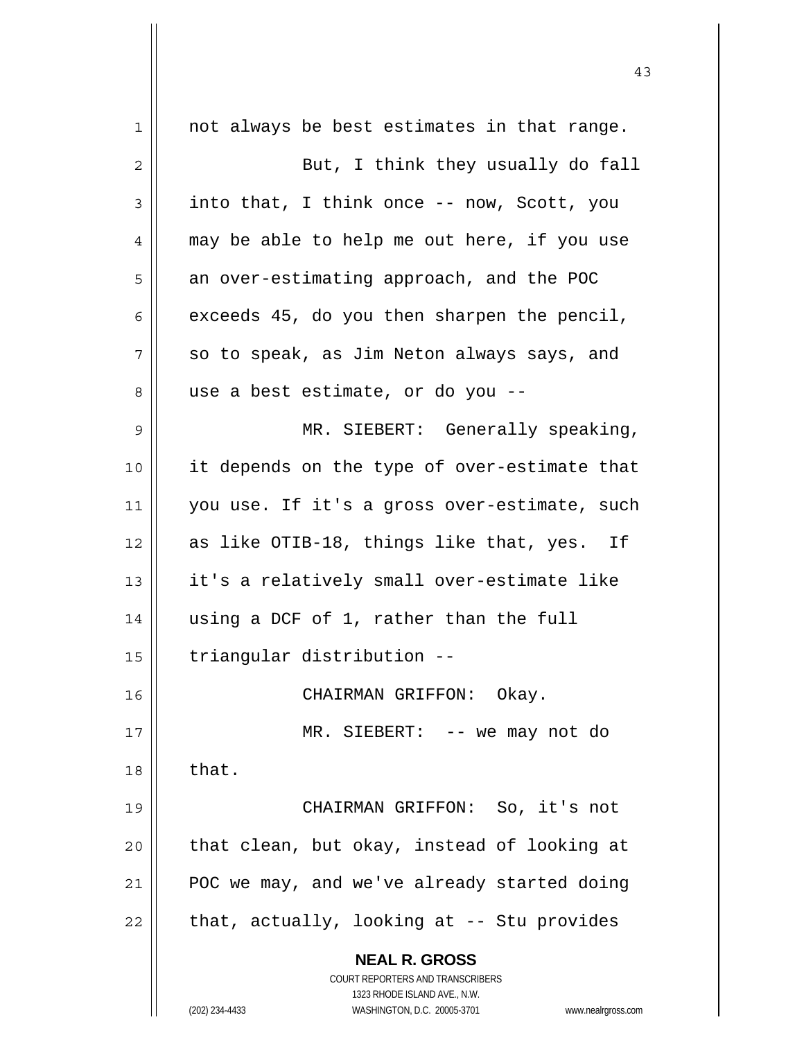not always be best estimates in that range.

But, I think they usually do fall into that, I think once -- now, Scott, you may be able to help me out here, if you use an over-estimating approach, and the POC exceeds 45, do you then sharpen the pencil, so to speak, as Jim Neton always says, and use a best estimate, or do you --

MR. SIEBERT: Generally speaking, it depends on the type of over-estimate that you use. If it's a gross over-estimate, such as like OTIB-18, things like that, yes. If it's a relatively small over-estimate like using a DCF of 1, rather than the full triangular distribution --

CHAIRMAN GRIFFON: Okay.

MR. SIEBERT: -- we may not do that.

CHAIRMAN GRIFFON: So, it's not that clean, but okay, instead of looking at POC we may, and we've already started doing that, actually, looking at -- Stu provides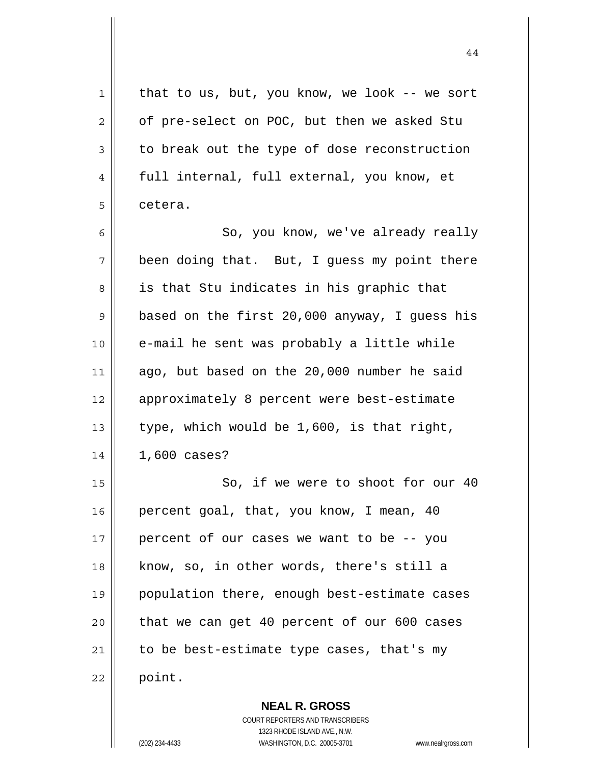that to us, but, you know, we look -- we sort of pre-select on POC, but then we asked Stu to break out the type of dose reconstruction full internal, full external, you know, et cetera.

So, you know, we've already really been doing that. But, I guess my point there is that Stu indicates in his graphic that based on the first 20,000 anyway, I guess his e-mail he sent was probably a little while ago, but based on the 20,000 number he said approximately 8 percent were best-estimate type, which would be 1,600, is that right, 1,600 cases?

So, if we were to shoot for our 40 percent goal, that, you know, I mean, 40 percent of our cases we want to be -- you know, so, in other words, there's still a population there, enough best-estimate cases that we can get 40 percent of our 600 cases to be best-estimate type cases, that's my point.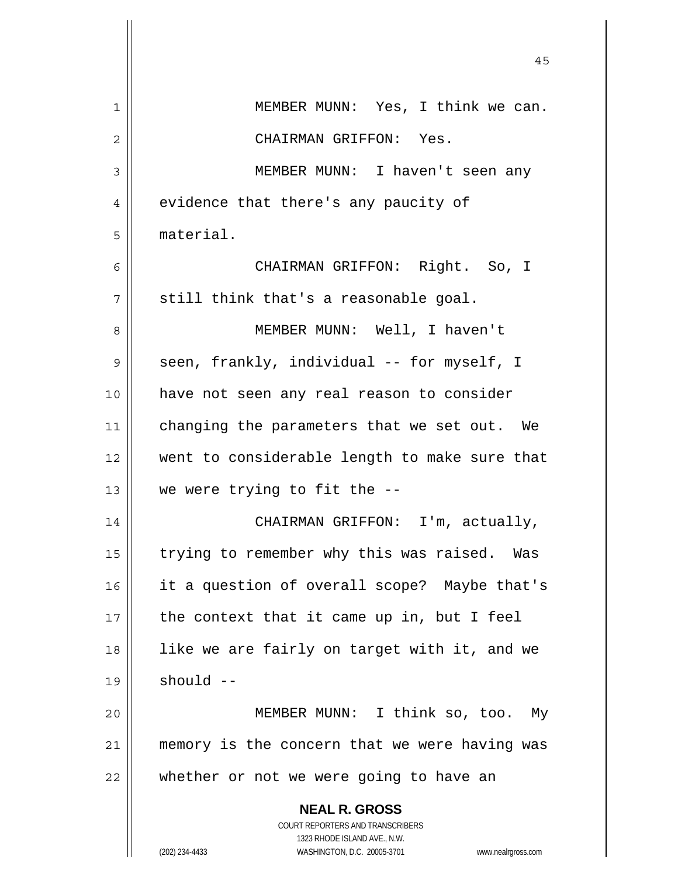MEMBER MUNN: Yes, I think we can.

CHAIRMAN GRIFFON: Yes.

MEMBER MUNN: I haven't seen any evidence that there's any paucity of material.

CHAIRMAN GRIFFON: Right. So, I still think that's a reasonable goal.

MEMBER MUNN: Well, I haven't seen, frankly, individual -- for myself, I have not seen any real reason to consider changing the parameters that we set out. We went to considerable length to make sure that we were trying to fit the --

CHAIRMAN GRIFFON: I'm, actually, trying to remember why this was raised. Was it a question of overall scope? Maybe that's the context that it came up in, but I feel like we are fairly on target with it, and we should --

MEMBER MUNN: I think so, too. My memory is the concern that we were having was whether or not we were going to have an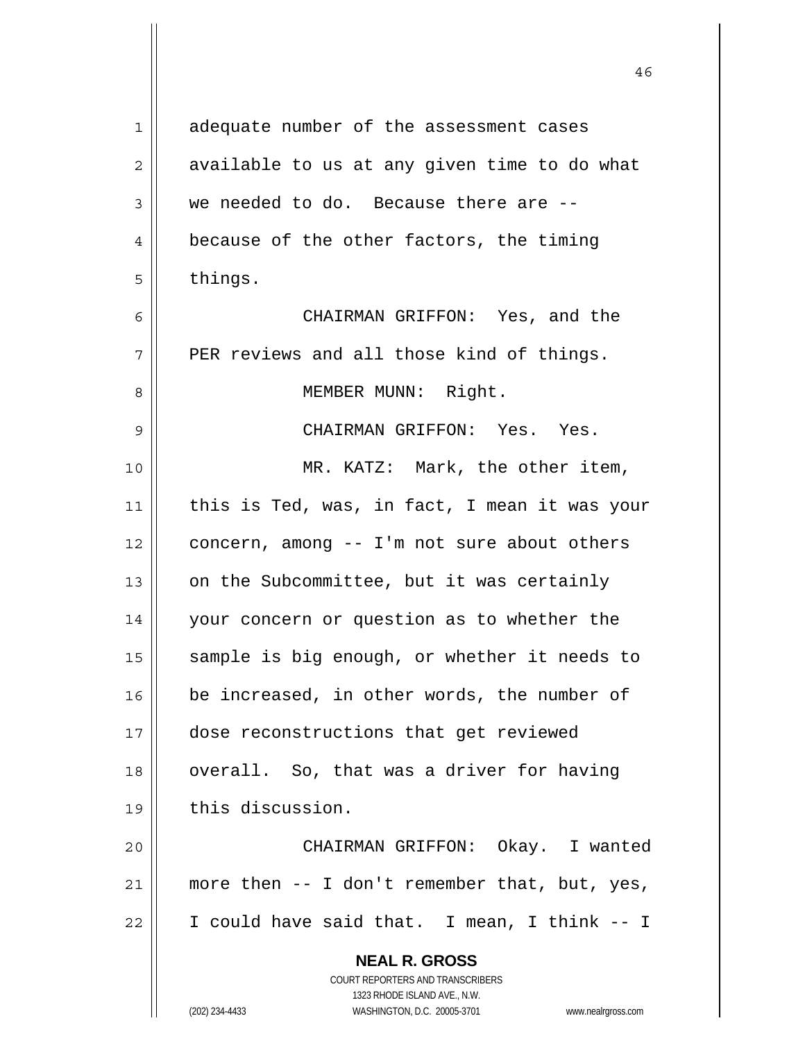adequate number of the assessment cases available to us at any given time to do what we needed to do. Because there are -- because of the other factors, the timing things.

CHAIRMAN GRIFFON: Yes, and the PER reviews and all those kind of things.

MEMBER MUNN: Right.

CHAIRMAN GRIFFON: Yes. Yes.

MR. KATZ: Mark, the other item, this is Ted, was, in fact, I mean it was your concern, among -- I'm not sure about others on the Subcommittee, but it was certainly your concern or question as to whether the sample is big enough, or whether it needs to be increased, in other words, the number of dose reconstructions that get reviewed overall. So, that was a driver for having this discussion.

CHAIRMAN GRIFFON: Okay. I wanted more then -- I don't remember that, but, yes, I could have said that. I mean, I think -- I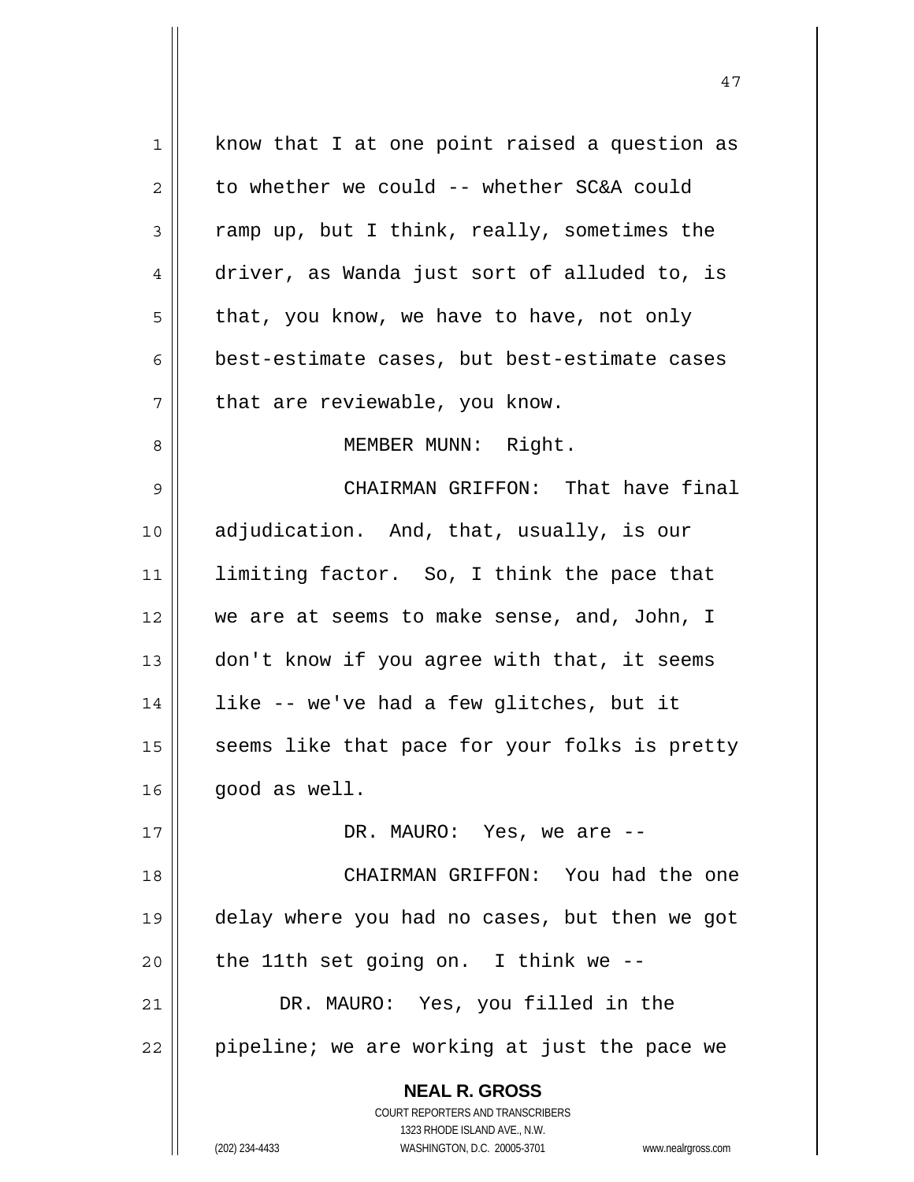know that I at one point raised a question as to whether we could -- whether SC&A could ramp up, but I think, really, sometimes the driver, as Wanda just sort of alluded to, is that, you know, we have to have, not only best-estimate cases, but best-estimate cases that are reviewable, you know.

MEMBER MUNN: Right.

CHAIRMAN GRIFFON: That have final adjudication. And, that, usually, is our limiting factor. So, I think the pace that we are at seems to make sense, and, John, I don't know if you agree with that, it seems like -- we've had a few glitches, but it seems like that pace for your folks is pretty good as well.

DR. MAURO: Yes, we are --

CHAIRMAN GRIFFON: You had the one delay where you had no cases, but then we got the 11th set going on. I think we --

DR. MAURO: Yes, you filled in the pipeline; we are working at just the pace we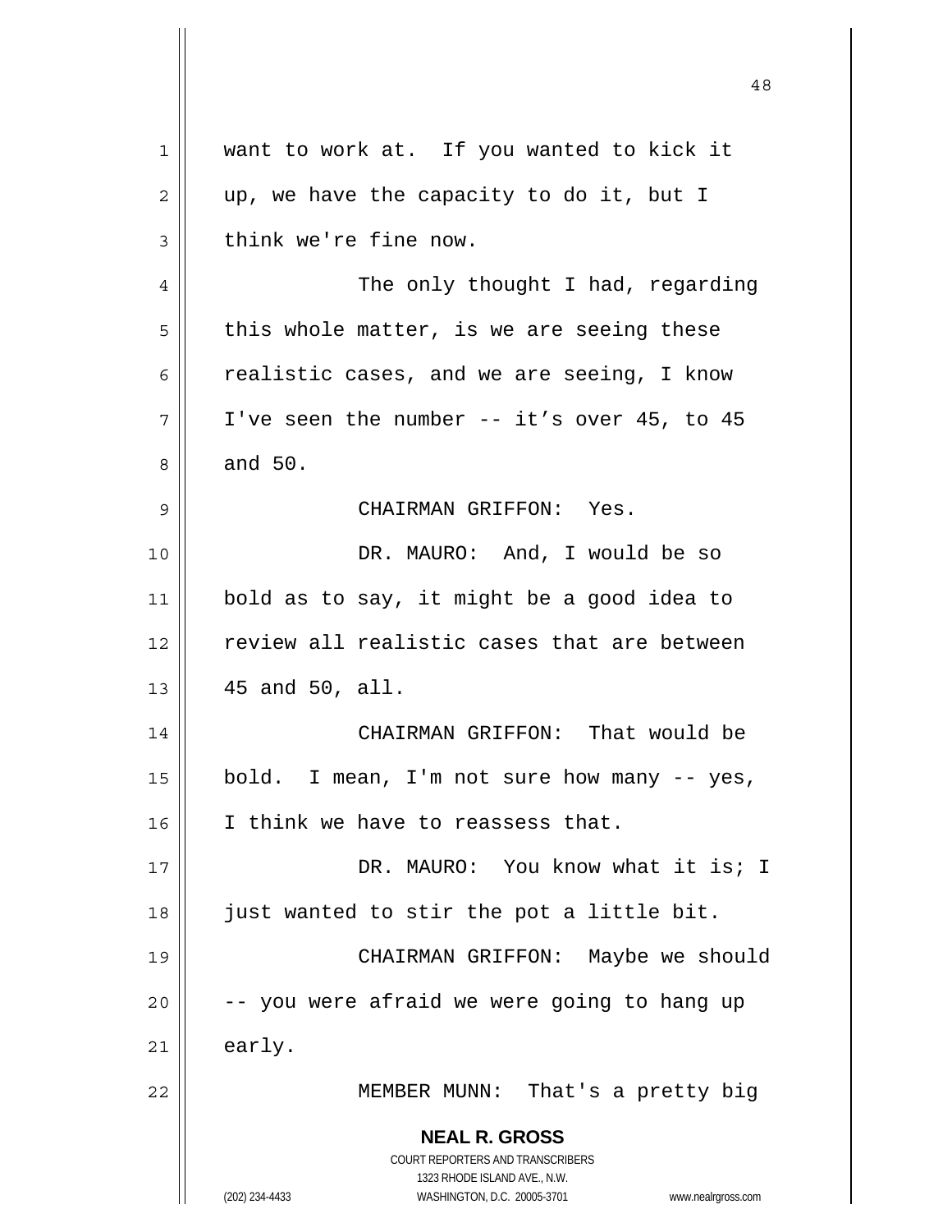want to work at. If you wanted to kick it up, we have the capacity to do it, but I think we're fine now.

The only thought I had, regarding this whole matter, is we are seeing these realistic cases, and we are seeing, I know I've seen the number -- it’s over 45, to 45 and 50.

CHAIRMAN GRIFFON: Yes.

DR. MAURO: And, I would be so bold as to say, it might be a good idea to review all realistic cases that are between 45 and 50, all.

CHAIRMAN GRIFFON: That would be bold. I mean, I'm not sure how many -- yes, I think we have to reassess that.

DR. MAURO: You know what it is; I just wanted to stir the pot a little bit.

CHAIRMAN GRIFFON: Maybe we should -- you were afraid we were going to hang up early.

MEMBER MUNN: That's a pretty big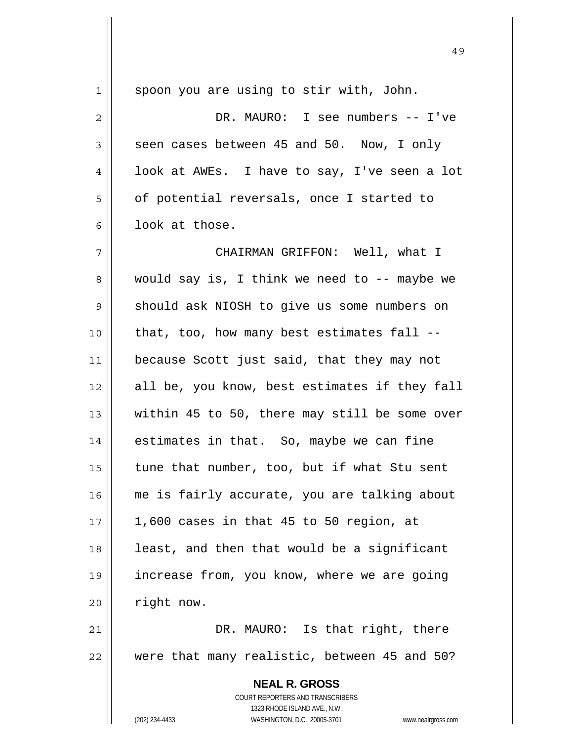spoon you are using to stir with, John.

DR. MAURO: I see numbers -- I've seen cases between 45 and 50. Now, I only look at AWEs. I have to say, I've seen a lot of potential reversals, once I started to look at those.

CHAIRMAN GRIFFON: Well, what I would say is, I think we need to -- maybe we should ask NIOSH to give us some numbers on that, too, how many best estimates fall -- because Scott just said, that they may not all be, you know, best estimates if they fall within 45 to 50, there may still be some over estimates in that. So, maybe we can fine tune that number, too, but if what Stu sent me is fairly accurate, you are talking about 1,600 cases in that 45 to 50 region, at least, and then that would be a significant increase from, you know, where we are going right now.

DR. MAURO: Is that right, there were that many realistic, between 45 and 50?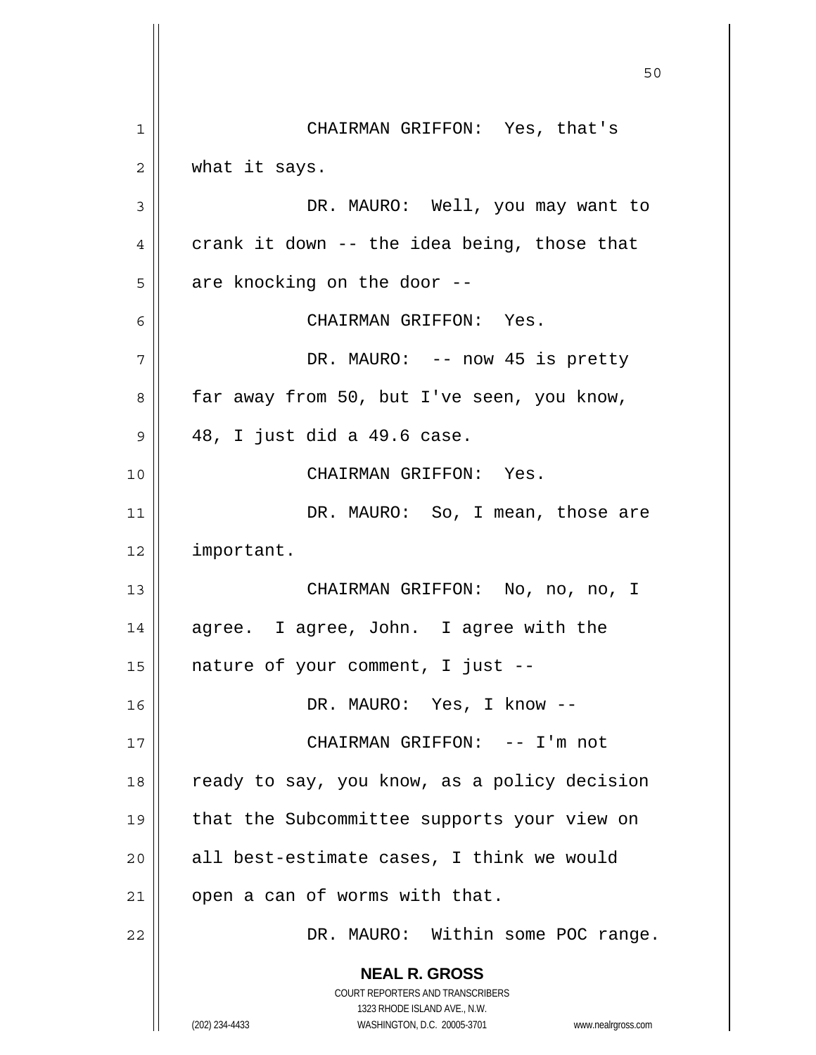CHAIRMAN GRIFFON: Yes, that's what it says.

DR. MAURO: Well, you may want to crank it down -- the idea being, those that are knocking on the door --

CHAIRMAN GRIFFON: Yes.

DR. MAURO: -- now 45 is pretty far away from 50, but I've seen, you know, 48, I just did a 49.6 case.

CHAIRMAN GRIFFON: Yes.

DR. MAURO: So, I mean, those are important.

CHAIRMAN GRIFFON: No, no, no, I agree. I agree, John. I agree with the nature of your comment, I just --

DR. MAURO: Yes, I know --

CHAIRMAN GRIFFON: -- I'm not ready to say, you know, as a policy decision that the Subcommittee supports your view on all best-estimate cases, I think we would open a can of worms with that.

DR. MAURO: Within some POC range.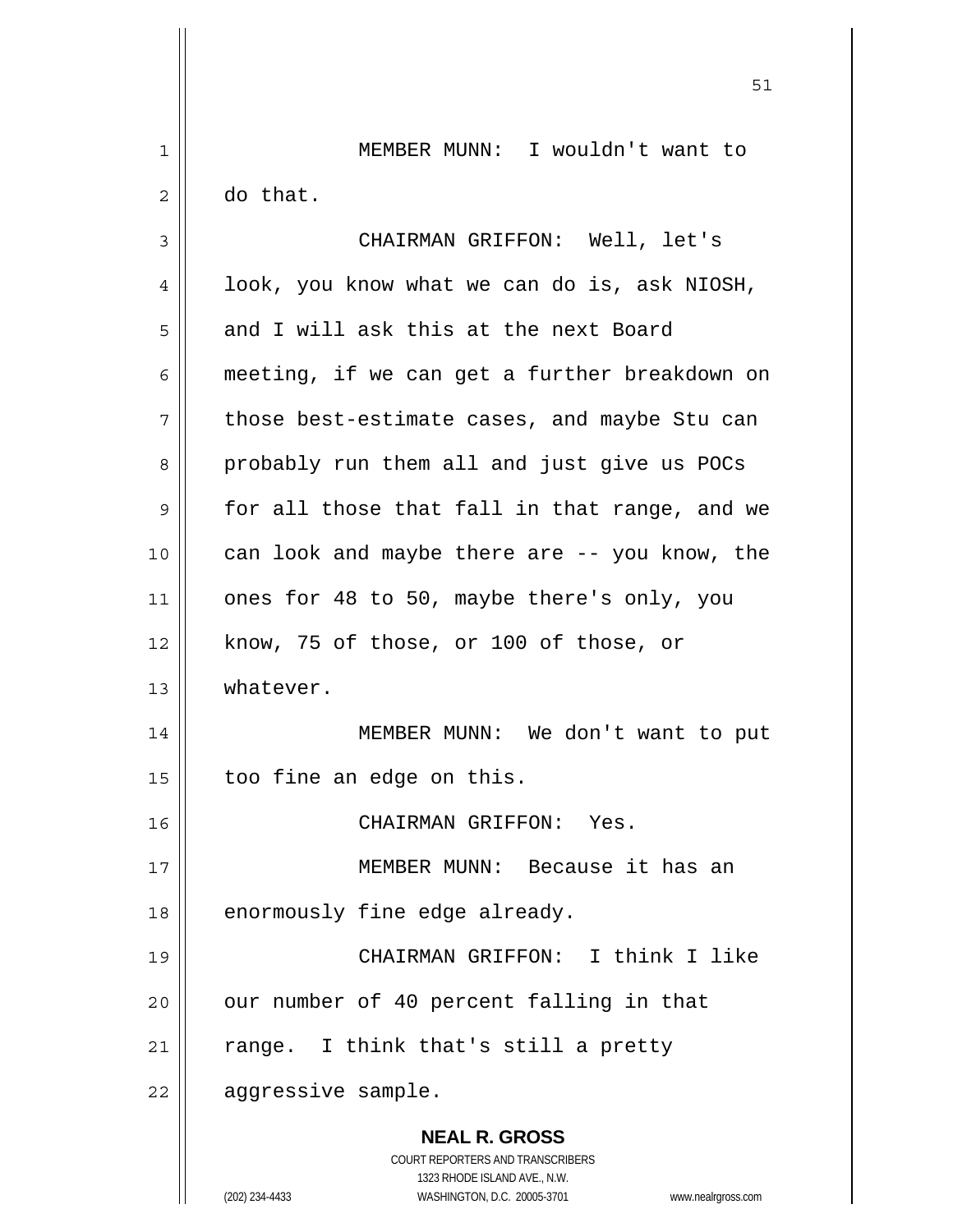MEMBER MUNN: I wouldn't want to do that.

CHAIRMAN GRIFFON: Well, let's look, you know what we can do is, ask NIOSH, and I will ask this at the next Board meeting, if we can get a further breakdown on those best-estimate cases, and maybe Stu can probably run them all and just give us POCs for all those that fall in that range, and we can look and maybe there are -- you know, the ones for 48 to 50, maybe there's only, you know, 75 of those, or 100 of those, or whatever.

MEMBER MUNN: We don't want to put too fine an edge on this.

CHAIRMAN GRIFFON: Yes.

MEMBER MUNN: Because it has an enormously fine edge already.

CHAIRMAN GRIFFON: I think I like our number of 40 percent falling in that range. I think that's still a pretty aggressive sample.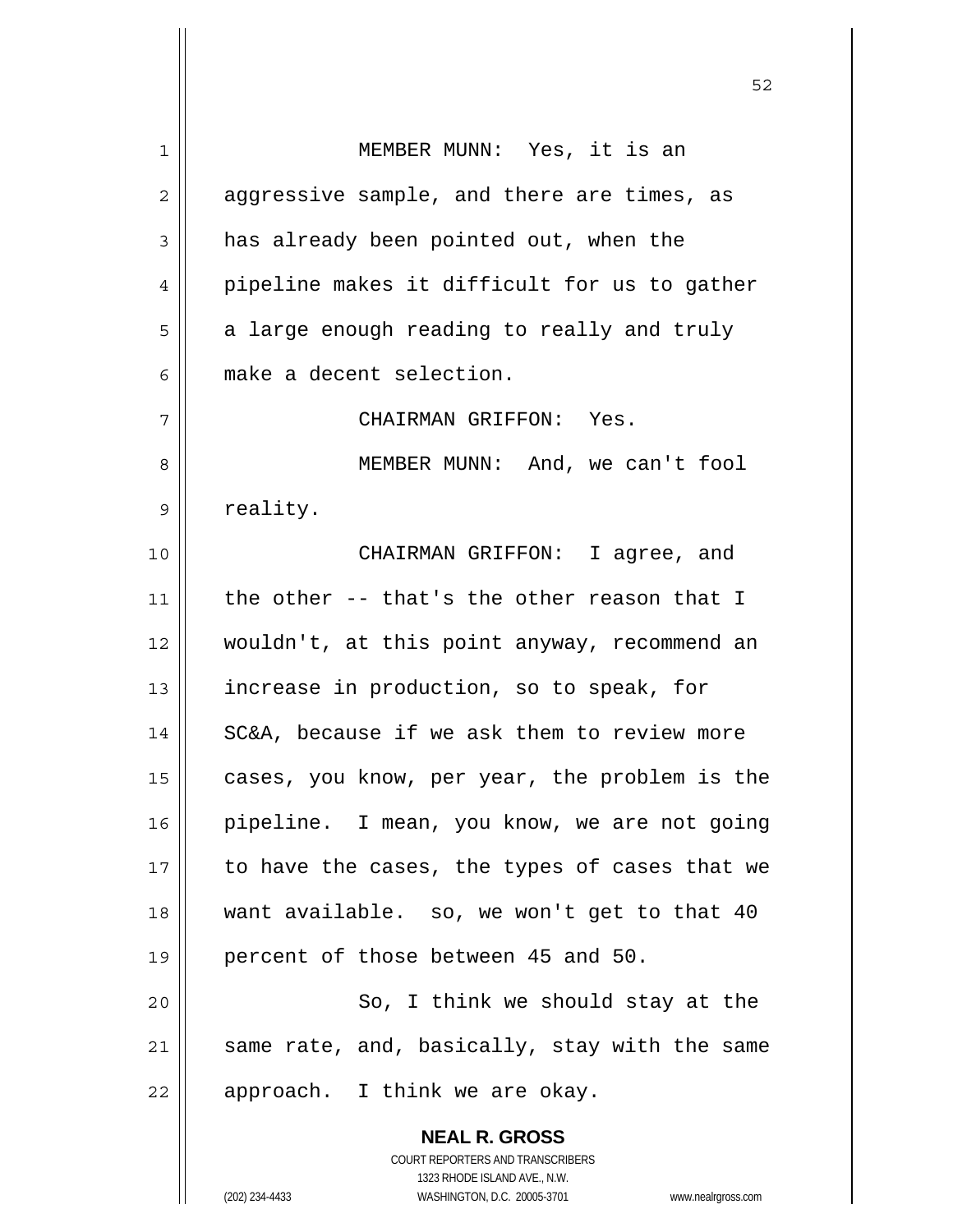MEMBER MUNN: Yes, it is an aggressive sample, and there are times, as has already been pointed out, when the pipeline makes it difficult for us to gather a large enough reading to really and truly make a decent selection.

CHAIRMAN GRIFFON: Yes.

MEMBER MUNN: And, we can't fool reality.

CHAIRMAN GRIFFON: I agree, and the other -- that's the other reason that I wouldn't, at this point anyway, recommend an increase in production, so to speak, for SC&A, because if we ask them to review more cases, you know, per year, the problem is the pipeline. I mean, you know, we are not going to have the cases, the types of cases that we want available. so, we won't get to that 40 percent of those between 45 and 50.

So, I think we should stay at the same rate, and, basically, stay with the same approach. I think we are okay.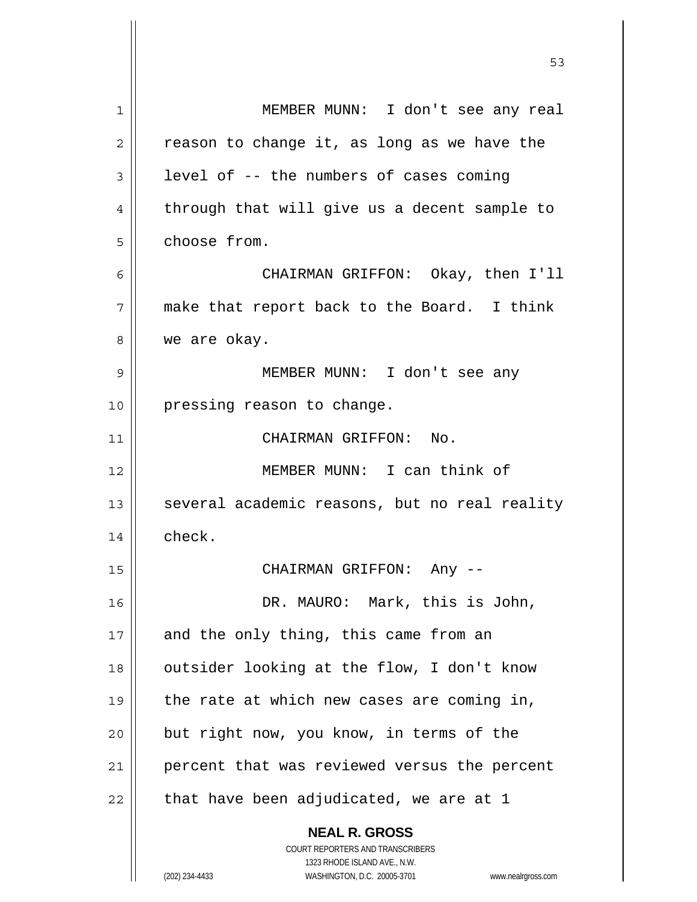MEMBER MUNN: I don't see any real reason to change it, as long as we have the level of -- the numbers of cases coming through that will give us a decent sample to choose from.

CHAIRMAN GRIFFON: Okay, then I'll make that report back to the Board. I think we are okay.

MEMBER MUNN: I don't see any pressing reason to change.

CHAIRMAN GRIFFON: No.

MEMBER MUNN: I can think of several academic reasons, but no real reality check.

CHAIRMAN GRIFFON: Any --

DR. MAURO: Mark, this is John, and the only thing, this came from an outsider looking at the flow, I don't know the rate at which new cases are coming in, but right now, you know, in terms of the percent that was reviewed versus the percent that have been adjudicated, we are at 1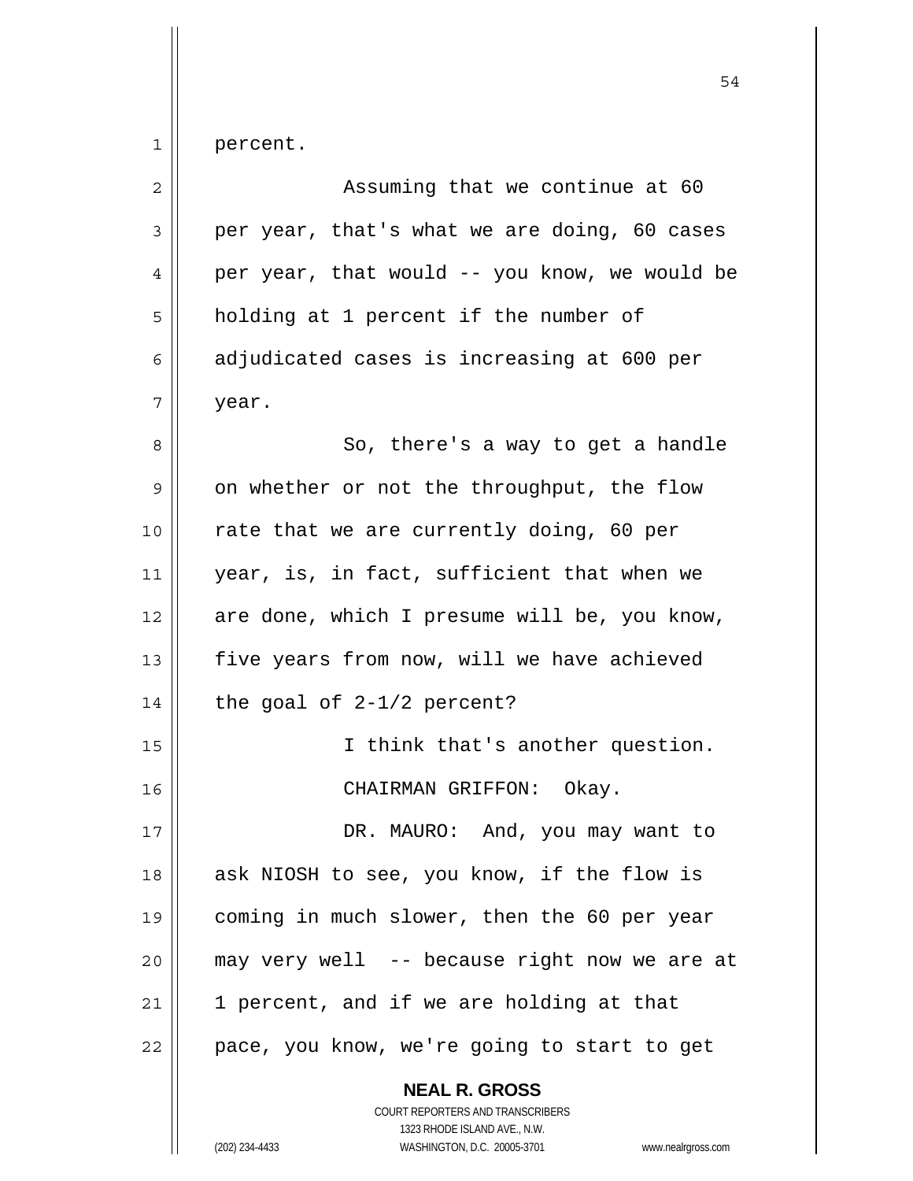percent.

Assuming that we continue at 60 per year, that's what we are doing, 60 cases per year, that would -- you know, we would be holding at 1 percent if the number of adjudicated cases is increasing at 600 per year.

So, there's a way to get a handle on whether or not the throughput, the flow rate that we are currently doing, 60 per year, is, in fact, sufficient that when we are done, which I presume will be, you know, five years from now, will we have achieved the goal of 2-1/2 percent?

I think that's another question.

CHAIRMAN GRIFFON: Okay.

DR. MAURO: And, you may want to ask NIOSH to see, you know, if the flow is coming in much slower, then the 60 per year may very well -- because right now we are at 1 percent, and if we are holding at that pace, you know, we're going to start to get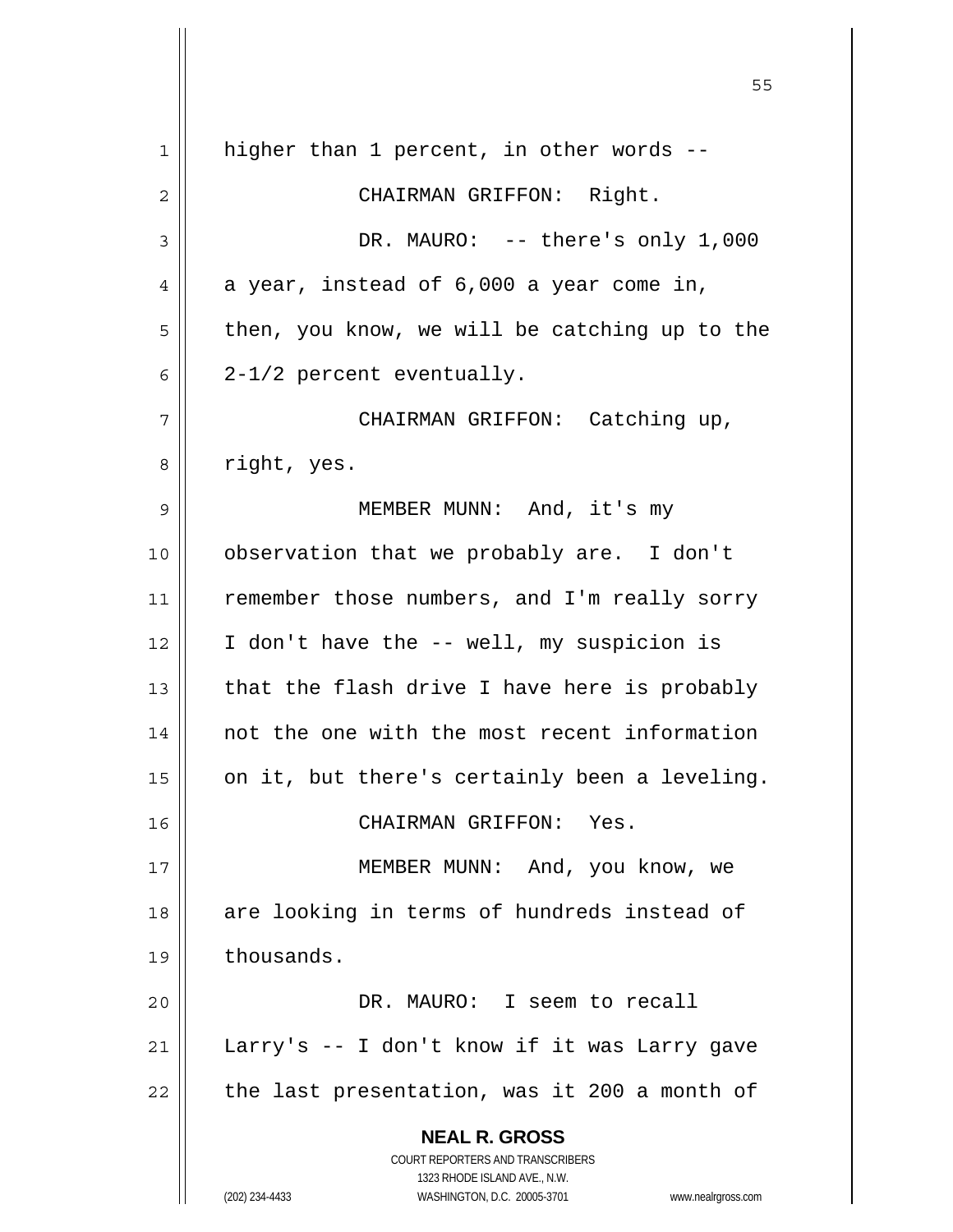higher than 1 percent, in other words --

CHAIRMAN GRIFFON: Right.

DR. MAURO: -- there's only 1,000 a year, instead of 6,000 a year come in, then, you know, we will be catching up to the 2-1/2 percent eventually.

CHAIRMAN GRIFFON: Catching up, right, yes.

MEMBER MUNN: And, it's my observation that we probably are. I don't remember those numbers, and I'm really sorry I don't have the -- well, my suspicion is that the flash drive I have here is probably not the one with the most recent information on it, but there's certainly been a leveling.

CHAIRMAN GRIFFON: Yes.

MEMBER MUNN: And, you know, we are looking in terms of hundreds instead of thousands.

DR. MAURO: I seem to recall Larry's -- I don't know if it was Larry gave the last presentation, was it 200 a month of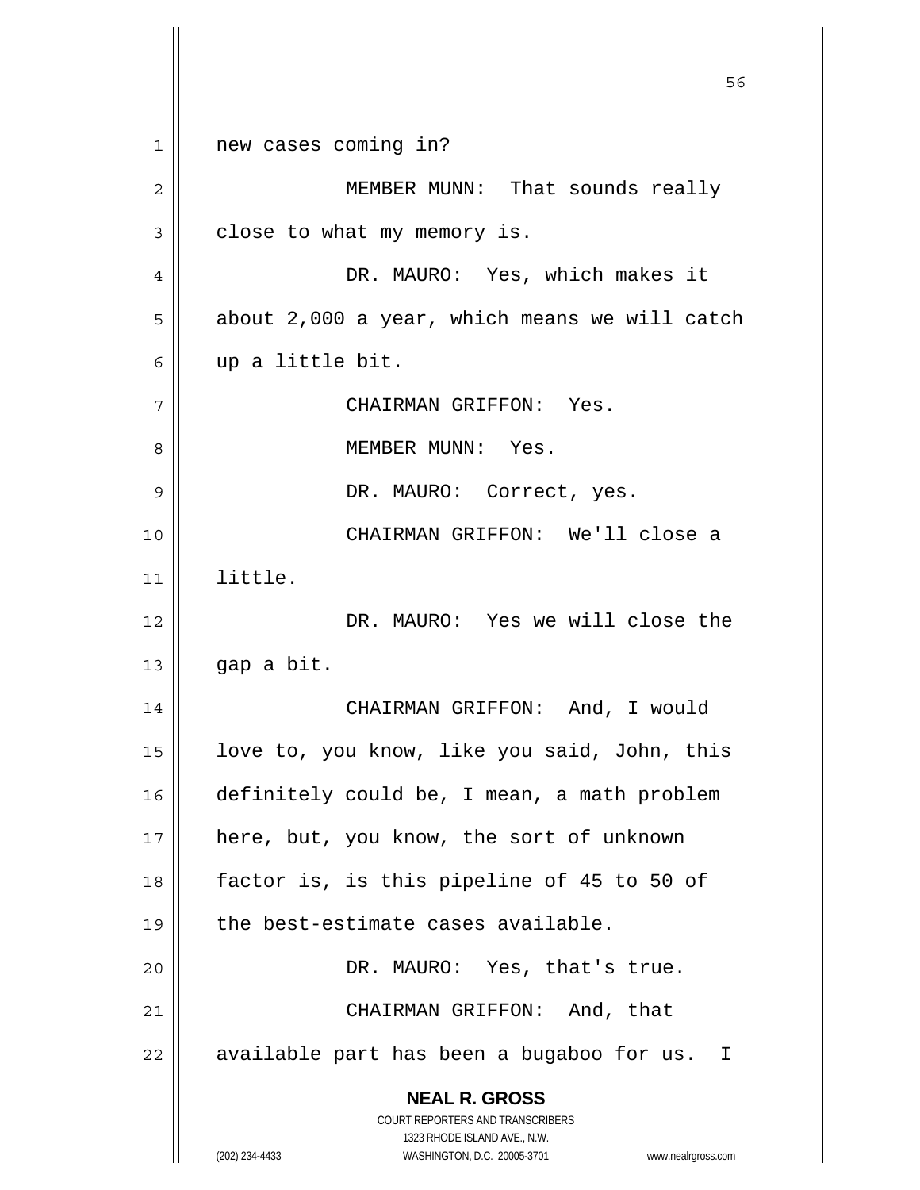new cases coming in?

MEMBER MUNN: That sounds really close to what my memory is.

DR. MAURO: Yes, which makes it about 2,000 a year, which means we will catch up a little bit.

CHAIRMAN GRIFFON: Yes.

MEMBER MUNN: Yes.

DR. MAURO: Correct, yes.

CHAIRMAN GRIFFON: We'll close a little.

DR. MAURO: Yes we will close the gap a bit.

CHAIRMAN GRIFFON: And, I would love to, you know, like you said, John, this definitely could be, I mean, a math problem here, but, you know, the sort of unknown factor is, is this pipeline of 45 to 50 of the best-estimate cases available.

DR. MAURO: Yes, that's true.

CHAIRMAN GRIFFON: And, that available part has been a bugaboo for us. I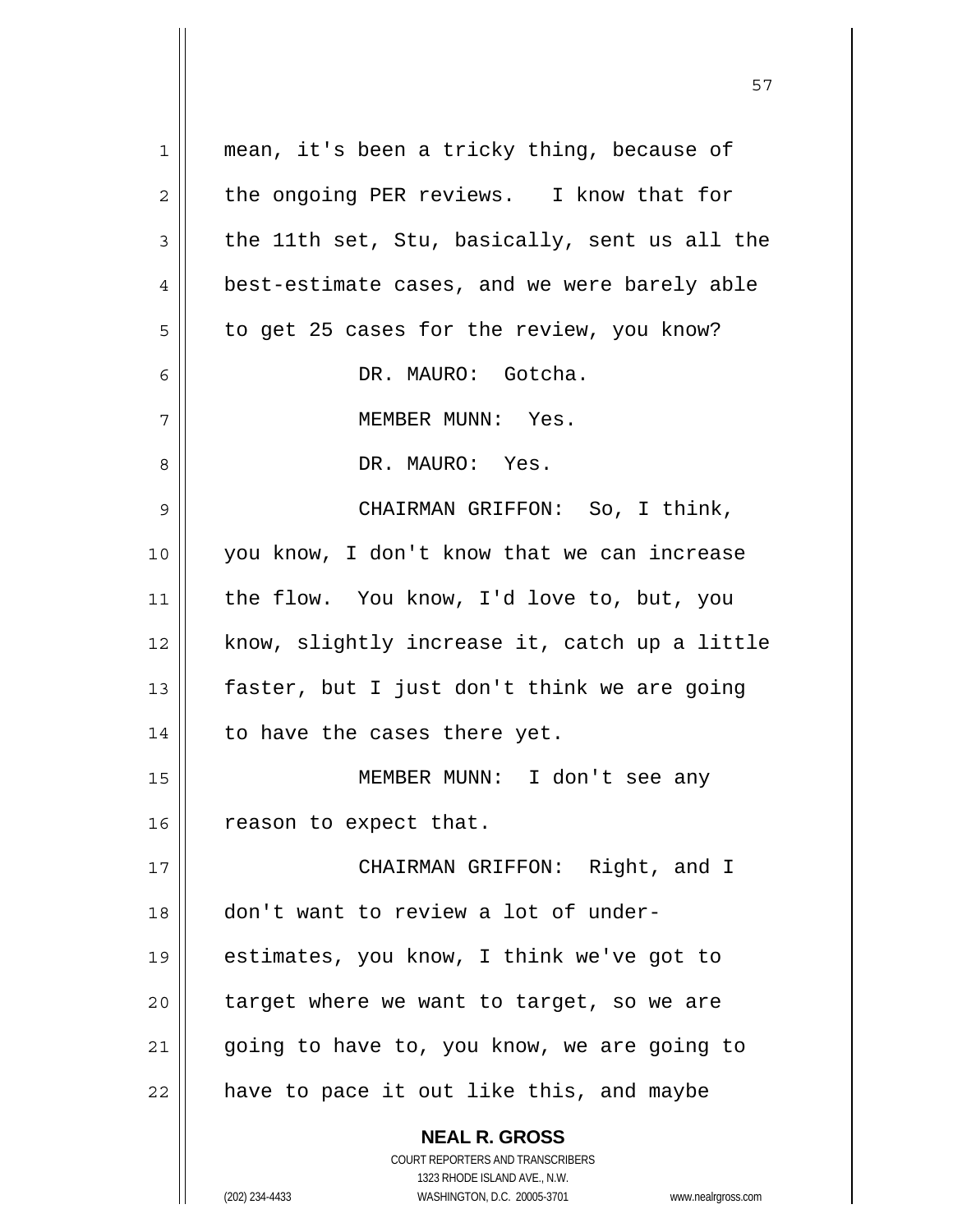mean, it's been a tricky thing, because of the ongoing PER reviews. I know that for the 11th set, Stu, basically, sent us all the best-estimate cases, and we were barely able to get 25 cases for the review, you know?

DR. MAURO: Gotcha.

MEMBER MUNN: Yes.

DR. MAURO: Yes.

CHAIRMAN GRIFFON: So, I think, you know, I don't know that we can increase the flow. You know, I'd love to, but, you know, slightly increase it, catch up a little faster, but I just don't think we are going to have the cases there yet.

MEMBER MUNN: I don't see any reason to expect that.

CHAIRMAN GRIFFON: Right, and I don't want to review a lot of under-estimates, you know, I think we've got to target where we want to target, so we are going to have to, you know, we are going to have to pace it out like this, and maybe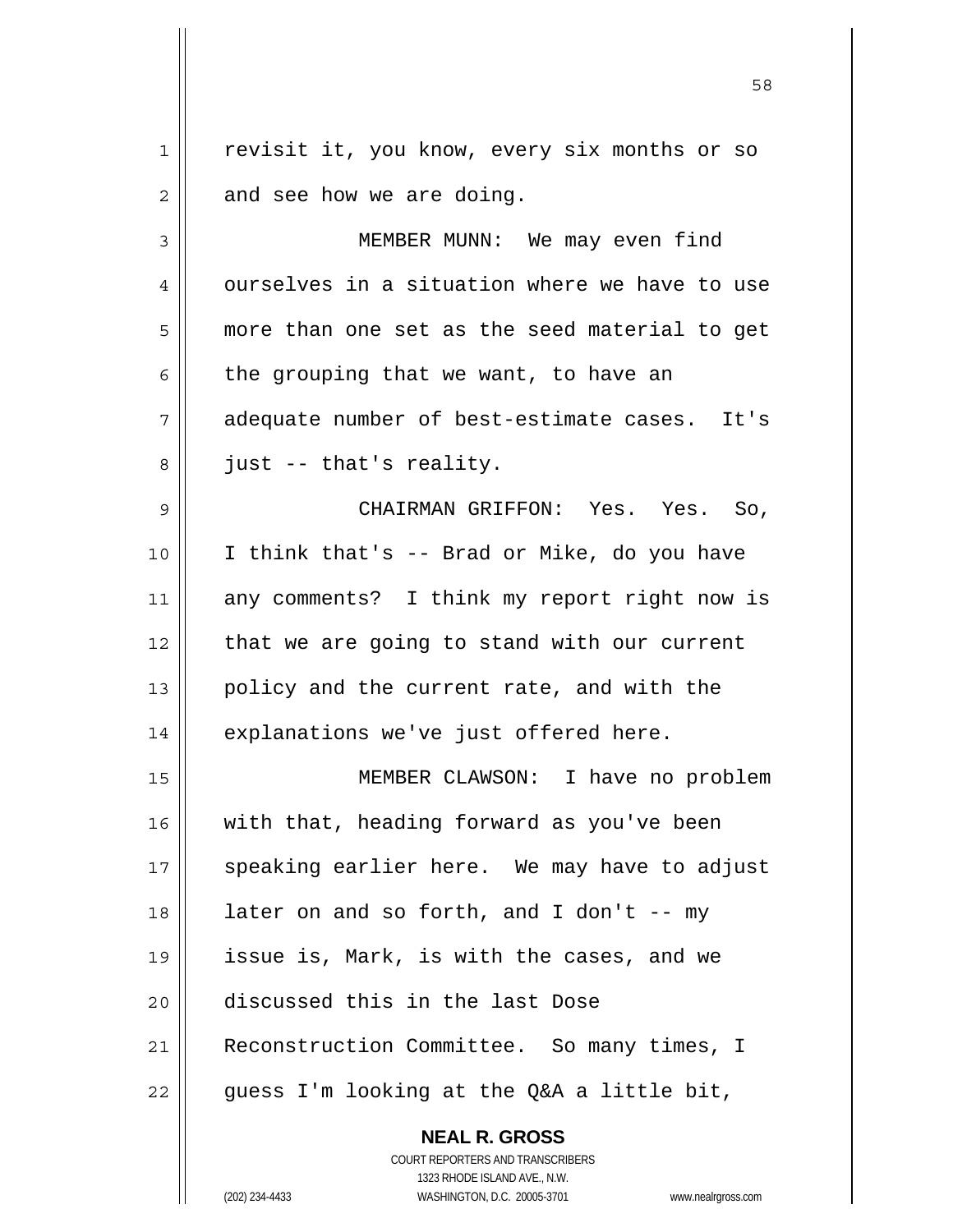revisit it, you know, every six months or so and see how we are doing.

MEMBER MUNN: We may even find ourselves in a situation where we have to use more than one set as the seed material to get the grouping that we want, to have an adequate number of best-estimate cases. It's just -- that's reality.

CHAIRMAN GRIFFON: Yes. Yes. So, I think that's -- Brad or Mike, do you have any comments? I think my report right now is that we are going to stand with our current policy and the current rate, and with the explanations we've just offered here.

MEMBER CLAWSON: I have no problem with that, heading forward as you've been speaking earlier here. We may have to adjust later on and so forth, and I don't -- my issue is, Mark, is with the cases, and we discussed this in the last Dose Reconstruction Committee. So many times, I guess I'm looking at the Q&A a little bit,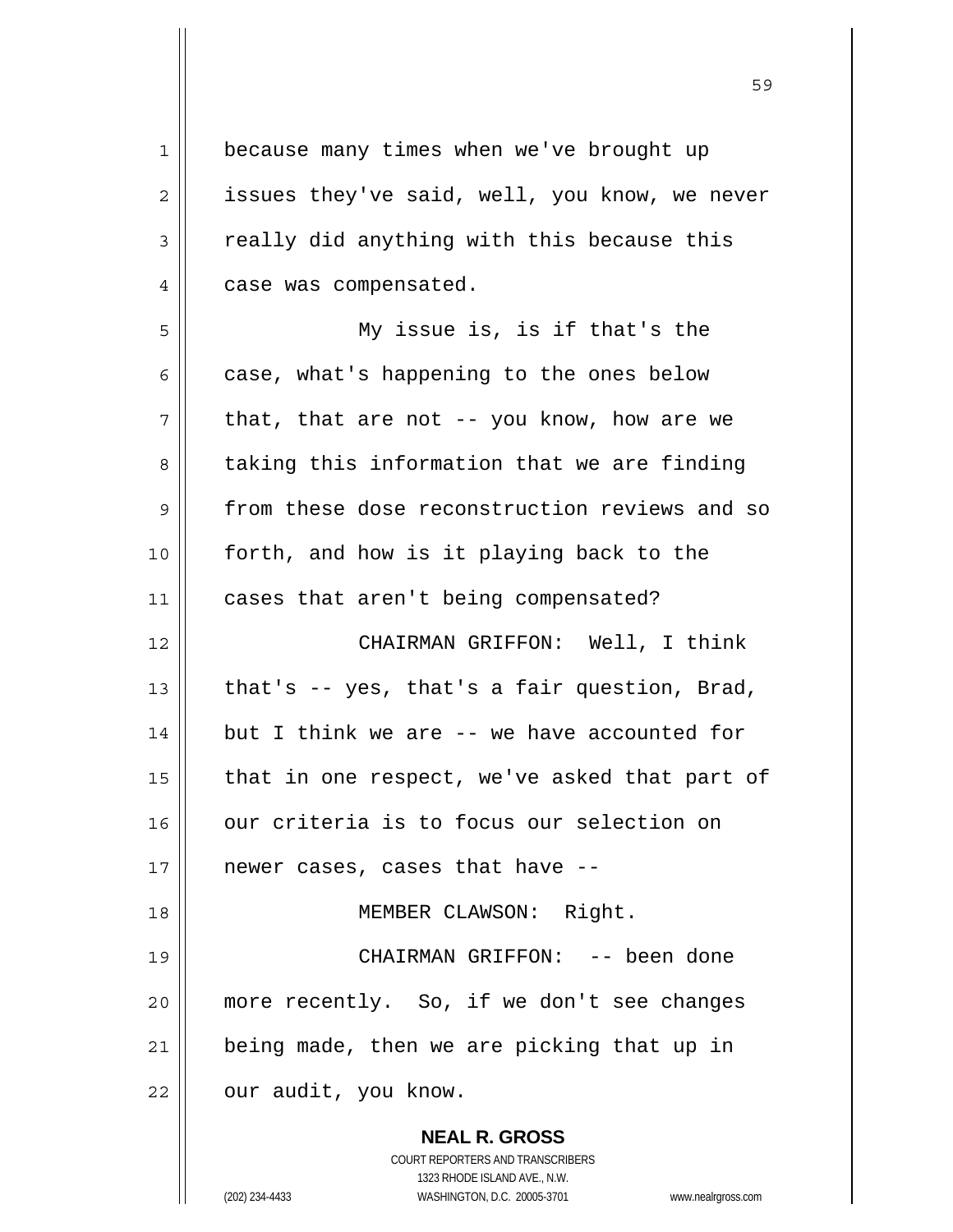because many times when we've brought up issues they've said, well, you know, we never really did anything with this because this case was compensated.

My issue is, is if that's the case, what's happening to the ones below that, that are not -- you know, how are we taking this information that we are finding from these dose reconstruction reviews and so forth, and how is it playing back to the cases that aren't being compensated?

CHAIRMAN GRIFFON: Well, I think that's -- yes, that's a fair question, Brad, but I think we are -- we have accounted for that in one respect, we've asked that part of our criteria is to focus our selection on newer cases, cases that have --

MEMBER CLAWSON: Right.

CHAIRMAN GRIFFON: -- been done more recently. So, if we don't see changes being made, then we are picking that up in our audit, you know.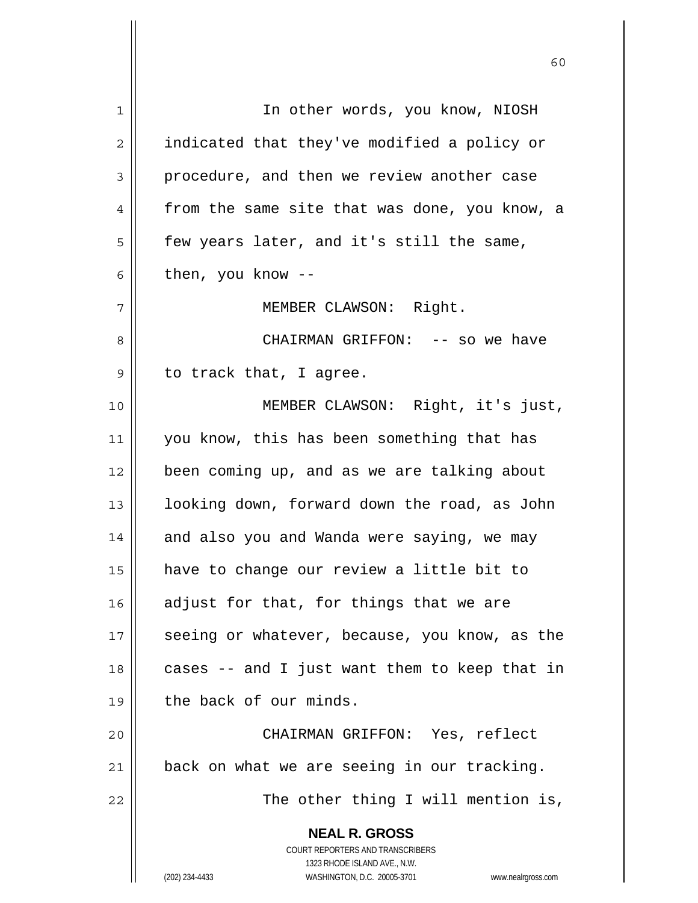In other words, you know, NIOSH indicated that they've modified a policy or procedure, and then we review another case from the same site that was done, you know, a few years later, and it's still the same, then, you know --

MEMBER CLAWSON: Right.

CHAIRMAN GRIFFON: -- so we have to track that, I agree.

MEMBER CLAWSON: Right, it's just, you know, this has been something that has been coming up, and as we are talking about looking down, forward down the road, as John and also you and Wanda were saying, we may have to change our review a little bit to adjust for that, for things that we are seeing or whatever, because, you know, as the cases -- and I just want them to keep that in the back of our minds.

CHAIRMAN GRIFFON: Yes, reflect back on what we are seeing in our tracking.

The other thing I will mention is,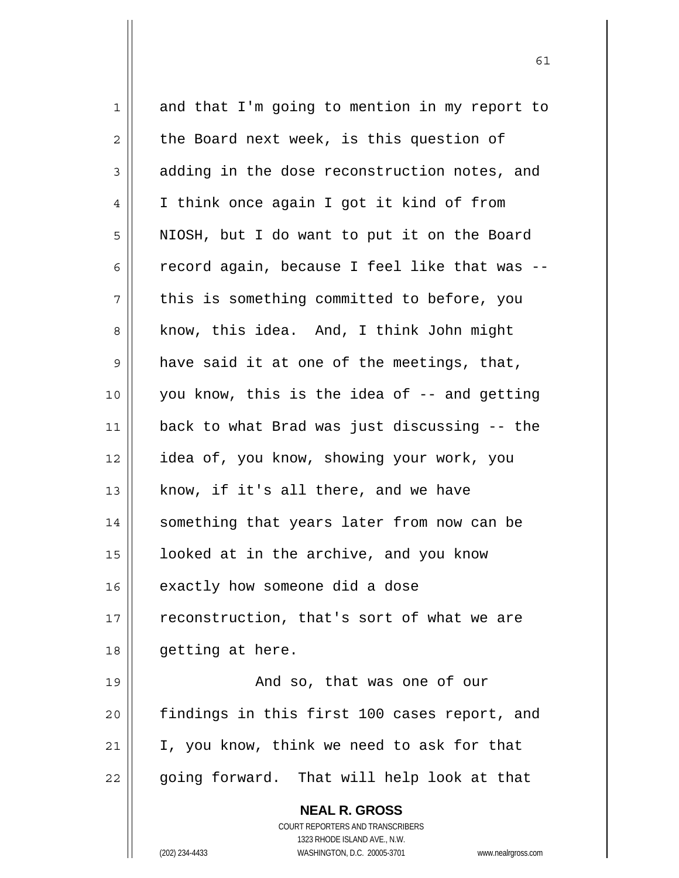and that I'm going to mention in my report to the Board next week, is this question of adding in the dose reconstruction notes, and I think once again I got it kind of from NIOSH, but I do want to put it on the Board record again, because I feel like that was -- this is something committed to before, you know, this idea. And, I think John might have said it at one of the meetings, that, you know, this is the idea of -- and getting back to what Brad was just discussing -- the idea of, you know, showing your work, you know, if it's all there, and we have something that years later from now can be looked at in the archive, and you know exactly how someone did a dose reconstruction, that's sort of what we are getting at here.

And so, that was one of our findings in this first 100 cases report, and I, you know, think we need to ask for that going forward. That will help look at that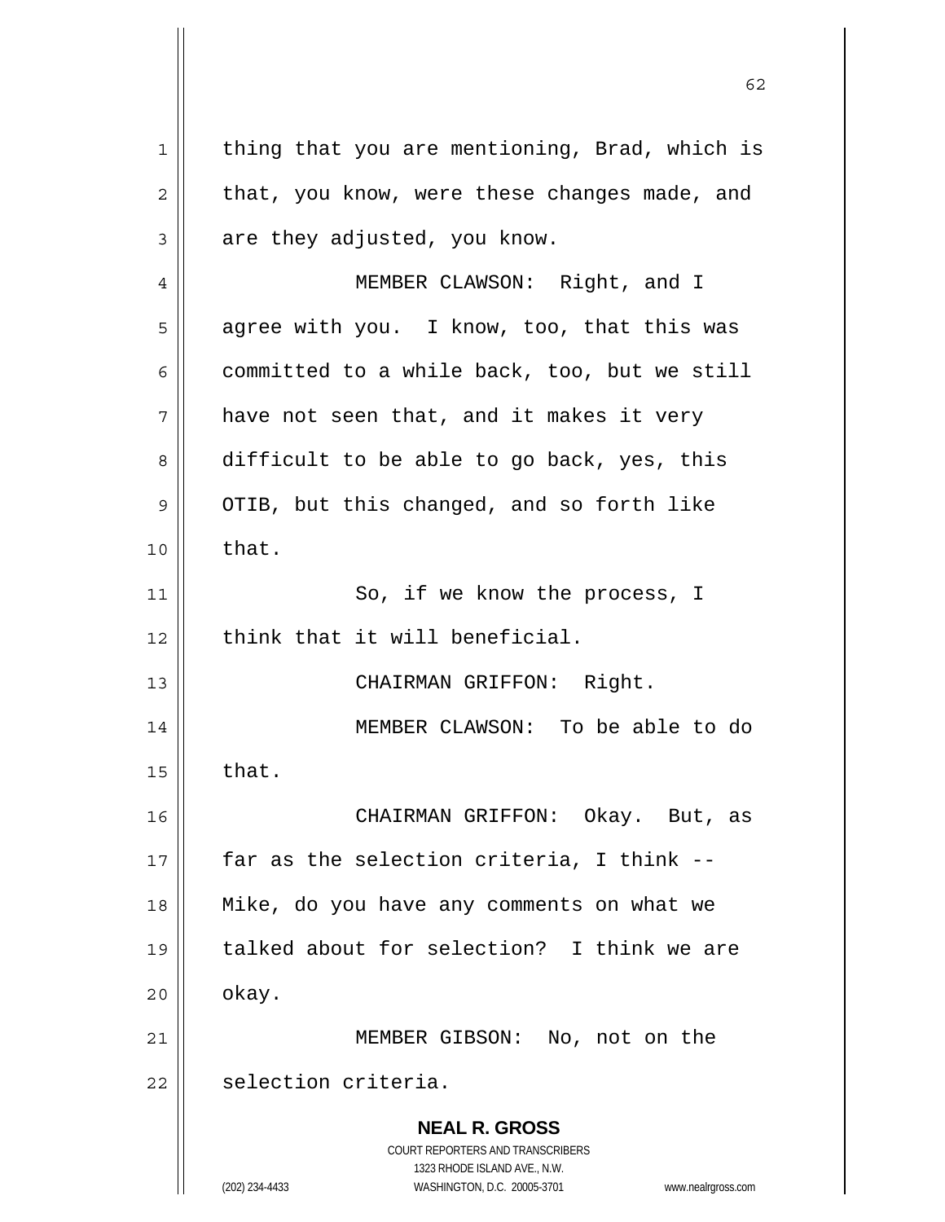thing that you are mentioning, Brad, which is that, you know, were these changes made, and are they adjusted, you know.

MEMBER CLAWSON: Right, and I agree with you. I know, too, that this was committed to a while back, too, but we still have not seen that, and it makes it very difficult to be able to go back, yes, this OTIB, but this changed, and so forth like that.

So, if we know the process, I think that it will beneficial.

CHAIRMAN GRIFFON: Right.

MEMBER CLAWSON: To be able to do that.

CHAIRMAN GRIFFON: Okay. But, as far as the selection criteria, I think -- Mike, do you have any comments on what we talked about for selection? I think we are okay.

MEMBER GIBSON: No, not on the selection criteria.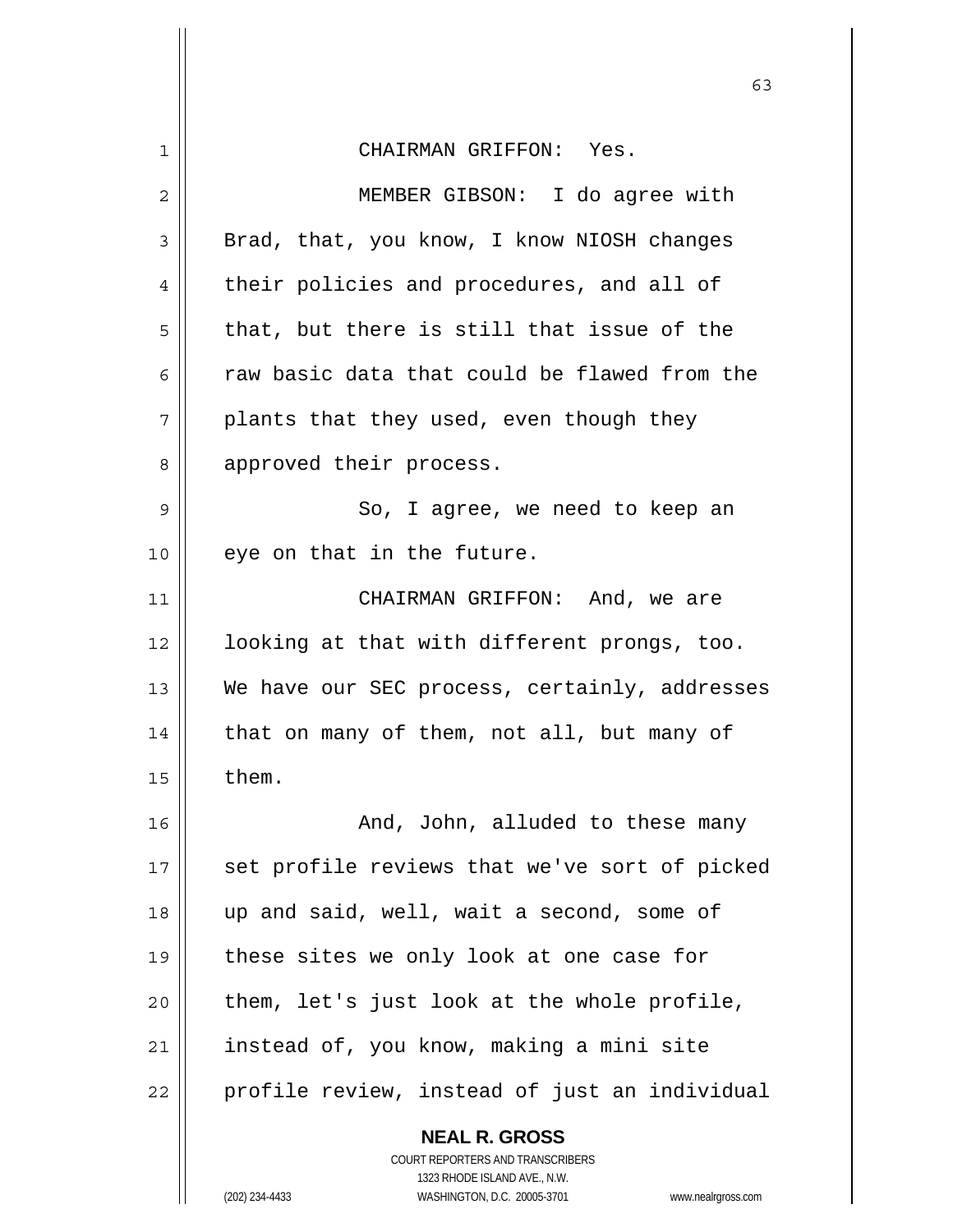CHAIRMAN GRIFFON: Yes.

MEMBER GIBSON: I do agree with Brad, that, you know, I know NIOSH changes their policies and procedures, and all of that, but there is still that issue of the raw basic data that could be flawed from the plants that they used, even though they approved their process.

So, I agree, we need to keep an eye on that in the future.

CHAIRMAN GRIFFON: And, we are looking at that with different prongs, too. We have our SEC process, certainly, addresses that on many of them, not all, but many of them.

And, John, alluded to these many set profile reviews that we've sort of picked up and said, well, wait a second, some of these sites we only look at one case for them, let's just look at the whole profile, instead of, you know, making a mini site profile review, instead of just an individual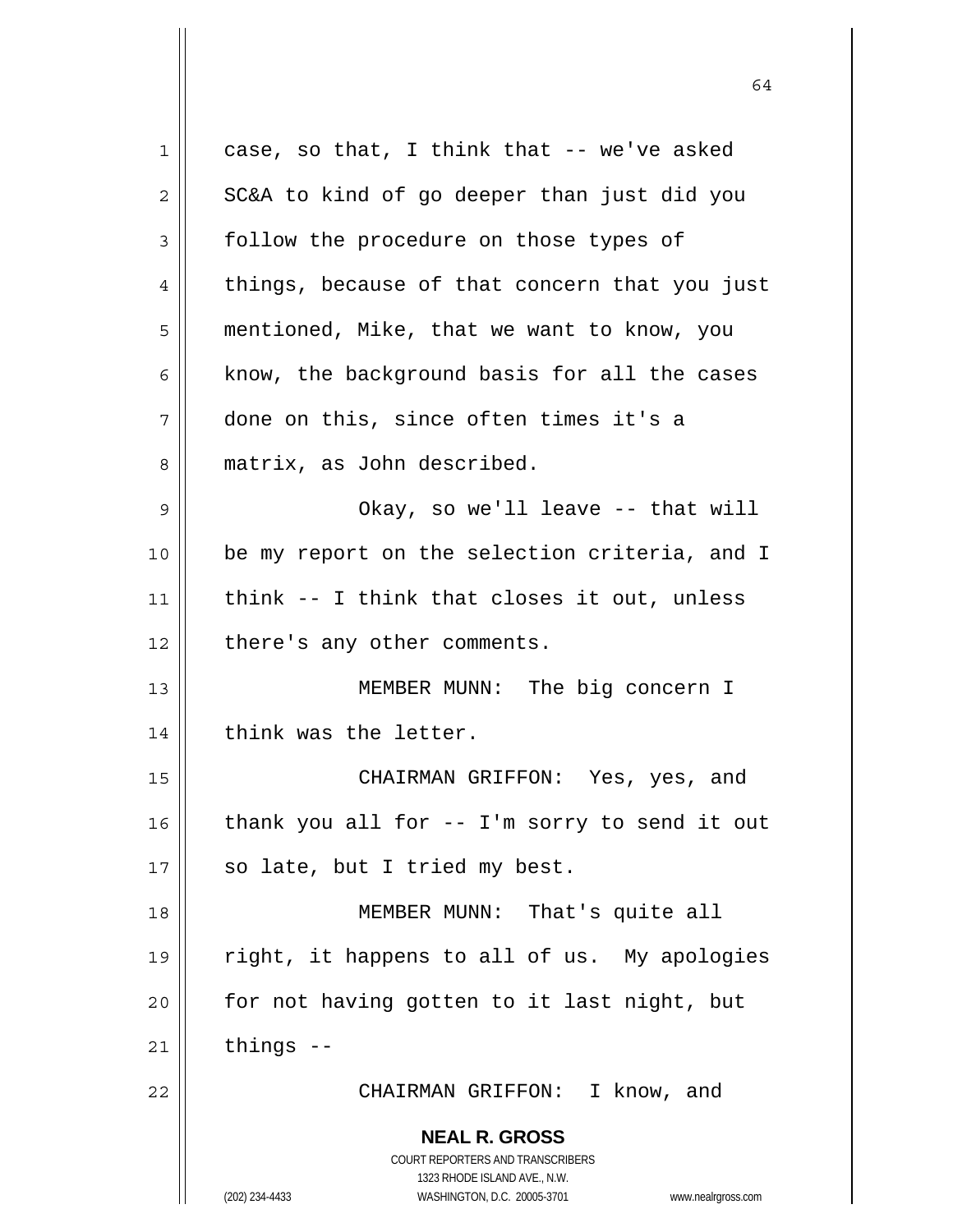case, so that, I think that -- we've asked SC&A to kind of go deeper than just did you follow the procedure on those types of things, because of that concern that you just mentioned, Mike, that we want to know, you know, the background basis for all the cases done on this, since often times it's a matrix, as John described.

Okay, so we'll leave -- that will be my report on the selection criteria, and I think -- I think that closes it out, unless there's any other comments.

MEMBER MUNN: The big concern I think was the letter.

CHAIRMAN GRIFFON: Yes, yes, and thank you all for -- I'm sorry to send it out so late, but I tried my best.

MEMBER MUNN: That's quite all right, it happens to all of us. My apologies for not having gotten to it last night, but things --

CHAIRMAN GRIFFON: I know, and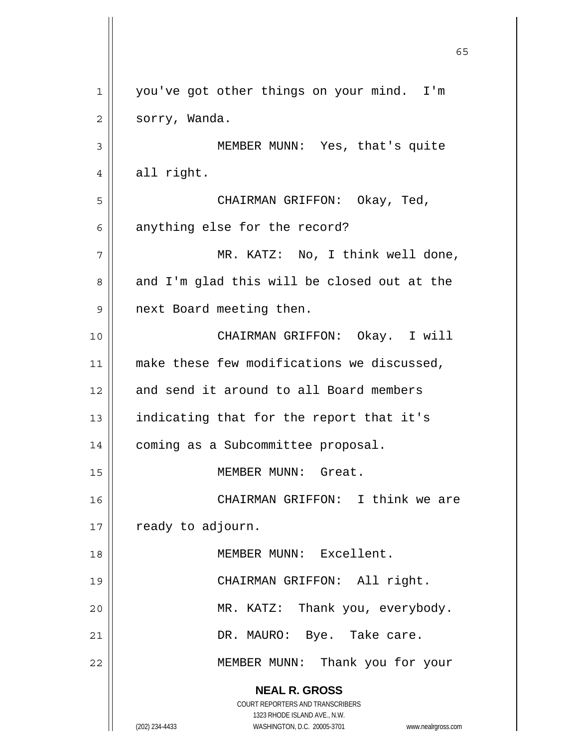you've got other things on your mind. I'm sorry, Wanda.

MEMBER MUNN: Yes, that's quite all right.

CHAIRMAN GRIFFON: Okay, Ted, anything else for the record?

MR. KATZ: No, I think well done, and I'm glad this will be closed out at the next Board meeting then.

CHAIRMAN GRIFFON: Okay. I will make these few modifications we discussed, and send it around to all Board members indicating that for the report that it's coming as a Subcommittee proposal.

MEMBER MUNN: Great.

CHAIRMAN GRIFFON: I think we are ready to adjourn.

MEMBER MUNN: Excellent.

CHAIRMAN GRIFFON: All right.

MR. KATZ: Thank you, everybody.

DR. MAURO: Bye. Take care.

MEMBER MUNN: Thank you for your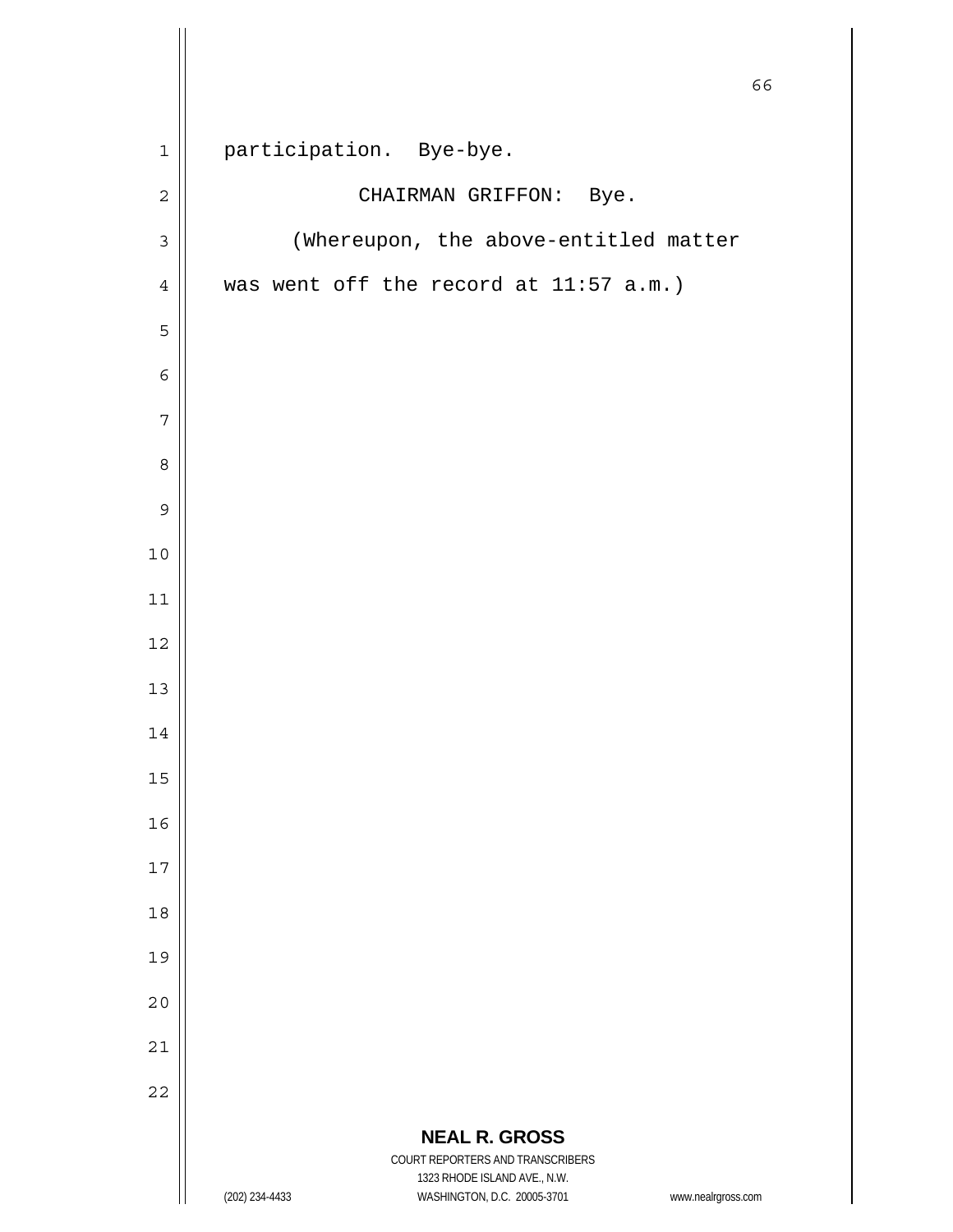participation. Bye-bye.

CHAIRMAN GRIFFON: Bye.

(Whereupon, the above-entitled matter was went off the record at 11:57 a.m.)